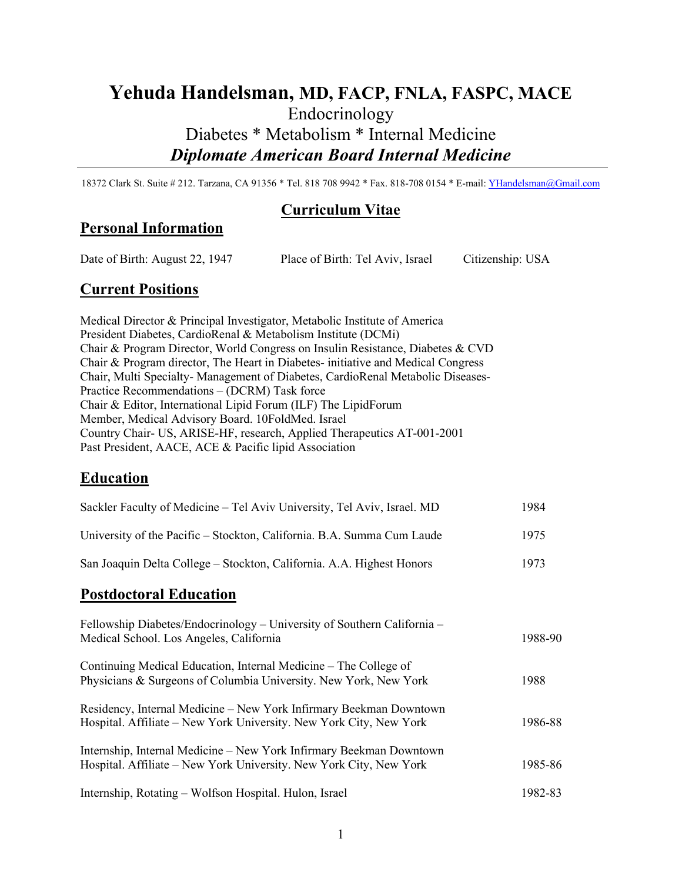# Yehuda Handelsman, MD, FACP, FNLA, FASPC, MACE

Endocrinology

Diabetes * Metabolism * Internal Medicine

***Diplomate American Board Internal Medicine***

---

18372 Clark St. Suite # 212. Tarzana, CA 91356 * Tel. 818 708 9942 * Fax. 818-708 0154 * E-mail: YHandelsman@Gmail.com

## Curriculum Vitae

## Personal Information

Date of Birth: August 22, 1947 Place of Birth: Tel Aviv, Israel Citizenship: USA

## Current Positions

Medical Director & Principal Investigator, Metabolic Institute of America
President Diabetes, CardioRenal & Metabolism Institute (DCMi)
Chair & Program Director, World Congress on Insulin Resistance, Diabetes & CVD
Chair & Program director, The Heart in Diabetes- initiative and Medical Congress
Chair, Multi Specialty- Management of Diabetes, CardioRenal Metabolic Diseases-
Practice Recommendations – (DCRM) Task force
Chair & Editor, International Lipid Forum (ILF) The LipidForum
Member, Medical Advisory Board. 10FoldMed. Israel
Country Chair- US, ARISE-HF, research, Applied Therapeutics AT-001-2001
Past President, AACE, ACE & Pacific lipid Association

## Education

| | |
|---|---|
| Sackler Faculty of Medicine – Tel Aviv University, Tel Aviv, Israel. MD | 1984 |
| University of the Pacific – Stockton, California. B.A. Summa Cum Laude | 1975 |
| San Joaquin Delta College – Stockton, California. A.A. Highest Honors | 1973 |

## Postdoctoral Education

| | |
|---|---|
| Fellowship Diabetes/Endocrinology – University of Southern California – Medical School. Los Angeles, California | 1988-90 |
| Continuing Medical Education, Internal Medicine – The College of Physicians & Surgeons of Columbia University. New York, New York | 1988 |
| Residency, Internal Medicine – New York Infirmary Beekman Downtown Hospital. Affiliate – New York University. New York City, New York | 1986-88 |
| Internship, Internal Medicine – New York Infirmary Beekman Downtown Hospital. Affiliate – New York University. New York City, New York | 1985-86 |
| Internship, Rotating – Wolfson Hospital. Hulon, Israel | 1982-83 |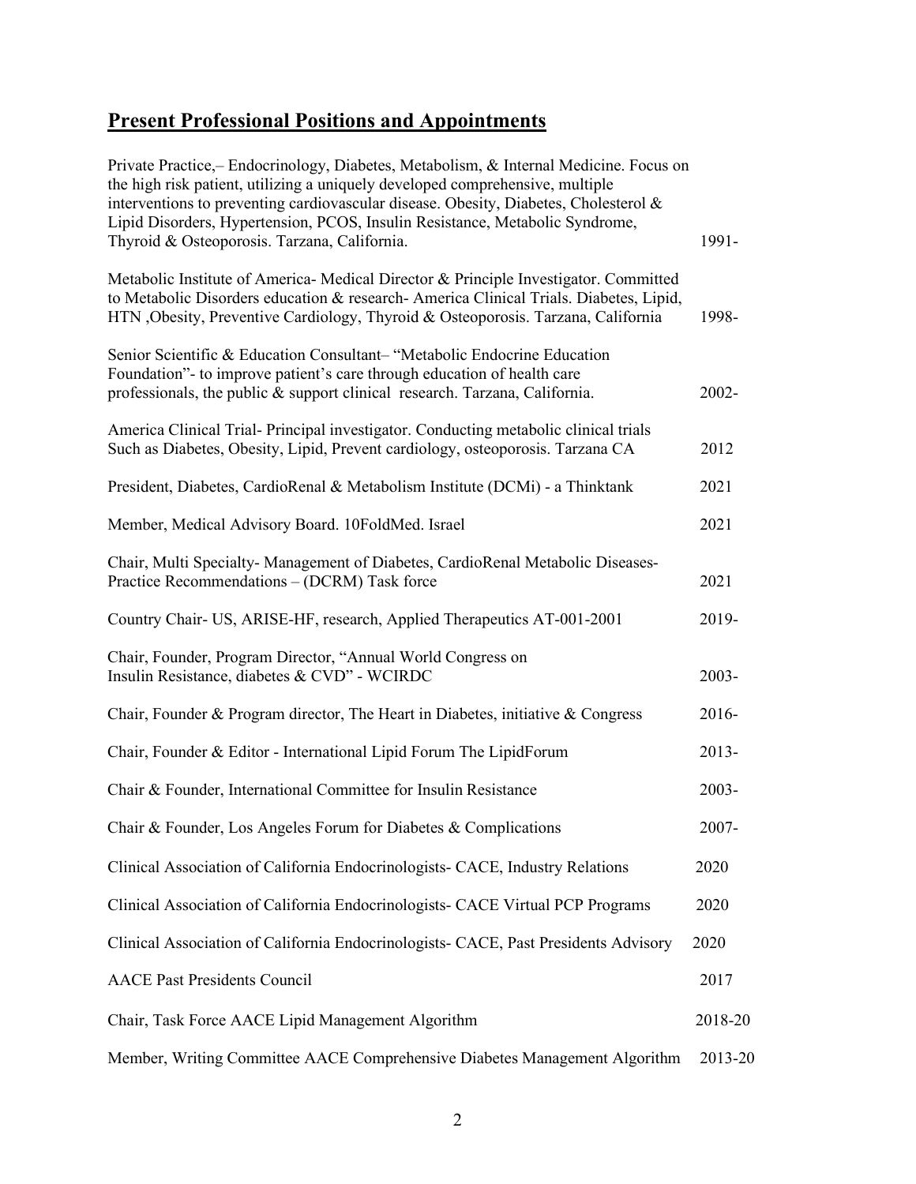## **Present Professional Positions and Appointments**

| Position | Year |
|---|---|
| Private Practice,– Endocrinology, Diabetes, Metabolism, & Internal Medicine. Focus on the high risk patient, utilizing a uniquely developed comprehensive, multiple interventions to preventing cardiovascular disease. Obesity, Diabetes, Cholesterol & Lipid Disorders, Hypertension, PCOS, Insulin Resistance, Metabolic Syndrome, Thyroid & Osteoporosis. Tarzana, California. | 1991- |
| Metabolic Institute of America- Medical Director & Principle Investigator. Committed to Metabolic Disorders education & research- America Clinical Trials. Diabetes, Lipid, HTN ,Obesity, Preventive Cardiology, Thyroid & Osteoporosis. Tarzana, California | 1998- |
| Senior Scientific & Education Consultant– "Metabolic Endocrine Education Foundation"- to improve patient's care through education of health care professionals, the public & support clinical research. Tarzana, California. | 2002- |
| America Clinical Trial- Principal investigator. Conducting metabolic clinical trials Such as Diabetes, Obesity, Lipid, Prevent cardiology, osteoporosis. Tarzana CA | 2012 |
| President, Diabetes, CardioRenal & Metabolism Institute (DCMi) - a Thinktank | 2021 |
| Member, Medical Advisory Board. 10FoldMed. Israel | 2021 |
| Chair, Multi Specialty- Management of Diabetes, CardioRenal Metabolic Diseases- Practice Recommendations – (DCRM) Task force | 2021 |
| Country Chair- US, ARISE-HF, research, Applied Therapeutics AT-001-2001 | 2019- |
| Chair, Founder, Program Director, "Annual World Congress on Insulin Resistance, diabetes & CVD" - WCIRDC | 2003- |
| Chair, Founder & Program director, The Heart in Diabetes, initiative & Congress | 2016- |
| Chair, Founder & Editor - International Lipid Forum The LipidForum | 2013- |
| Chair & Founder, International Committee for Insulin Resistance | 2003- |
| Chair & Founder, Los Angeles Forum for Diabetes & Complications | 2007- |
| Clinical Association of California Endocrinologists- CACE, Industry Relations | 2020 |
| Clinical Association of California Endocrinologists- CACE Virtual PCP Programs | 2020 |
| Clinical Association of California Endocrinologists- CACE, Past Presidents Advisory | 2020 |
| AACE Past Presidents Council | 2017 |
| Chair, Task Force AACE Lipid Management Algorithm | 2018-20 |
| Member, Writing Committee AACE Comprehensive Diabetes Management Algorithm | 2013-20 |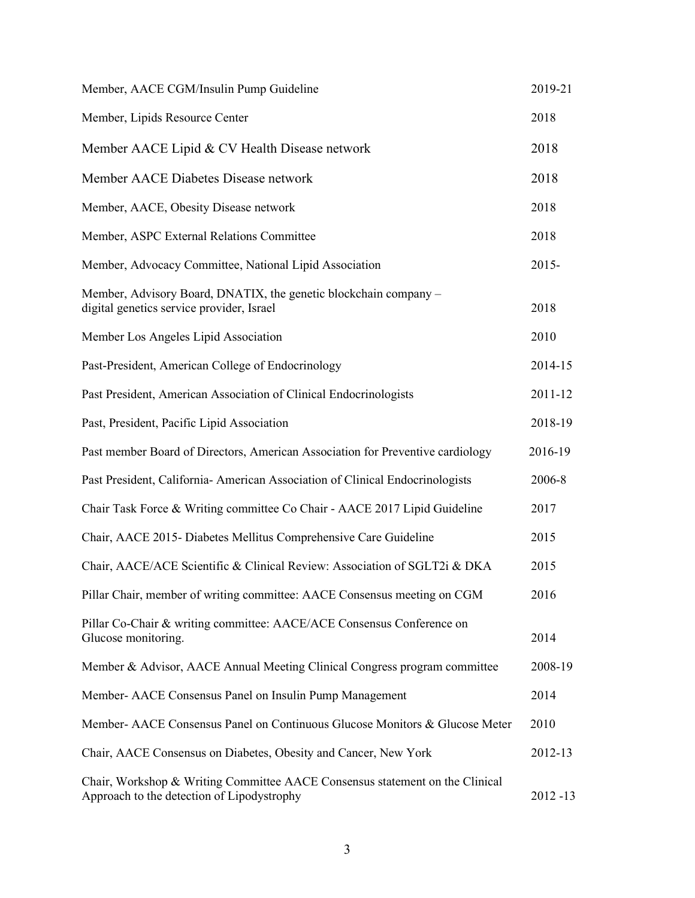| | |
|---|---|
| Member, AACE CGM/Insulin Pump Guideline | 2019-21 |
| Member, Lipids Resource Center | 2018 |
| Member AACE Lipid & CV Health Disease network | 2018 |
| Member AACE Diabetes Disease network | 2018 |
| Member, AACE, Obesity Disease network | 2018 |
| Member, ASPC External Relations Committee | 2018 |
| Member, Advocacy Committee, National Lipid Association | 2015- |
| Member, Advisory Board, DNATIX, the genetic blockchain company – digital genetics service provider, Israel | 2018 |
| Member Los Angeles Lipid Association | 2010 |
| Past-President, American College of Endocrinology | 2014-15 |
| Past President, American Association of Clinical Endocrinologists | 2011-12 |
| Past, President, Pacific Lipid Association | 2018-19 |
| Past member Board of Directors, American Association for Preventive cardiology | 2016-19 |
| Past President, California- American Association of Clinical Endocrinologists | 2006-8 |
| Chair Task Force & Writing committee Co Chair - AACE 2017 Lipid Guideline | 2017 |
| Chair, AACE 2015- Diabetes Mellitus Comprehensive Care Guideline | 2015 |
| Chair, AACE/ACE Scientific & Clinical Review: Association of SGLT2i & DKA | 2015 |
| Pillar Chair, member of writing committee: AACE Consensus meeting on CGM | 2016 |
| Pillar Co-Chair & writing committee: AACE/ACE Consensus Conference on Glucose monitoring. | 2014 |
| Member & Advisor, AACE Annual Meeting Clinical Congress program committee | 2008-19 |
| Member- AACE Consensus Panel on Insulin Pump Management | 2014 |
| Member- AACE Consensus Panel on Continuous Glucose Monitors & Glucose Meter | 2010 |
| Chair, AACE Consensus on Diabetes, Obesity and Cancer, New York | 2012-13 |
| Chair, Workshop & Writing Committee AACE Consensus statement on the Clinical Approach to the detection of Lipodystrophy | 2012 -13 |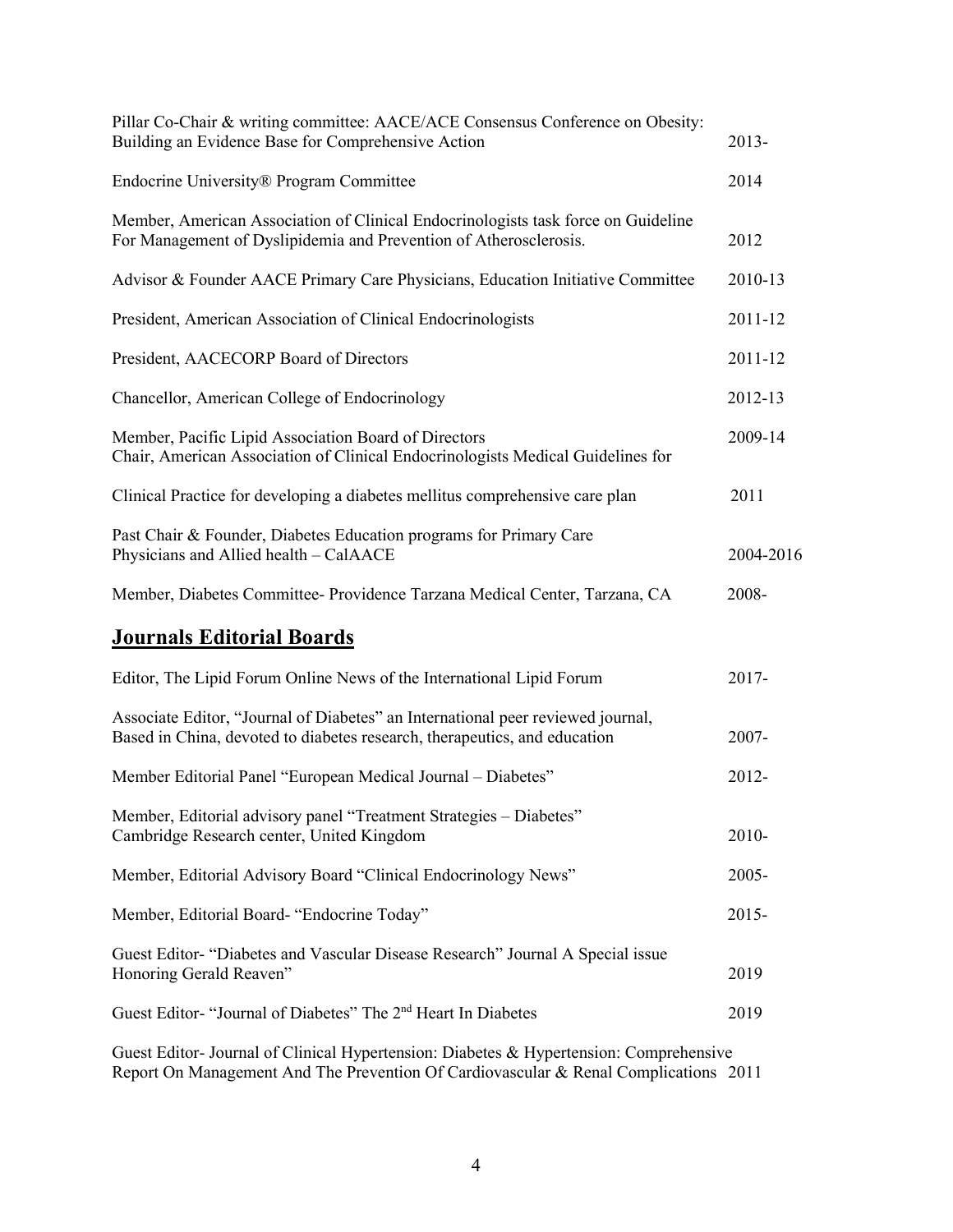Pillar Co-Chair & writing committee: AACE/ACE Consensus Conference on Obesity: Building an Evidence Base for Comprehensive Action 2013-

Endocrine University® Program Committee 2014

Member, American Association of Clinical Endocrinologists task force on Guideline For Management of Dyslipidemia and Prevention of Atherosclerosis. 2012

Advisor & Founder AACE Primary Care Physicians, Education Initiative Committee 2010-13

President, American Association of Clinical Endocrinologists 2011-12

President, AACECORP Board of Directors 2011-12

Chancellor, American College of Endocrinology 2012-13

Member, Pacific Lipid Association Board of Directors 2009-14

Chair, American Association of Clinical Endocrinologists Medical Guidelines for Clinical Practice for developing a diabetes mellitus comprehensive care plan 2011

Past Chair & Founder, Diabetes Education programs for Primary Care Physicians and Allied health – CalAACE 2004-2016

Member, Diabetes Committee- Providence Tarzana Medical Center, Tarzana, CA 2008-

## **Journals Editorial Boards**

Editor, The Lipid Forum Online News of the International Lipid Forum 2017-

Associate Editor, "Journal of Diabetes" an International peer reviewed journal, Based in China, devoted to diabetes research, therapeutics, and education 2007-

Member Editorial Panel "European Medical Journal – Diabetes" 2012-

Member, Editorial advisory panel "Treatment Strategies – Diabetes" Cambridge Research center, United Kingdom 2010-

Member, Editorial Advisory Board "Clinical Endocrinology News" 2005-

Member, Editorial Board- "Endocrine Today" 2015-

Guest Editor- "Diabetes and Vascular Disease Research" Journal A Special issue Honoring Gerald Reaven" 2019

Guest Editor- "Journal of Diabetes" The 2nd Heart In Diabetes 2019

Guest Editor- Journal of Clinical Hypertension: Diabetes & Hypertension: Comprehensive Report On Management And The Prevention Of Cardiovascular & Renal Complications 2011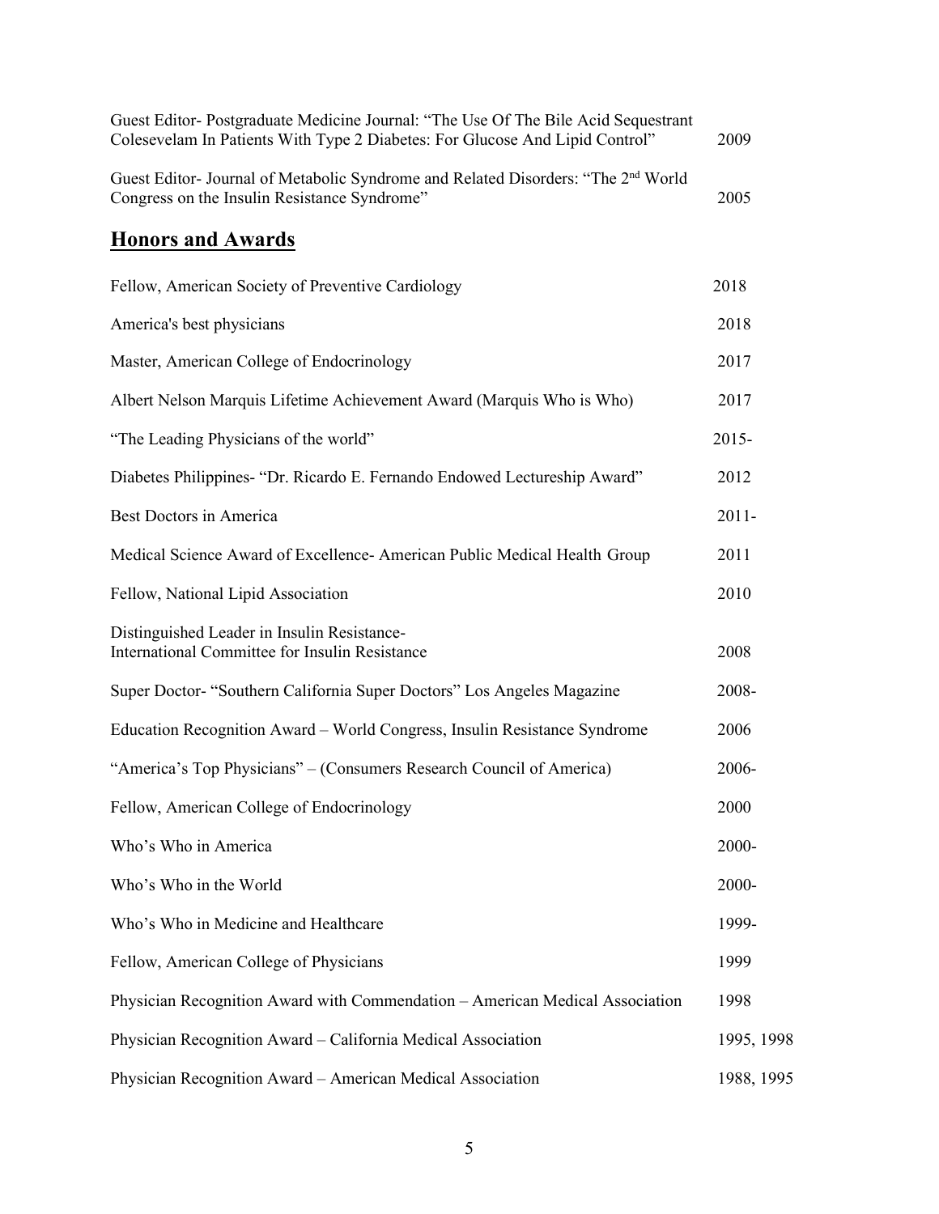| | |
|---|---|
| Guest Editor- Postgraduate Medicine Journal: "The Use Of The Bile Acid Sequestrant Colesevelam In Patients With Type 2 Diabetes: For Glucose And Lipid Control" | 2009 |
| Guest Editor- Journal of Metabolic Syndrome and Related Disorders: "The 2nd World Congress on the Insulin Resistance Syndrome" | 2005 |

## Honors and Awards

| | |
|---|---|
| Fellow, American Society of Preventive Cardiology | 2018 |
| America's best physicians | 2018 |
| Master, American College of Endocrinology | 2017 |
| Albert Nelson Marquis Lifetime Achievement Award (Marquis Who is Who) | 2017 |
| "The Leading Physicians of the world" | 2015- |
| Diabetes Philippines- "Dr. Ricardo E. Fernando Endowed Lectureship Award" | 2012 |
| Best Doctors in America | 2011- |
| Medical Science Award of Excellence- American Public Medical Health Group | 2011 |
| Fellow, National Lipid Association | 2010 |
| Distinguished Leader in Insulin Resistance- International Committee for Insulin Resistance | 2008 |
| Super Doctor- "Southern California Super Doctors" Los Angeles Magazine | 2008- |
| Education Recognition Award – World Congress, Insulin Resistance Syndrome | 2006 |
| "America's Top Physicians" – (Consumers Research Council of America) | 2006- |
| Fellow, American College of Endocrinology | 2000 |
| Who's Who in America | 2000- |
| Who's Who in the World | 2000- |
| Who's Who in Medicine and Healthcare | 1999- |
| Fellow, American College of Physicians | 1999 |
| Physician Recognition Award with Commendation – American Medical Association | 1998 |
| Physician Recognition Award – California Medical Association | 1995, 1998 |
| Physician Recognition Award – American Medical Association | 1988, 1995 |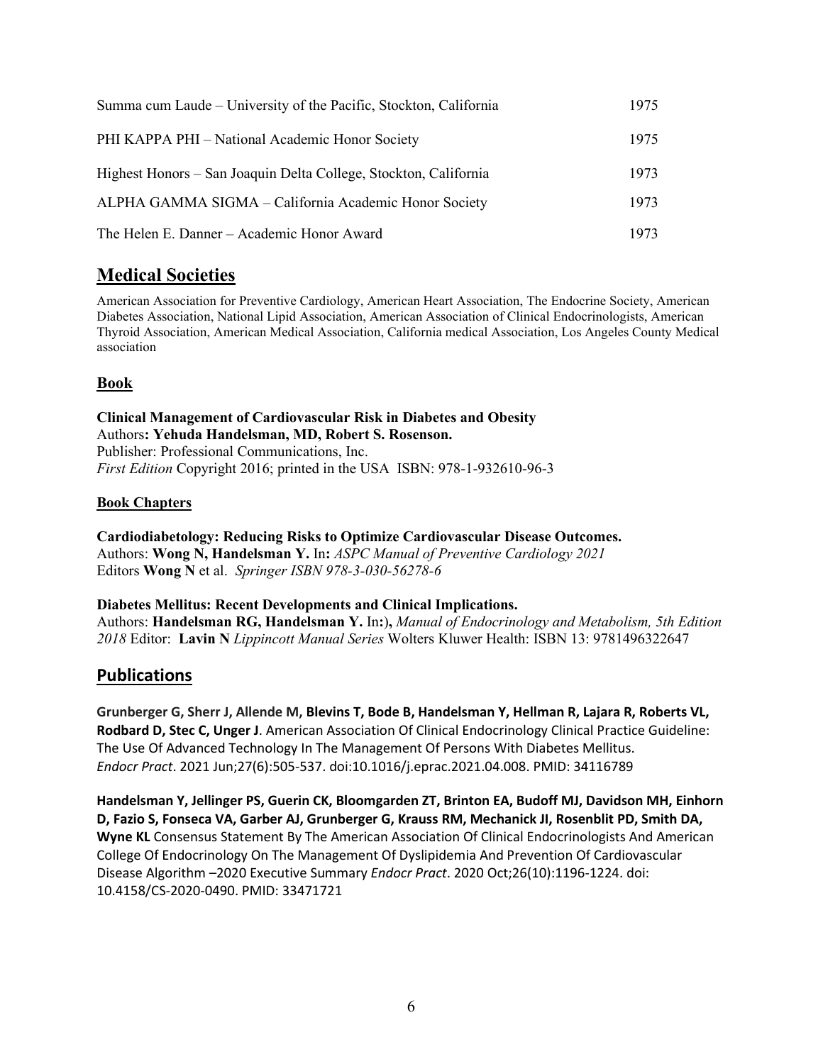| | |
|---|---|
| Summa cum Laude – University of the Pacific, Stockton, California | 1975 |
| PHI KAPPA PHI – National Academic Honor Society | 1975 |
| Highest Honors – San Joaquin Delta College, Stockton, California | 1973 |
| ALPHA GAMMA SIGMA – California Academic Honor Society | 1973 |
| The Helen E. Danner – Academic Honor Award | 1973 |

## Medical Societies

American Association for Preventive Cardiology, American Heart Association, The Endocrine Society, American Diabetes Association, National Lipid Association, American Association of Clinical Endocrinologists, American Thyroid Association, American Medical Association, California medical Association, Los Angeles County Medical association

### Book

**Clinical Management of Cardiovascular Risk in Diabetes and Obesity**
Authors**: Yehuda Handelsman, MD, Robert S. Rosenson.**
Publisher: Professional Communications, Inc.
*First Edition* Copyright 2016; printed in the USA ISBN: 978-1-932610-96-3

### Book Chapters

**Cardiodiabetology: Reducing Risks to Optimize Cardiovascular Disease Outcomes.**
Authors: **Wong N, Handelsman Y.** In**:** *ASPC Manual of Preventive Cardiology 2021*
Editors **Wong N** et al. *Springer ISBN 978-3-030-56278-6*

**Diabetes Mellitus: Recent Developments and Clinical Implications.**
Authors: **Handelsman RG, Handelsman Y.** In**:),** *Manual of Endocrinology and Metabolism, 5th Edition 2018* Editor: **Lavin N** *Lippincott Manual Series* Wolters Kluwer Health: ISBN 13: 9781496322647

## Publications

**Grunberger G, Sherr J, Allende M, Blevins T, Bode B, Handelsman Y, Hellman R, Lajara R, Roberts VL, Rodbard D, Stec C, Unger J**. American Association Of Clinical Endocrinology Clinical Practice Guideline: The Use Of Advanced Technology In The Management Of Persons With Diabetes Mellitus. *Endocr Pract*. 2021 Jun;27(6):505-537. doi:10.1016/j.eprac.2021.04.008. PMID: 34116789

**Handelsman Y, Jellinger PS, Guerin CK, Bloomgarden ZT, Brinton EA, Budoff MJ, Davidson MH, Einhorn D, Fazio S, Fonseca VA, Garber AJ, Grunberger G, Krauss RM, Mechanick JI, Rosenblit PD, Smith DA, Wyne KL** Consensus Statement By The American Association Of Clinical Endocrinologists And American College Of Endocrinology On The Management Of Dyslipidemia And Prevention Of Cardiovascular Disease Algorithm –2020 Executive Summary *Endocr Pract*. 2020 Oct;26(10):1196-1224. doi: 10.4158/CS-2020-0490. PMID: 33471721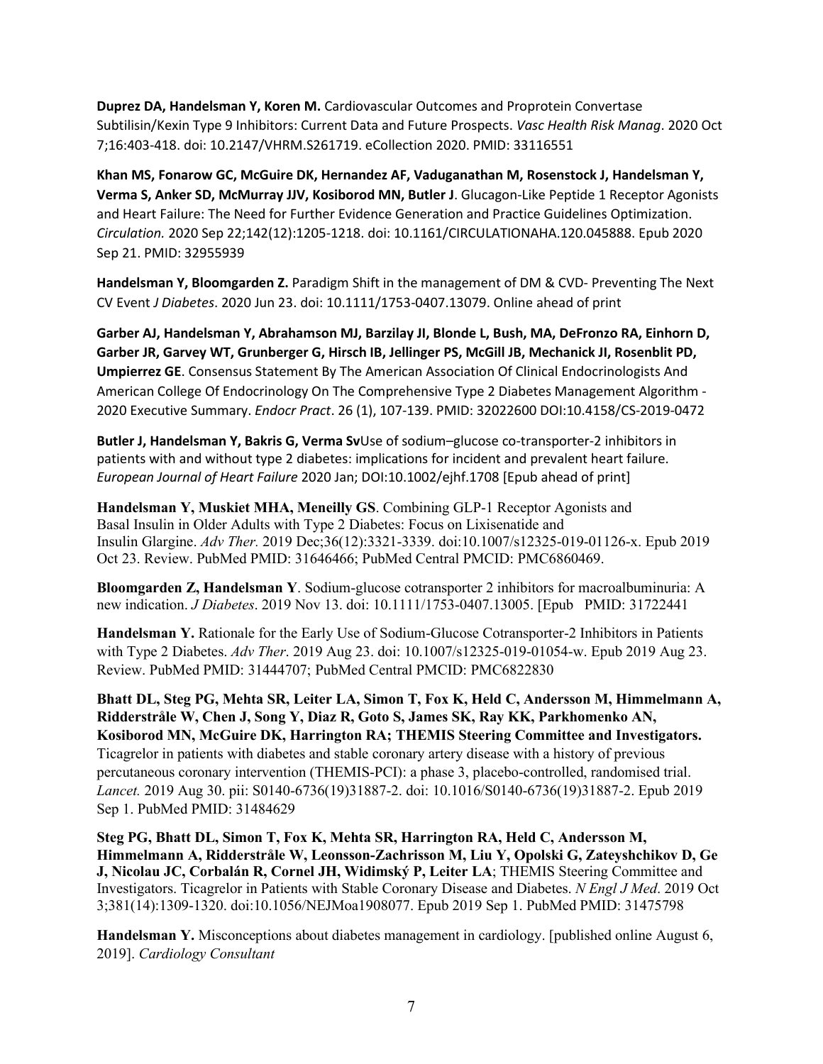**Duprez DA, Handelsman Y, Koren M.** Cardiovascular Outcomes and Proprotein Convertase Subtilisin/Kexin Type 9 Inhibitors: Current Data and Future Prospects. *Vasc Health Risk Manag*. 2020 Oct 7;16:403-418. doi: 10.2147/VHRM.S261719. eCollection 2020. PMID: 33116551

**Khan MS, Fonarow GC, McGuire DK, Hernandez AF, Vaduganathan M, Rosenstock J, Handelsman Y, Verma S, Anker SD, McMurray JJV, Kosiborod MN, Butler J**. Glucagon-Like Peptide 1 Receptor Agonists and Heart Failure: The Need for Further Evidence Generation and Practice Guidelines Optimization. *Circulation.* 2020 Sep 22;142(12):1205-1218. doi: 10.1161/CIRCULATIONAHA.120.045888. Epub 2020 Sep 21. PMID: 32955939

**Handelsman Y, Bloomgarden Z.** Paradigm Shift in the management of DM & CVD- Preventing The Next CV Event *J Diabetes*. 2020 Jun 23. doi: 10.1111/1753-0407.13079. Online ahead of print

**Garber AJ, Handelsman Y, Abrahamson MJ, Barzilay JI, Blonde L, Bush, MA, DeFronzo RA, Einhorn D, Garber JR, Garvey WT, Grunberger G, Hirsch IB, Jellinger PS, McGill JB, Mechanick JI, Rosenblit PD, Umpierrez GE**. Consensus Statement By The American Association Of Clinical Endocrinologists And American College Of Endocrinology On The Comprehensive Type 2 Diabetes Management Algorithm - 2020 Executive Summary. *Endocr Pract*. 26 (1), 107-139. PMID: 32022600 DOI:10.4158/CS-2019-0472

**Butler J, Handelsman Y, Bakris G, Verma Sv**Use of sodium–glucose co-transporter-2 inhibitors in patients with and without type 2 diabetes: implications for incident and prevalent heart failure. *European Journal of Heart Failure* 2020 Jan; DOI:10.1002/ejhf.1708 [Epub ahead of print]

**Handelsman Y, Muskiet MHA, Meneilly GS**. Combining GLP-1 Receptor Agonists and Basal Insulin in Older Adults with Type 2 Diabetes: Focus on Lixisenatide and Insulin Glargine. *Adv Ther*. 2019 Dec;36(12):3321-3339. doi:10.1007/s12325-019-01126-x. Epub 2019 Oct 23. Review. PubMed PMID: 31646466; PubMed Central PMCID: PMC6860469.

**Bloomgarden Z, Handelsman Y**. Sodium-glucose cotransporter 2 inhibitors for macroalbuminuria: A new indication. *J Diabetes*. 2019 Nov 13. doi: 10.1111/1753-0407.13005. [Epub PMID: 31722441

**Handelsman Y.** Rationale for the Early Use of Sodium-Glucose Cotransporter-2 Inhibitors in Patients with Type 2 Diabetes. *Adv Ther*. 2019 Aug 23. doi: 10.1007/s12325-019-01054-w. Epub 2019 Aug 23. Review. PubMed PMID: 31444707; PubMed Central PMCID: PMC6822830

**Bhatt DL, Steg PG, Mehta SR, Leiter LA, Simon T, Fox K, Held C, Andersson M, Himmelmann A, Ridderstråle W, Chen J, Song Y, Diaz R, Goto S, James SK, Ray KK, Parkhomenko AN, Kosiborod MN, McGuire DK, Harrington RA; THEMIS Steering Committee and Investigators.** Ticagrelor in patients with diabetes and stable coronary artery disease with a history of previous percutaneous coronary intervention (THEMIS-PCI): a phase 3, placebo-controlled, randomised trial. *Lancet.* 2019 Aug 30. pii: S0140-6736(19)31887-2. doi: 10.1016/S0140-6736(19)31887-2. Epub 2019 Sep 1. PubMed PMID: 31484629

**Steg PG, Bhatt DL, Simon T, Fox K, Mehta SR, Harrington RA, Held C, Andersson M, Himmelmann A, Ridderstråle W, Leonsson-Zachrisson M, Liu Y, Opolski G, Zateyshchikov D, Ge J, Nicolau JC, Corbalán R, Cornel JH, Widimský P, Leiter LA**; THEMIS Steering Committee and Investigators. Ticagrelor in Patients with Stable Coronary Disease and Diabetes. *N Engl J Med*. 2019 Oct 3;381(14):1309-1320. doi:10.1056/NEJMoa1908077. Epub 2019 Sep 1. PubMed PMID: 31475798

**Handelsman Y.** Misconceptions about diabetes management in cardiology. [published online August 6, 2019]. *Cardiology Consultant*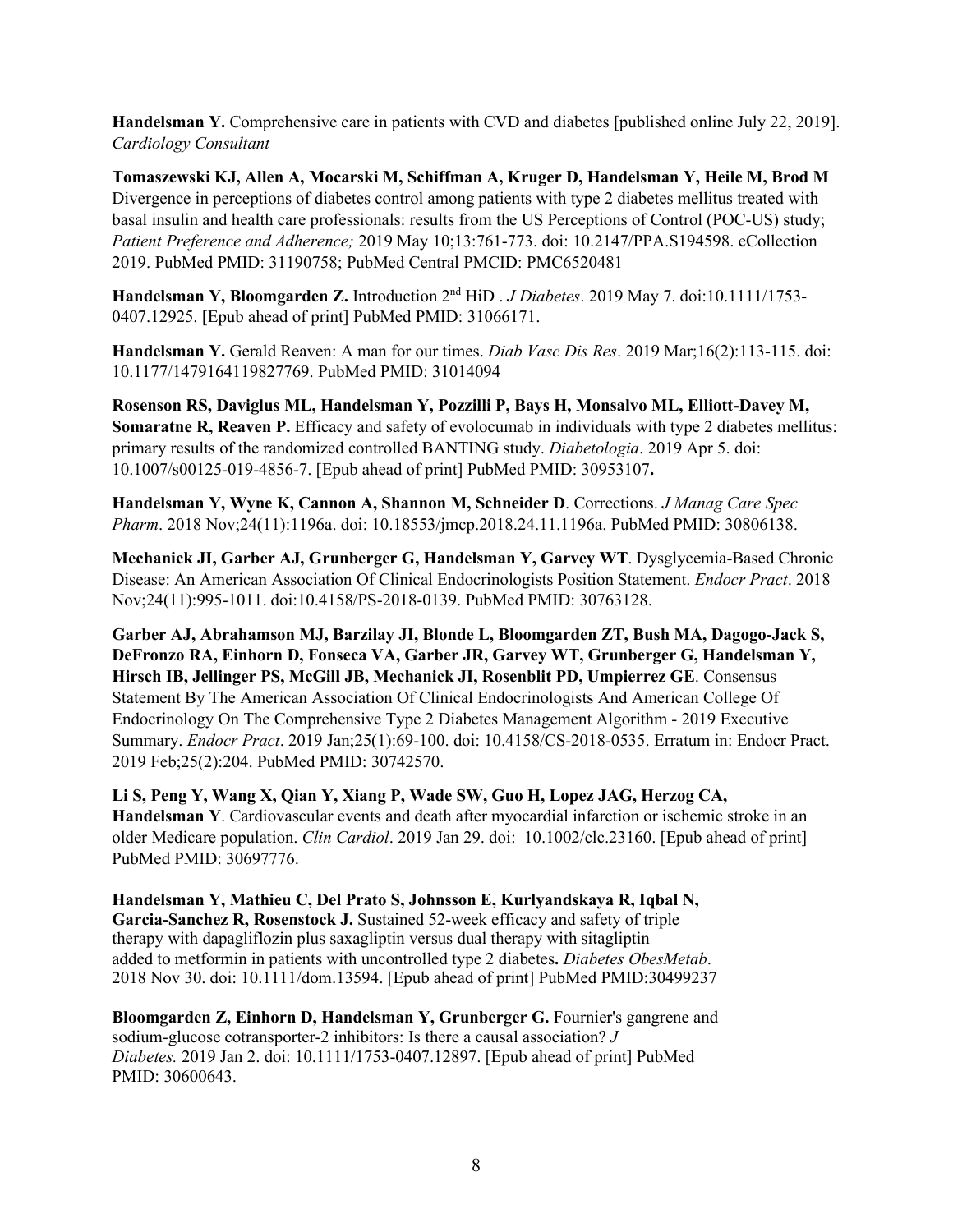**Handelsman Y.** Comprehensive care in patients with CVD and diabetes [published online July 22, 2019]. *Cardiology Consultant*

**Tomaszewski KJ, Allen A, Mocarski M, Schiffman A, Kruger D, Handelsman Y, Heile M, Brod M** Divergence in perceptions of diabetes control among patients with type 2 diabetes mellitus treated with basal insulin and health care professionals: results from the US Perceptions of Control (POC-US) study; *Patient Preference and Adherence;* 2019 May 10;13:761-773. doi: 10.2147/PPA.S194598. eCollection 2019. PubMed PMID: 31190758; PubMed Central PMCID: PMC6520481

**Handelsman Y, Bloomgarden Z.** Introduction 2nd HiD . *J Diabetes*. 2019 May 7. doi:10.1111/1753-0407.12925. [Epub ahead of print] PubMed PMID: 31066171.

**Handelsman Y.** Gerald Reaven: A man for our times. *Diab Vasc Dis Res*. 2019 Mar;16(2):113-115. doi: 10.1177/1479164119827769. PubMed PMID: 31014094

**Rosenson RS, Daviglus ML, Handelsman Y, Pozzilli P, Bays H, Monsalvo ML, Elliott-Davey M, Somaratne R, Reaven P.** Efficacy and safety of evolocumab in individuals with type 2 diabetes mellitus: primary results of the randomized controlled BANTING study. *Diabetologia*. 2019 Apr 5. doi: 10.1007/s00125-019-4856-7. [Epub ahead of print] PubMed PMID: 30953107**.**

**Handelsman Y, Wyne K, Cannon A, Shannon M, Schneider D**. Corrections. *J Manag Care Spec Pharm*. 2018 Nov;24(11):1196a. doi: 10.18553/jmcp.2018.24.11.1196a. PubMed PMID: 30806138.

**Mechanick JI, Garber AJ, Grunberger G, Handelsman Y, Garvey WT**. Dysglycemia-Based Chronic Disease: An American Association Of Clinical Endocrinologists Position Statement. *Endocr Pract*. 2018 Nov;24(11):995-1011. doi:10.4158/PS-2018-0139. PubMed PMID: 30763128.

**Garber AJ, Abrahamson MJ, Barzilay JI, Blonde L, Bloomgarden ZT, Bush MA, Dagogo-Jack S, DeFronzo RA, Einhorn D, Fonseca VA, Garber JR, Garvey WT, Grunberger G, Handelsman Y, Hirsch IB, Jellinger PS, McGill JB, Mechanick JI, Rosenblit PD, Umpierrez GE**. Consensus Statement By The American Association Of Clinical Endocrinologists And American College Of Endocrinology On The Comprehensive Type 2 Diabetes Management Algorithm - 2019 Executive Summary. *Endocr Pract*. 2019 Jan;25(1):69-100. doi: 10.4158/CS-2018-0535. Erratum in: Endocr Pract. 2019 Feb;25(2):204. PubMed PMID: 30742570.

**Li S, Peng Y, Wang X, Qian Y, Xiang P, Wade SW, Guo H, Lopez JAG, Herzog CA, Handelsman Y**. Cardiovascular events and death after myocardial infarction or ischemic stroke in an older Medicare population. *Clin Cardiol*. 2019 Jan 29. doi: 10.1002/clc.23160. [Epub ahead of print] PubMed PMID: 30697776.

**Handelsman Y, Mathieu C, Del Prato S, Johnsson E, Kurlyandskaya R, Iqbal N, Garcia-Sanchez R, Rosenstock J.** Sustained 52-week efficacy and safety of triple therapy with dapagliflozin plus saxagliptin versus dual therapy with sitagliptin added to metformin in patients with uncontrolled type 2 diabetes**.** *Diabetes ObesMetab*. 2018 Nov 30. doi: 10.1111/dom.13594. [Epub ahead of print] PubMed PMID:30499237

**Bloomgarden Z, Einhorn D, Handelsman Y, Grunberger G.** Fournier's gangrene and sodium-glucose cotransporter-2 inhibitors: Is there a causal association? *J Diabetes.* 2019 Jan 2. doi: 10.1111/1753-0407.12897. [Epub ahead of print] PubMed PMID: 30600643.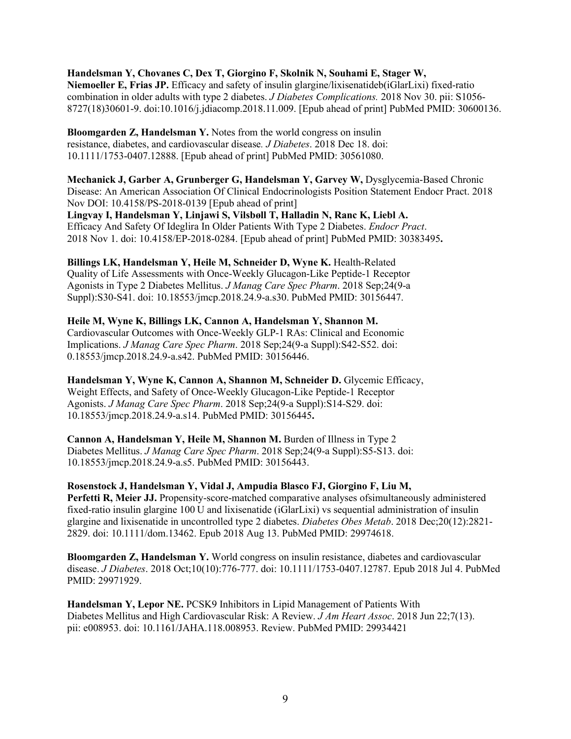**Handelsman Y, Chovanes C, Dex T, Giorgino F, Skolnik N, Souhami E, Stager W, Niemoeller E, Frias JP.** Efficacy and safety of insulin glargine/lixisenatideb(iGlarLixi) fixed-ratio combination in older adults with type 2 diabetes. *J Diabetes Complications.* 2018 Nov 30. pii: S1056-8727(18)30601-9. doi:10.1016/j.jdiacomp.2018.11.009. [Epub ahead of print] PubMed PMID: 30600136.

**Bloomgarden Z, Handelsman Y.** Notes from the world congress on insulin resistance, diabetes, and cardiovascular disease*. J Diabetes*. 2018 Dec 18. doi: 10.1111/1753-0407.12888. [Epub ahead of print] PubMed PMID: 30561080.

**Mechanick J, Garber A, Grunberger G, Handelsman Y, Garvey W,** Dysglycemia-Based Chronic Disease: An American Association Of Clinical Endocrinologists Position Statement Endocr Pract. 2018 Nov DOI: 10.4158/PS-2018-0139 [Epub ahead of print]

**Lingvay I, Handelsman Y, Linjawi S, Vilsbøll T, Halladin N, Ranc K, Liebl A.** Efficacy And Safety Of Ideglira In Older Patients With Type 2 Diabetes. *Endocr Pract*. 2018 Nov 1. doi: 10.4158/EP-2018-0284. [Epub ahead of print] PubMed PMID: 30383495**.**

**Billings LK, Handelsman Y, Heile M, Schneider D, Wyne K.** Health-Related Quality of Life Assessments with Once-Weekly Glucagon-Like Peptide-1 Receptor Agonists in Type 2 Diabetes Mellitus. *J Manag Care Spec Pharm*. 2018 Sep;24(9-a Suppl):S30-S41. doi: 10.18553/jmcp.2018.24.9-a.s30. PubMed PMID: 30156447.

**Heile M, Wyne K, Billings LK, Cannon A, Handelsman Y, Shannon M.** Cardiovascular Outcomes with Once-Weekly GLP-1 RAs: Clinical and Economic Implications. *J Manag Care Spec Pharm*. 2018 Sep;24(9-a Suppl):S42-S52. doi: 0.18553/jmcp.2018.24.9-a.s42. PubMed PMID: 30156446.

**Handelsman Y, Wyne K, Cannon A, Shannon M, Schneider D.** Glycemic Efficacy, Weight Effects, and Safety of Once-Weekly Glucagon-Like Peptide-1 Receptor Agonists. *J Manag Care Spec Pharm*. 2018 Sep;24(9-a Suppl):S14-S29. doi: 10.18553/jmcp.2018.24.9-a.s14. PubMed PMID: 30156445**.**

**Cannon A, Handelsman Y, Heile M, Shannon M.** Burden of Illness in Type 2 Diabetes Mellitus. *J Manag Care Spec Pharm*. 2018 Sep;24(9-a Suppl):S5-S13. doi: 10.18553/jmcp.2018.24.9-a.s5. PubMed PMID: 30156443.

**Rosenstock J, Handelsman Y, Vidal J, Ampudia Blasco FJ, Giorgino F, Liu M, Perfetti R, Meier JJ.** Propensity-score-matched comparative analyses ofsimultaneously administered fixed-ratio insulin glargine 100 U and lixisenatide (iGlarLixi) vs sequential administration of insulin glargine and lixisenatide in uncontrolled type 2 diabetes. *Diabetes Obes Metab*. 2018 Dec;20(12):2821-2829. doi: 10.1111/dom.13462. Epub 2018 Aug 13. PubMed PMID: 29974618.

**Bloomgarden Z, Handelsman Y.** World congress on insulin resistance, diabetes and cardiovascular disease. *J Diabetes*. 2018 Oct;10(10):776-777. doi: 10.1111/1753-0407.12787. Epub 2018 Jul 4. PubMed PMID: 29971929.

**Handelsman Y, Lepor NE.** PCSK9 Inhibitors in Lipid Management of Patients With Diabetes Mellitus and High Cardiovascular Risk: A Review. *J Am Heart Assoc*. 2018 Jun 22;7(13). pii: e008953. doi: 10.1161/JAHA.118.008953. Review. PubMed PMID: 29934421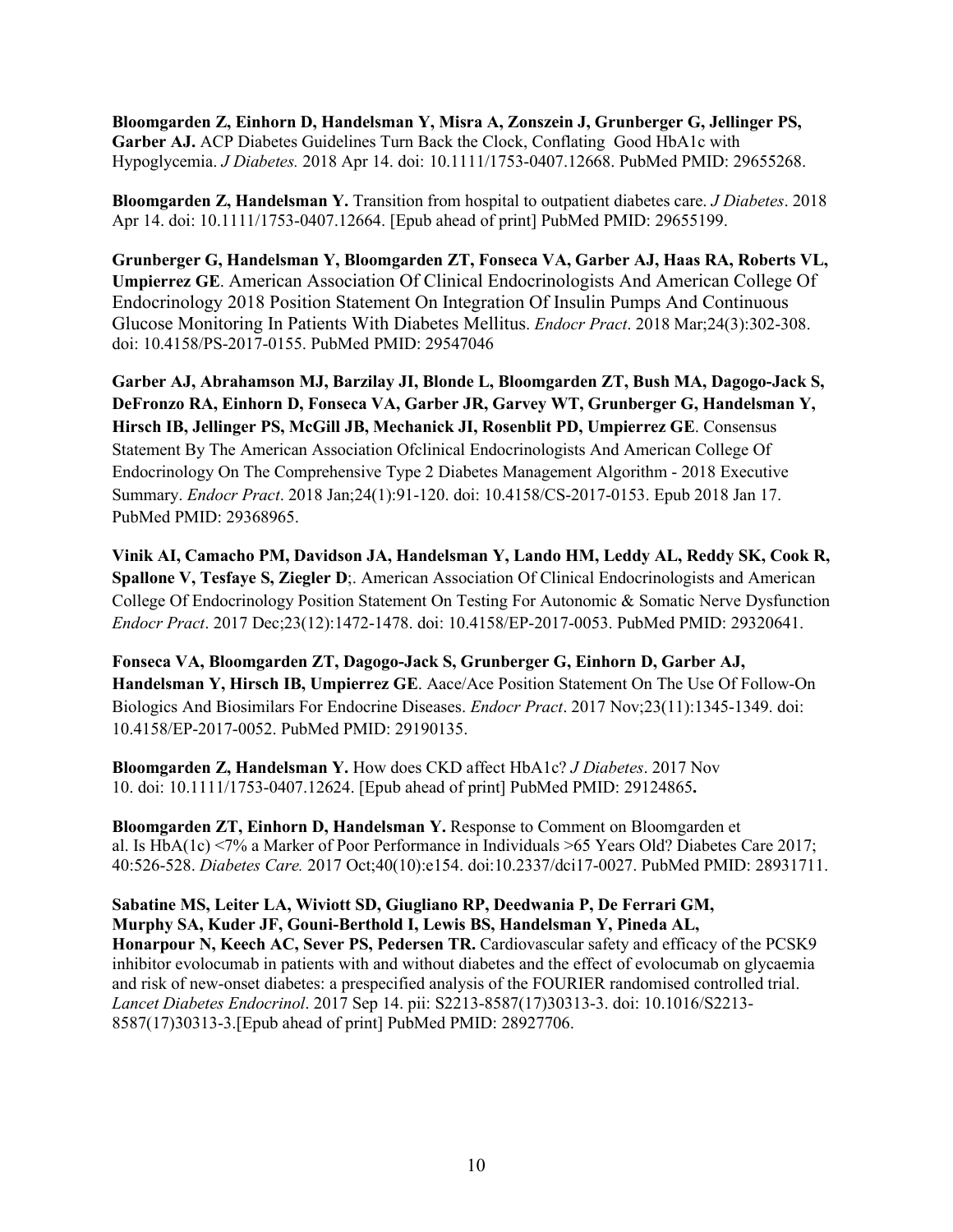**Bloomgarden Z, Einhorn D, Handelsman Y, Misra A, Zonszein J, Grunberger G, Jellinger PS, Garber AJ.** ACP Diabetes Guidelines Turn Back the Clock, Conflating Good HbA1c with Hypoglycemia. *J Diabetes.* 2018 Apr 14. doi: 10.1111/1753-0407.12668. PubMed PMID: 29655268.

**Bloomgarden Z, Handelsman Y.** Transition from hospital to outpatient diabetes care. *J Diabetes*. 2018 Apr 14. doi: 10.1111/1753-0407.12664. [Epub ahead of print] PubMed PMID: 29655199.

**Grunberger G, Handelsman Y, Bloomgarden ZT, Fonseca VA, Garber AJ, Haas RA, Roberts VL, Umpierrez GE**. American Association Of Clinical Endocrinologists And American College Of Endocrinology 2018 Position Statement On Integration Of Insulin Pumps And Continuous Glucose Monitoring In Patients With Diabetes Mellitus. *Endocr Pract*. 2018 Mar;24(3):302-308. doi: 10.4158/PS-2017-0155. PubMed PMID: 29547046

**Garber AJ, Abrahamson MJ, Barzilay JI, Blonde L, Bloomgarden ZT, Bush MA, Dagogo-Jack S, DeFronzo RA, Einhorn D, Fonseca VA, Garber JR, Garvey WT, Grunberger G, Handelsman Y, Hirsch IB, Jellinger PS, McGill JB, Mechanick JI, Rosenblit PD, Umpierrez GE**. Consensus Statement By The American Association Ofclinical Endocrinologists And American College Of Endocrinology On The Comprehensive Type 2 Diabetes Management Algorithm - 2018 Executive Summary. *Endocr Pract*. 2018 Jan;24(1):91-120. doi: 10.4158/CS-2017-0153. Epub 2018 Jan 17. PubMed PMID: 29368965.

**Vinik AI, Camacho PM, Davidson JA, Handelsman Y, Lando HM, Leddy AL, Reddy SK, Cook R, Spallone V, Tesfaye S, Ziegler D**;. American Association Of Clinical Endocrinologists and American College Of Endocrinology Position Statement On Testing For Autonomic & Somatic Nerve Dysfunction *Endocr Pract*. 2017 Dec;23(12):1472-1478. doi: 10.4158/EP-2017-0053. PubMed PMID: 29320641.

**Fonseca VA, Bloomgarden ZT, Dagogo-Jack S, Grunberger G, Einhorn D, Garber AJ, Handelsman Y, Hirsch IB, Umpierrez GE**. Aace/Ace Position Statement On The Use Of Follow-On Biologics And Biosimilars For Endocrine Diseases. *Endocr Pract*. 2017 Nov;23(11):1345-1349. doi: 10.4158/EP-2017-0052. PubMed PMID: 29190135.

**Bloomgarden Z, Handelsman Y.** How does CKD affect HbA1c? *J Diabetes*. 2017 Nov 10. doi: 10.1111/1753-0407.12624. [Epub ahead of print] PubMed PMID: 29124865**.**

**Bloomgarden ZT, Einhorn D, Handelsman Y.** Response to Comment on Bloomgarden et al. Is HbA(1c) <7% a Marker of Poor Performance in Individuals >65 Years Old? Diabetes Care 2017; 40:526-528. *Diabetes Care.* 2017 Oct;40(10):e154. doi:10.2337/dci17-0027. PubMed PMID: 28931711.

**Sabatine MS, Leiter LA, Wiviott SD, Giugliano RP, Deedwania P, De Ferrari GM, Murphy SA, Kuder JF, Gouni-Berthold I, Lewis BS, Handelsman Y, Pineda AL, Honarpour N, Keech AC, Sever PS, Pedersen TR.** Cardiovascular safety and efficacy of the PCSK9 inhibitor evolocumab in patients with and without diabetes and the effect of evolocumab on glycaemia and risk of new-onset diabetes: a prespecified analysis of the FOURIER randomised controlled trial. *Lancet Diabetes Endocrinol*. 2017 Sep 14. pii: S2213-8587(17)30313-3. doi: 10.1016/S2213-8587(17)30313-3.[Epub ahead of print] PubMed PMID: 28927706.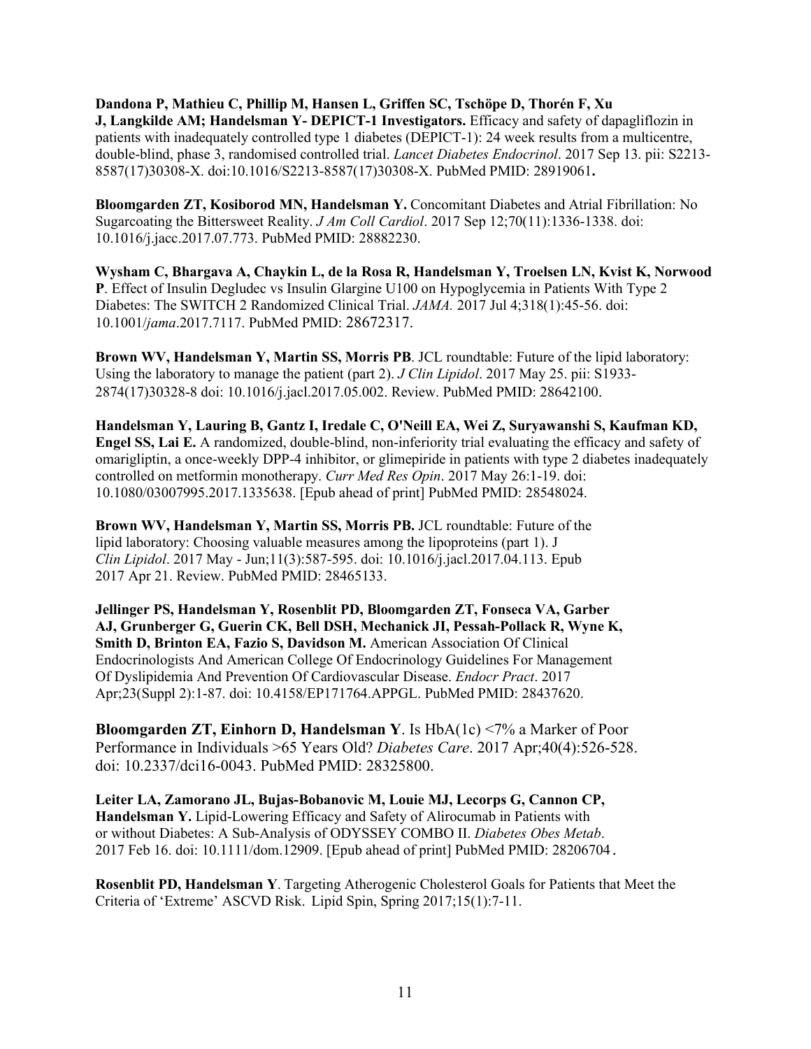**Dandona P, Mathieu C, Phillip M, Hansen L, Griffen SC, Tschöpe D, Thorén F, Xu J, Langkilde AM; Handelsman Y- DEPICT-1 Investigators.** Efficacy and safety of dapagliflozin in patients with inadequately controlled type 1 diabetes (DEPICT-1): 24 week results from a multicentre, double-blind, phase 3, randomised controlled trial. *Lancet Diabetes Endocrinol*. 2017 Sep 13. pii: S2213-8587(17)30308-X. doi:10.1016/S2213-8587(17)30308-X. PubMed PMID: 28919061**.**

**Bloomgarden ZT, Kosiborod MN, Handelsman Y.** Concomitant Diabetes and Atrial Fibrillation: No Sugarcoating the Bittersweet Reality. *J Am Coll Cardiol*. 2017 Sep 12;70(11):1336-1338. doi: 10.1016/j.jacc.2017.07.773. PubMed PMID: 28882230.

**Wysham C, Bhargava A, Chaykin L, de la Rosa R, Handelsman Y, Troelsen LN, Kvist K, Norwood P**. Effect of Insulin Degludec vs Insulin Glargine U100 on Hypoglycemia in Patients With Type 2 Diabetes: The SWITCH 2 Randomized Clinical Trial. *JAMA.* 2017 Jul 4;318(1):45-56. doi: 10.1001/*jama*.2017.7117. PubMed PMID: 28672317.

**Brown WV, Handelsman Y, Martin SS, Morris PB**. JCL roundtable: Future of the lipid laboratory: Using the laboratory to manage the patient (part 2). *J Clin Lipidol*. 2017 May 25. pii: S1933-2874(17)30328-8 doi: 10.1016/j.jacl.2017.05.002. Review. PubMed PMID: 28642100.

**Handelsman Y, Lauring B, Gantz I, Iredale C, O'Neill EA, Wei Z, Suryawanshi S, Kaufman KD, Engel SS, Lai E.** A randomized, double-blind, non-inferiority trial evaluating the efficacy and safety of omarigliptin, a once-weekly DPP-4 inhibitor, or glimepiride in patients with type 2 diabetes inadequately controlled on metformin monotherapy. *Curr Med Res Opin*. 2017 May 26:1-19. doi: 10.1080/03007995.2017.1335638. [Epub ahead of print] PubMed PMID: 28548024.

**Brown WV, Handelsman Y, Martin SS, Morris PB.** JCL roundtable: Future of the lipid laboratory: Choosing valuable measures among the lipoproteins (part 1). J *Clin Lipidol*. 2017 May - Jun;11(3):587-595. doi: 10.1016/j.jacl.2017.04.113. Epub 2017 Apr 21. Review. PubMed PMID: 28465133.

**Jellinger PS, Handelsman Y, Rosenblit PD, Bloomgarden ZT, Fonseca VA, Garber AJ, Grunberger G, Guerin CK, Bell DSH, Mechanick JI, Pessah-Pollack R, Wyne K, Smith D, Brinton EA, Fazio S, Davidson M.** American Association Of Clinical Endocrinologists And American College Of Endocrinology Guidelines For Management Of Dyslipidemia And Prevention Of Cardiovascular Disease. *Endocr Pract*. 2017 Apr;23(Suppl 2):1-87. doi: 10.4158/EP171764.APPGL. PubMed PMID: 28437620.

**Bloomgarden ZT, Einhorn D, Handelsman Y**. Is HbA(1c) <7% a Marker of Poor Performance in Individuals >65 Years Old? *Diabetes Care*. 2017 Apr;40(4):526-528. doi: 10.2337/dci16-0043. PubMed PMID: 28325800.

**Leiter LA, Zamorano JL, Bujas-Bobanovic M, Louie MJ, Lecorps G, Cannon CP, Handelsman Y.** Lipid-Lowering Efficacy and Safety of Alirocumab in Patients with or without Diabetes: A Sub-Analysis of ODYSSEY COMBO II. *Diabetes Obes Metab*. 2017 Feb 16. doi: 10.1111/dom.12909. [Epub ahead of print] PubMed PMID: 28206704.

**Rosenblit PD, Handelsman Y**. Targeting Atherogenic Cholesterol Goals for Patients that Meet the Criteria of 'Extreme' ASCVD Risk. Lipid Spin, Spring 2017;15(1):7-11.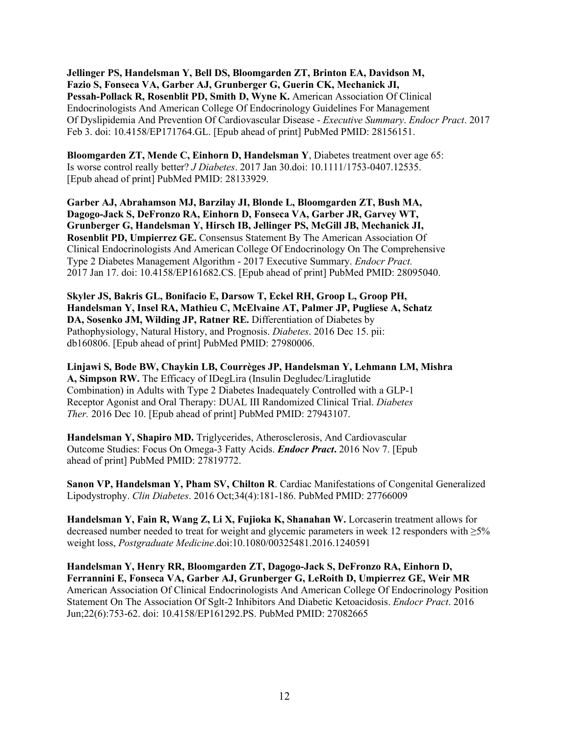**Jellinger PS, Handelsman Y, Bell DS, Bloomgarden ZT, Brinton EA, Davidson M, Fazio S, Fonseca VA, Garber AJ, Grunberger G, Guerin CK, Mechanick JI, Pessah-Pollack R, Rosenblit PD, Smith D, Wyne K.** American Association Of Clinical Endocrinologists And American College Of Endocrinology Guidelines For Management Of Dyslipidemia And Prevention Of Cardiovascular Disease - *Executive Summary*. *Endocr Pract*. 2017 Feb 3. doi: 10.4158/EP171764.GL. [Epub ahead of print] PubMed PMID: 28156151.

**Bloomgarden ZT, Mende C, Einhorn D, Handelsman Y**, Diabetes treatment over age 65: Is worse control really better? *J Diabetes*. 2017 Jan 30.doi: 10.1111/1753-0407.12535. [Epub ahead of print] PubMed PMID: 28133929.

**Garber AJ, Abrahamson MJ, Barzilay JI, Blonde L, Bloomgarden ZT, Bush MA, Dagogo-Jack S, DeFronzo RA, Einhorn D, Fonseca VA, Garber JR, Garvey WT, Grunberger G, Handelsman Y, Hirsch IB, Jellinger PS, McGill JB, Mechanick JI, Rosenblit PD, Umpierrez GE.** Consensus Statement By The American Association Of Clinical Endocrinologists And American College Of Endocrinology On The Comprehensive Type 2 Diabetes Management Algorithm - 2017 Executive Summary. *Endocr Pract.* 2017 Jan 17. doi: 10.4158/EP161682.CS. [Epub ahead of print] PubMed PMID: 28095040.

**Skyler JS, Bakris GL, Bonifacio E, Darsow T, Eckel RH, Groop L, Groop PH, Handelsman Y, Insel RA, Mathieu C, McElvaine AT, Palmer JP, Pugliese A, Schatz DA, Sosenko JM, Wilding JP, Ratner RE.** Differentiation of Diabetes by Pathophysiology, Natural History, and Prognosis. *Diabetes*. 2016 Dec 15. pii: db160806. [Epub ahead of print] PubMed PMID: 27980006.

**Linjawi S, Bode BW, Chaykin LB, Courrèges JP, Handelsman Y, Lehmann LM, Mishra A, Simpson RW.** The Efficacy of IDegLira (Insulin Degludec/Liraglutide Combination) in Adults with Type 2 Diabetes Inadequately Controlled with a GLP-1 Receptor Agonist and Oral Therapy: DUAL III Randomized Clinical Trial. *Diabetes Ther.* 2016 Dec 10. [Epub ahead of print] PubMed PMID: 27943107.

**Handelsman Y, Shapiro MD.** Triglycerides, Atherosclerosis, And Cardiovascular Outcome Studies: Focus On Omega-3 Fatty Acids. ***Endocr Pract***. 2016 Nov 7. [Epub ahead of print] PubMed PMID: 27819772.

**Sanon VP, Handelsman Y, Pham SV, Chilton R**. Cardiac Manifestations of Congenital Generalized Lipodystrophy. *Clin Diabetes*. 2016 Oct;34(4):181-186. PubMed PMID: 27766009

**Handelsman Y, Fain R, Wang Z, Li X, Fujioka K, Shanahan W.** Lorcaserin treatment allows for decreased number needed to treat for weight and glycemic parameters in week 12 responders with ≥5% weight loss, *Postgraduate Medicine*.doi:10.1080/00325481.2016.1240591

**Handelsman Y, Henry RR, Bloomgarden ZT, Dagogo-Jack S, DeFronzo RA, Einhorn D, Ferrannini E, Fonseca VA, Garber AJ, Grunberger G, LeRoith D, Umpierrez GE, Weir MR** American Association Of Clinical Endocrinologists And American College Of Endocrinology Position Statement On The Association Of Sglt-2 Inhibitors And Diabetic Ketoacidosis. *Endocr Pract*. 2016 Jun;22(6):753-62. doi: 10.4158/EP161292.PS. PubMed PMID: 27082665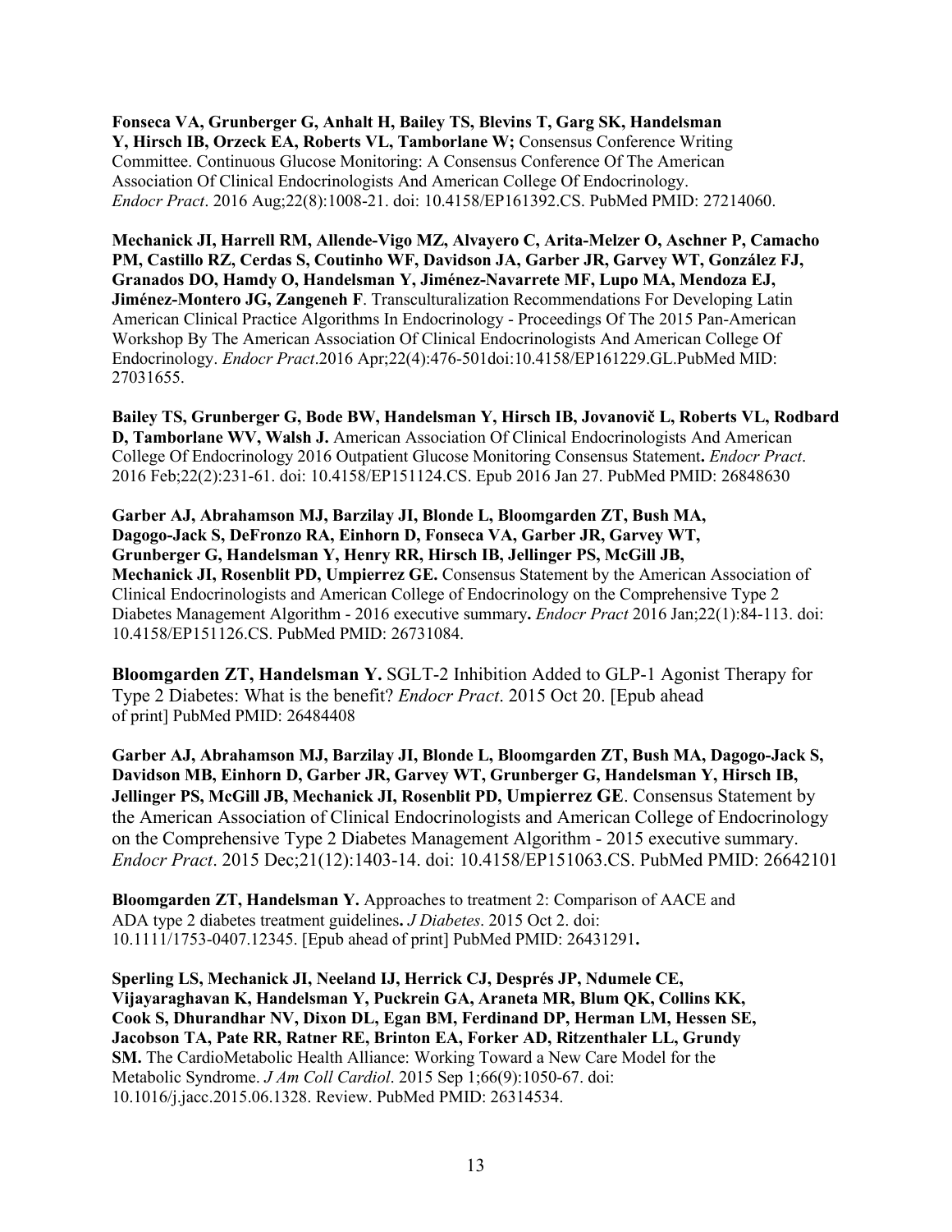**Fonseca VA, Grunberger G, Anhalt H, Bailey TS, Blevins T, Garg SK, Handelsman Y, Hirsch IB, Orzeck EA, Roberts VL, Tamborlane W;** Consensus Conference Writing Committee. Continuous Glucose Monitoring: A Consensus Conference Of The American Association Of Clinical Endocrinologists And American College Of Endocrinology. *Endocr Pract*. 2016 Aug;22(8):1008-21. doi: 10.4158/EP161392.CS. PubMed PMID: 27214060.

**Mechanick JI, Harrell RM, Allende-Vigo MZ, Alvayero C, Arita-Melzer O, Aschner P, Camacho PM, Castillo RZ, Cerdas S, Coutinho WF, Davidson JA, Garber JR, Garvey WT, González FJ, Granados DO, Hamdy O, Handelsman Y, Jiménez-Navarrete MF, Lupo MA, Mendoza EJ, Jiménez-Montero JG, Zangeneh F**. Transculturalization Recommendations For Developing Latin American Clinical Practice Algorithms In Endocrinology - Proceedings Of The 2015 Pan-American Workshop By The American Association Of Clinical Endocrinologists And American College Of Endocrinology. *Endocr Pract*.2016 Apr;22(4):476-501doi:10.4158/EP161229.GL.PubMed MID: 27031655.

**Bailey TS, Grunberger G, Bode BW, Handelsman Y, Hirsch IB, Jovanovič L, Roberts VL, Rodbard D, Tamborlane WV, Walsh J.** American Association Of Clinical Endocrinologists And American College Of Endocrinology 2016 Outpatient Glucose Monitoring Consensus Statement**.** *Endocr Pract*. 2016 Feb;22(2):231-61. doi: 10.4158/EP151124.CS. Epub 2016 Jan 27. PubMed PMID: 26848630

**Garber AJ, Abrahamson MJ, Barzilay JI, Blonde L, Bloomgarden ZT, Bush MA, Dagogo-Jack S, DeFronzo RA, Einhorn D, Fonseca VA, Garber JR, Garvey WT, Grunberger G, Handelsman Y, Henry RR, Hirsch IB, Jellinger PS, McGill JB, Mechanick JI, Rosenblit PD, Umpierrez GE.** Consensus Statement by the American Association of Clinical Endocrinologists and American College of Endocrinology on the Comprehensive Type 2 Diabetes Management Algorithm - 2016 executive summary**.** *Endocr Pract* 2016 Jan;22(1):84-113. doi: 10.4158/EP151126.CS. PubMed PMID: 26731084.

**Bloomgarden ZT, Handelsman Y.** SGLT-2 Inhibition Added to GLP-1 Agonist Therapy for Type 2 Diabetes: What is the benefit? *Endocr Pract*. 2015 Oct 20. [Epub ahead of print] PubMed PMID: 26484408

**Garber AJ, Abrahamson MJ, Barzilay JI, Blonde L, Bloomgarden ZT, Bush MA, Dagogo-Jack S, Davidson MB, Einhorn D, Garber JR, Garvey WT, Grunberger G, Handelsman Y, Hirsch IB, Jellinger PS, McGill JB, Mechanick JI, Rosenblit PD, Umpierrez GE**. Consensus Statement by the American Association of Clinical Endocrinologists and American College of Endocrinology on the Comprehensive Type 2 Diabetes Management Algorithm - 2015 executive summary. *Endocr Pract*. 2015 Dec;21(12):1403-14. doi: 10.4158/EP151063.CS. PubMed PMID: 26642101

**Bloomgarden ZT, Handelsman Y.** Approaches to treatment 2: Comparison of AACE and ADA type 2 diabetes treatment guidelines**.** *J Diabetes*. 2015 Oct 2. doi: 10.1111/1753-0407.12345. [Epub ahead of print] PubMed PMID: 26431291**.**

**Sperling LS, Mechanick JI, Neeland IJ, Herrick CJ, Després JP, Ndumele CE, Vijayaraghavan K, Handelsman Y, Puckrein GA, Araneta MR, Blum QK, Collins KK, Cook S, Dhurandhar NV, Dixon DL, Egan BM, Ferdinand DP, Herman LM, Hessen SE, Jacobson TA, Pate RR, Ratner RE, Brinton EA, Forker AD, Ritzenthaler LL, Grundy SM.** The CardioMetabolic Health Alliance: Working Toward a New Care Model for the Metabolic Syndrome. *J Am Coll Cardiol*. 2015 Sep 1;66(9):1050-67. doi: 10.1016/j.jacc.2015.06.1328. Review. PubMed PMID: 26314534.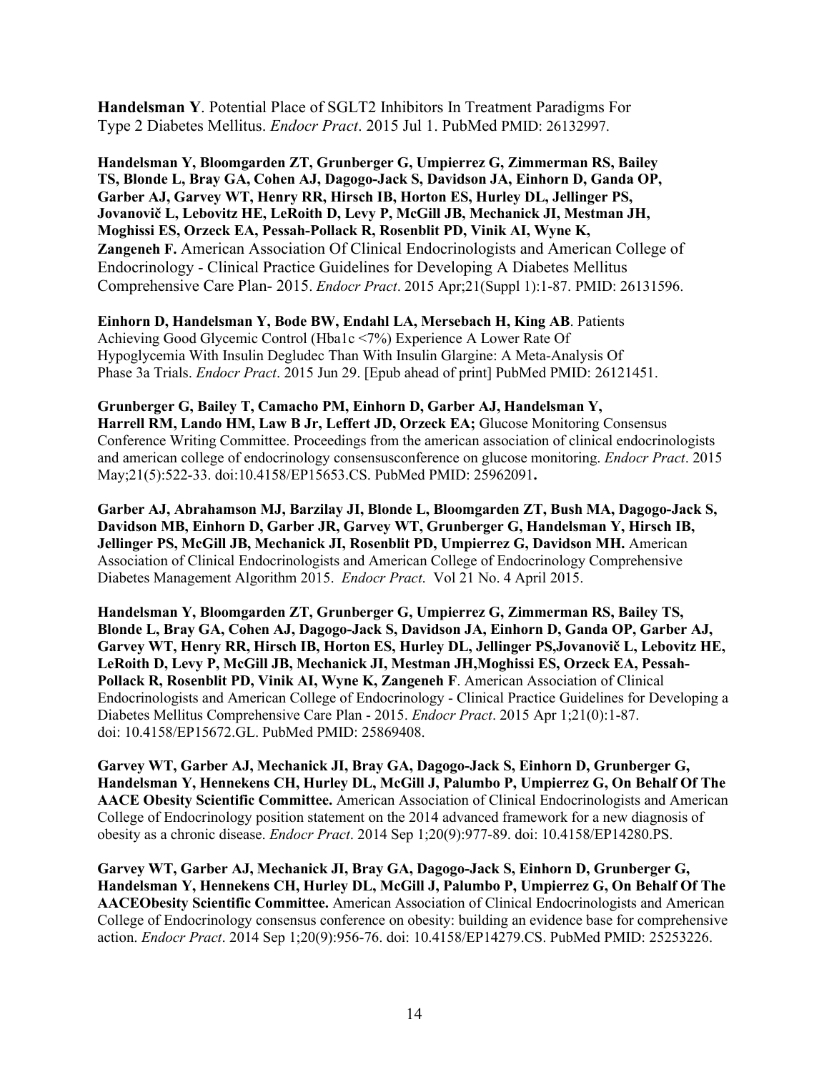**Handelsman Y**. Potential Place of SGLT2 Inhibitors In Treatment Paradigms For Type 2 Diabetes Mellitus. *Endocr Pract*. 2015 Jul 1. PubMed PMID: 26132997.

**Handelsman Y, Bloomgarden ZT, Grunberger G, Umpierrez G, Zimmerman RS, Bailey TS, Blonde L, Bray GA, Cohen AJ, Dagogo-Jack S, Davidson JA, Einhorn D, Ganda OP, Garber AJ, Garvey WT, Henry RR, Hirsch IB, Horton ES, Hurley DL, Jellinger PS, Jovanovič L, Lebovitz HE, LeRoith D, Levy P, McGill JB, Mechanick JI, Mestman JH, Moghissi ES, Orzeck EA, Pessah-Pollack R, Rosenblit PD, Vinik AI, Wyne K, Zangeneh F.** American Association Of Clinical Endocrinologists and American College of Endocrinology - Clinical Practice Guidelines for Developing A Diabetes Mellitus Comprehensive Care Plan- 2015. *Endocr Pract*. 2015 Apr;21(Suppl 1):1-87. PMID: 26131596.

**Einhorn D, Handelsman Y, Bode BW, Endahl LA, Mersebach H, King AB**. Patients Achieving Good Glycemic Control (Hba1c <7%) Experience A Lower Rate Of Hypoglycemia With Insulin Degludec Than With Insulin Glargine: A Meta-Analysis Of Phase 3a Trials. *Endocr Pract*. 2015 Jun 29. [Epub ahead of print] PubMed PMID: 26121451.

**Grunberger G, Bailey T, Camacho PM, Einhorn D, Garber AJ, Handelsman Y, Harrell RM, Lando HM, Law B Jr, Leffert JD, Orzeck EA;** Glucose Monitoring Consensus Conference Writing Committee. Proceedings from the american association of clinical endocrinologists and american college of endocrinology consensusconference on glucose monitoring. *Endocr Pract*. 2015 May;21(5):522-33. doi:10.4158/EP15653.CS. PubMed PMID: 25962091**.**

**Garber AJ, Abrahamson MJ, Barzilay JI, Blonde L, Bloomgarden ZT, Bush MA, Dagogo-Jack S, Davidson MB, Einhorn D, Garber JR, Garvey WT, Grunberger G, Handelsman Y, Hirsch IB, Jellinger PS, McGill JB, Mechanick JI, Rosenblit PD, Umpierrez G, Davidson MH.** American Association of Clinical Endocrinologists and American College of Endocrinology Comprehensive Diabetes Management Algorithm 2015. *Endocr Pract.* Vol 21 No. 4 April 2015.

**Handelsman Y, Bloomgarden ZT, Grunberger G, Umpierrez G, Zimmerman RS, Bailey TS, Blonde L, Bray GA, Cohen AJ, Dagogo-Jack S, Davidson JA, Einhorn D, Ganda OP, Garber AJ, Garvey WT, Henry RR, Hirsch IB, Horton ES, Hurley DL, Jellinger PS,Jovanovič L, Lebovitz HE, LeRoith D, Levy P, McGill JB, Mechanick JI, Mestman JH,Moghissi ES, Orzeck EA, Pessah-Pollack R, Rosenblit PD, Vinik AI, Wyne K, Zangeneh F**. American Association of Clinical Endocrinologists and American College of Endocrinology - Clinical Practice Guidelines for Developing a Diabetes Mellitus Comprehensive Care Plan - 2015. *Endocr Pract*. 2015 Apr 1;21(0):1-87. doi: 10.4158/EP15672.GL. PubMed PMID: 25869408.

**Garvey WT, Garber AJ, Mechanick JI, Bray GA, Dagogo-Jack S, Einhorn D, Grunberger G, Handelsman Y, Hennekens CH, Hurley DL, McGill J, Palumbo P, Umpierrez G, On Behalf Of The AACE Obesity Scientific Committee.** American Association of Clinical Endocrinologists and American College of Endocrinology position statement on the 2014 advanced framework for a new diagnosis of obesity as a chronic disease. *Endocr Pract*. 2014 Sep 1;20(9):977-89. doi: 10.4158/EP14280.PS.

**Garvey WT, Garber AJ, Mechanick JI, Bray GA, Dagogo-Jack S, Einhorn D, Grunberger G, Handelsman Y, Hennekens CH, Hurley DL, McGill J, Palumbo P, Umpierrez G, On Behalf Of The AACEObesity Scientific Committee.** American Association of Clinical Endocrinologists and American College of Endocrinology consensus conference on obesity: building an evidence base for comprehensive action. *Endocr Pract*. 2014 Sep 1;20(9):956-76. doi: 10.4158/EP14279.CS. PubMed PMID: 25253226.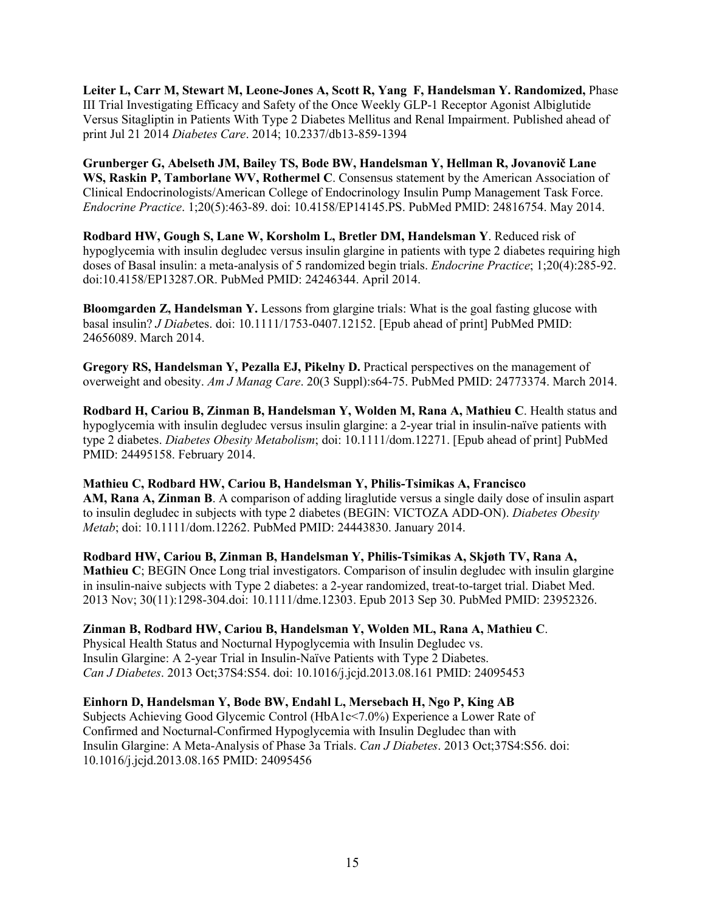**Leiter L, Carr M, Stewart M, Leone-Jones A, Scott R, Yang F, Handelsman Y. Randomized,** Phase III Trial Investigating Efficacy and Safety of the Once Weekly GLP-1 Receptor Agonist Albiglutide Versus Sitagliptin in Patients With Type 2 Diabetes Mellitus and Renal Impairment. Published ahead of print Jul 21 2014 *Diabetes Care*. 2014; 10.2337/db13-859-1394

**Grunberger G, Abelseth JM, Bailey TS, Bode BW, Handelsman Y, Hellman R, Jovanovič Lane WS, Raskin P, Tamborlane WV, Rothermel C**. Consensus statement by the American Association of Clinical Endocrinologists/American College of Endocrinology Insulin Pump Management Task Force. *Endocrine Practice*. 1;20(5):463-89. doi: 10.4158/EP14145.PS. PubMed PMID: 24816754. May 2014.

**Rodbard HW, Gough S, Lane W, Korsholm L, Bretler DM, Handelsman Y**. Reduced risk of hypoglycemia with insulin degludec versus insulin glargine in patients with type 2 diabetes requiring high doses of Basal insulin: a meta-analysis of 5 randomized begin trials. *Endocrine Practice*; 1;20(4):285-92. doi:10.4158/EP13287.OR. PubMed PMID: 24246344. April 2014.

**Bloomgarden Z, Handelsman Y.** Lessons from glargine trials: What is the goal fasting glucose with basal insulin? *J Diabe*tes. doi: 10.1111/1753-0407.12152. [Epub ahead of print] PubMed PMID: 24656089. March 2014.

**Gregory RS, Handelsman Y, Pezalla EJ, Pikelny D.** Practical perspectives on the management of overweight and obesity. *Am J Manag Care*. 20(3 Suppl):s64-75. PubMed PMID: 24773374. March 2014.

**Rodbard H, Cariou B, Zinman B, Handelsman Y, Wolden M, Rana A, Mathieu C**. Health status and hypoglycemia with insulin degludec versus insulin glargine: a 2-year trial in insulin-naïve patients with type 2 diabetes. *Diabetes Obesity Metabolism*; doi: 10.1111/dom.12271. [Epub ahead of print] PubMed PMID: 24495158. February 2014.

**Mathieu C, Rodbard HW, Cariou B, Handelsman Y, Philis-Tsimikas A, Francisco AM, Rana A, Zinman B**. A comparison of adding liraglutide versus a single daily dose of insulin aspart to insulin degludec in subjects with type 2 diabetes (BEGIN: VICTOZA ADD-ON). *Diabetes Obesity Metab*; doi: 10.1111/dom.12262. PubMed PMID: 24443830. January 2014.

**Rodbard HW, Cariou B, Zinman B, Handelsman Y, Philis-Tsimikas A, Skjøth TV, Rana A, Mathieu C**; BEGIN Once Long trial investigators. Comparison of insulin degludec with insulin glargine in insulin-naive subjects with Type 2 diabetes: a 2-year randomized, treat-to-target trial. Diabet Med. 2013 Nov; 30(11):1298-304.doi: 10.1111/dme.12303. Epub 2013 Sep 30. PubMed PMID: 23952326.

**Zinman B, Rodbard HW, Cariou B, Handelsman Y, Wolden ML, Rana A, Mathieu C**. Physical Health Status and Nocturnal Hypoglycemia with Insulin Degludec vs. Insulin Glargine: A 2-year Trial in Insulin-Naïve Patients with Type 2 Diabetes. *Can J Diabetes*. 2013 Oct;37S4:S54. doi: 10.1016/j.jcjd.2013.08.161 PMID: 24095453

**Einhorn D, Handelsman Y, Bode BW, Endahl L, Mersebach H, Ngo P, King AB** Subjects Achieving Good Glycemic Control (HbA1c<7.0%) Experience a Lower Rate of Confirmed and Nocturnal-Confirmed Hypoglycemia with Insulin Degludec than with Insulin Glargine: A Meta-Analysis of Phase 3a Trials. *Can J Diabetes*. 2013 Oct;37S4:S56. doi: 10.1016/j.jcjd.2013.08.165 PMID: 24095456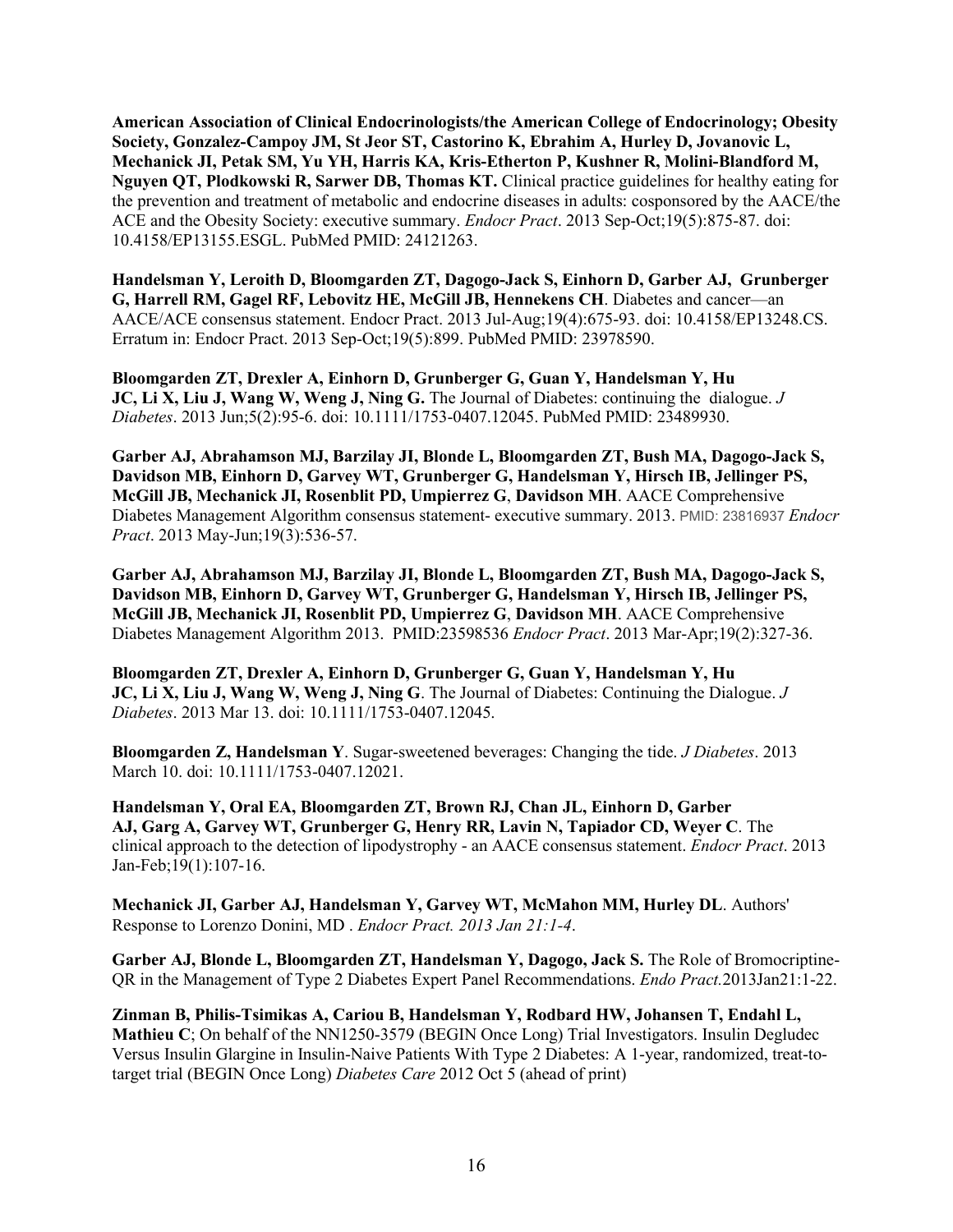**American Association of Clinical Endocrinologists/the American College of Endocrinology; Obesity Society, Gonzalez-Campoy JM, St Jeor ST, Castorino K, Ebrahim A, Hurley D, Jovanovic L, Mechanick JI, Petak SM, Yu YH, Harris KA, Kris-Etherton P, Kushner R, Molini-Blandford M, Nguyen QT, Plodkowski R, Sarwer DB, Thomas KT.** Clinical practice guidelines for healthy eating for the prevention and treatment of metabolic and endocrine diseases in adults: cosponsored by the AACE/the ACE and the Obesity Society: executive summary. *Endocr Pract*. 2013 Sep-Oct;19(5):875-87. doi: 10.4158/EP13155.ESGL. PubMed PMID: 24121263.

**Handelsman Y, Leroith D, Bloomgarden ZT, Dagogo-Jack S, Einhorn D, Garber AJ, Grunberger G, Harrell RM, Gagel RF, Lebovitz HE, McGill JB, Hennekens CH**. Diabetes and cancer—an AACE/ACE consensus statement. Endocr Pract. 2013 Jul-Aug;19(4):675-93. doi: 10.4158/EP13248.CS. Erratum in: Endocr Pract. 2013 Sep-Oct;19(5):899. PubMed PMID: 23978590.

**Bloomgarden ZT, Drexler A, Einhorn D, Grunberger G, Guan Y, Handelsman Y, Hu JC, Li X, Liu J, Wang W, Weng J, Ning G.** The Journal of Diabetes: continuing the dialogue. *J Diabetes*. 2013 Jun;5(2):95-6. doi: 10.1111/1753-0407.12045. PubMed PMID: 23489930.

**Garber AJ, Abrahamson MJ, Barzilay JI, Blonde L, Bloomgarden ZT, Bush MA, Dagogo-Jack S, Davidson MB, Einhorn D, Garvey WT, Grunberger G, Handelsman Y, Hirsch IB, Jellinger PS, McGill JB, Mechanick JI, Rosenblit PD, Umpierrez G**, **Davidson MH**. AACE Comprehensive Diabetes Management Algorithm consensus statement- executive summary. 2013. PMID: 23816937 *Endocr Pract*. 2013 May-Jun;19(3):536-57.

**Garber AJ, Abrahamson MJ, Barzilay JI, Blonde L, Bloomgarden ZT, Bush MA, Dagogo-Jack S, Davidson MB, Einhorn D, Garvey WT, Grunberger G, Handelsman Y, Hirsch IB, Jellinger PS, McGill JB, Mechanick JI, Rosenblit PD, Umpierrez G**, **Davidson MH**. AACE Comprehensive Diabetes Management Algorithm 2013. PMID:23598536 *Endocr Pract*. 2013 Mar-Apr;19(2):327-36.

**Bloomgarden ZT, Drexler A, Einhorn D, Grunberger G, Guan Y, Handelsman Y, Hu JC, Li X, Liu J, Wang W, Weng J, Ning G**. The Journal of Diabetes: Continuing the Dialogue. *J Diabetes*. 2013 Mar 13. doi: 10.1111/1753-0407.12045.

**Bloomgarden Z, Handelsman Y**. Sugar-sweetened beverages: Changing the tide. *J Diabetes*. 2013 March 10. doi: 10.1111/1753-0407.12021.

**Handelsman Y, Oral EA, Bloomgarden ZT, Brown RJ, Chan JL, Einhorn D, Garber AJ, Garg A, Garvey WT, Grunberger G, Henry RR, Lavin N, Tapiador CD, Weyer C**. The clinical approach to the detection of lipodystrophy - an AACE consensus statement. *Endocr Pract*. 2013 Jan-Feb;19(1):107-16.

**Mechanick JI, Garber AJ, Handelsman Y, Garvey WT, McMahon MM, Hurley DL**. Authors' Response to Lorenzo Donini, MD . *Endocr Pract. 2013 Jan 21:1-4*.

**Garber AJ, Blonde L, Bloomgarden ZT, Handelsman Y, Dagogo, Jack S.** The Role of Bromocriptine-QR in the Management of Type 2 Diabetes Expert Panel Recommendations. *Endo Pract.*2013Jan21:1-22.

**Zinman B, Philis-Tsimikas A, Cariou B, Handelsman Y, Rodbard HW, Johansen T, Endahl L, Mathieu C**; On behalf of the NN1250-3579 (BEGIN Once Long) Trial Investigators. Insulin Degludec Versus Insulin Glargine in Insulin-Naive Patients With Type 2 Diabetes: A 1-year, randomized, treat-to-target trial (BEGIN Once Long) *Diabetes Care* 2012 Oct 5 (ahead of print)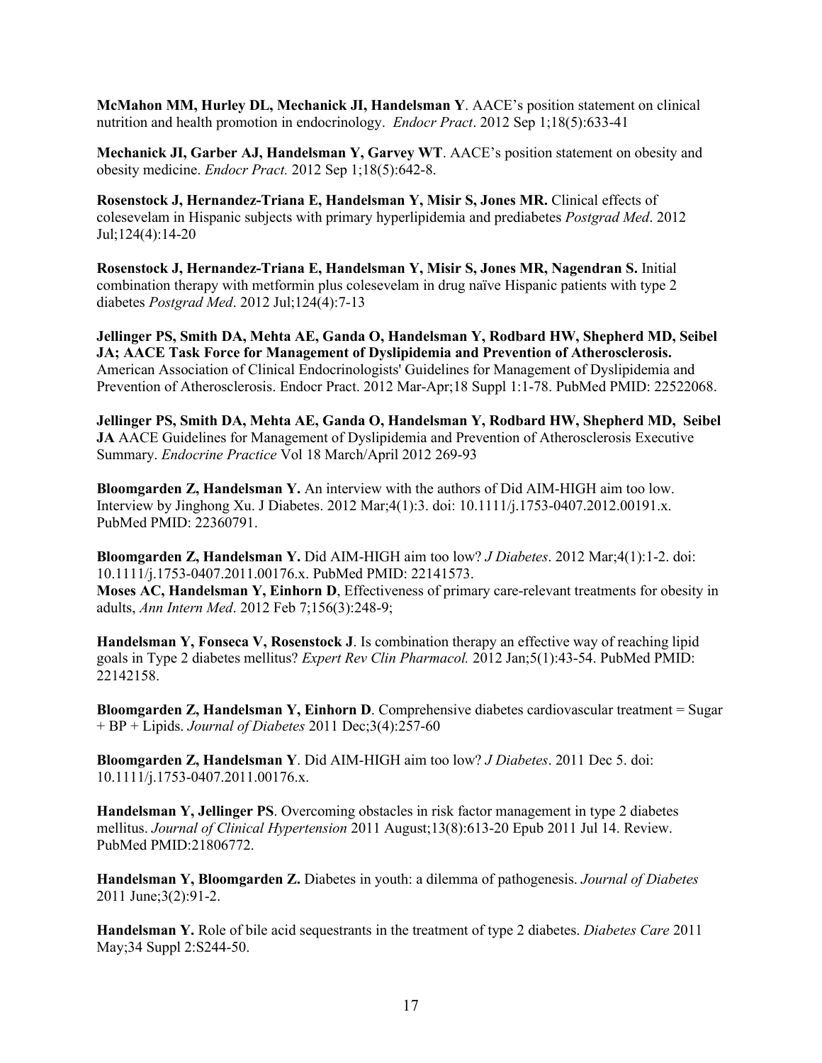**McMahon MM, Hurley DL, Mechanick JI, Handelsman Y**. AACE's position statement on clinical nutrition and health promotion in endocrinology. *Endocr Pract*. 2012 Sep 1;18(5):633-41

**Mechanick JI, Garber AJ, Handelsman Y, Garvey WT**. AACE's position statement on obesity and obesity medicine. *Endocr Pract.* 2012 Sep 1;18(5):642-8.

**Rosenstock J, Hernandez-Triana E, Handelsman Y, Misir S, Jones MR.** Clinical effects of colesevelam in Hispanic subjects with primary hyperlipidemia and prediabetes *Postgrad Med*. 2012 Jul;124(4):14-20

**Rosenstock J, Hernandez-Triana E, Handelsman Y, Misir S, Jones MR, Nagendran S.** Initial combination therapy with metformin plus colesevelam in drug naïve Hispanic patients with type 2 diabetes *Postgrad Med*. 2012 Jul;124(4):7-13

**Jellinger PS, Smith DA, Mehta AE, Ganda O, Handelsman Y, Rodbard HW, Shepherd MD, Seibel JA; AACE Task Force for Management of Dyslipidemia and Prevention of Atherosclerosis.** American Association of Clinical Endocrinologists' Guidelines for Management of Dyslipidemia and Prevention of Atherosclerosis. Endocr Pract. 2012 Mar-Apr;18 Suppl 1:1-78. PubMed PMID: 22522068.

**Jellinger PS, Smith DA, Mehta AE, Ganda O, Handelsman Y, Rodbard HW, Shepherd MD, Seibel JA** AACE Guidelines for Management of Dyslipidemia and Prevention of Atherosclerosis Executive Summary. *Endocrine Practice* Vol 18 March/April 2012 269-93

**Bloomgarden Z, Handelsman Y.** An interview with the authors of Did AIM-HIGH aim too low. Interview by Jinghong Xu. J Diabetes. 2012 Mar;4(1):3. doi: 10.1111/j.1753-0407.2012.00191.x. PubMed PMID: 22360791.

**Bloomgarden Z, Handelsman Y.** Did AIM-HIGH aim too low? *J Diabetes*. 2012 Mar;4(1):1-2. doi: 10.1111/j.1753-0407.2011.00176.x. PubMed PMID: 22141573.
**Moses AC, Handelsman Y, Einhorn D**, Effectiveness of primary care-relevant treatments for obesity in adults, *Ann Intern Med*. 2012 Feb 7;156(3):248-9;

**Handelsman Y, Fonseca V, Rosenstock J**. Is combination therapy an effective way of reaching lipid goals in Type 2 diabetes mellitus? *Expert Rev Clin Pharmacol.* 2012 Jan;5(1):43-54. PubMed PMID: 22142158.

**Bloomgarden Z, Handelsman Y, Einhorn D**. Comprehensive diabetes cardiovascular treatment = Sugar + BP + Lipids. *Journal of Diabetes* 2011 Dec;3(4):257-60

**Bloomgarden Z, Handelsman Y**. Did AIM-HIGH aim too low? *J Diabetes*. 2011 Dec 5. doi: 10.1111/j.1753-0407.2011.00176.x.

**Handelsman Y, Jellinger PS**. Overcoming obstacles in risk factor management in type 2 diabetes mellitus. *Journal of Clinical Hypertension* 2011 August;13(8):613-20 Epub 2011 Jul 14. Review. PubMed PMID:21806772.

**Handelsman Y, Bloomgarden Z.** Diabetes in youth: a dilemma of pathogenesis. *Journal of Diabetes* 2011 June;3(2):91-2.

**Handelsman Y.** Role of bile acid sequestrants in the treatment of type 2 diabetes. *Diabetes Care* 2011 May;34 Suppl 2:S244-50.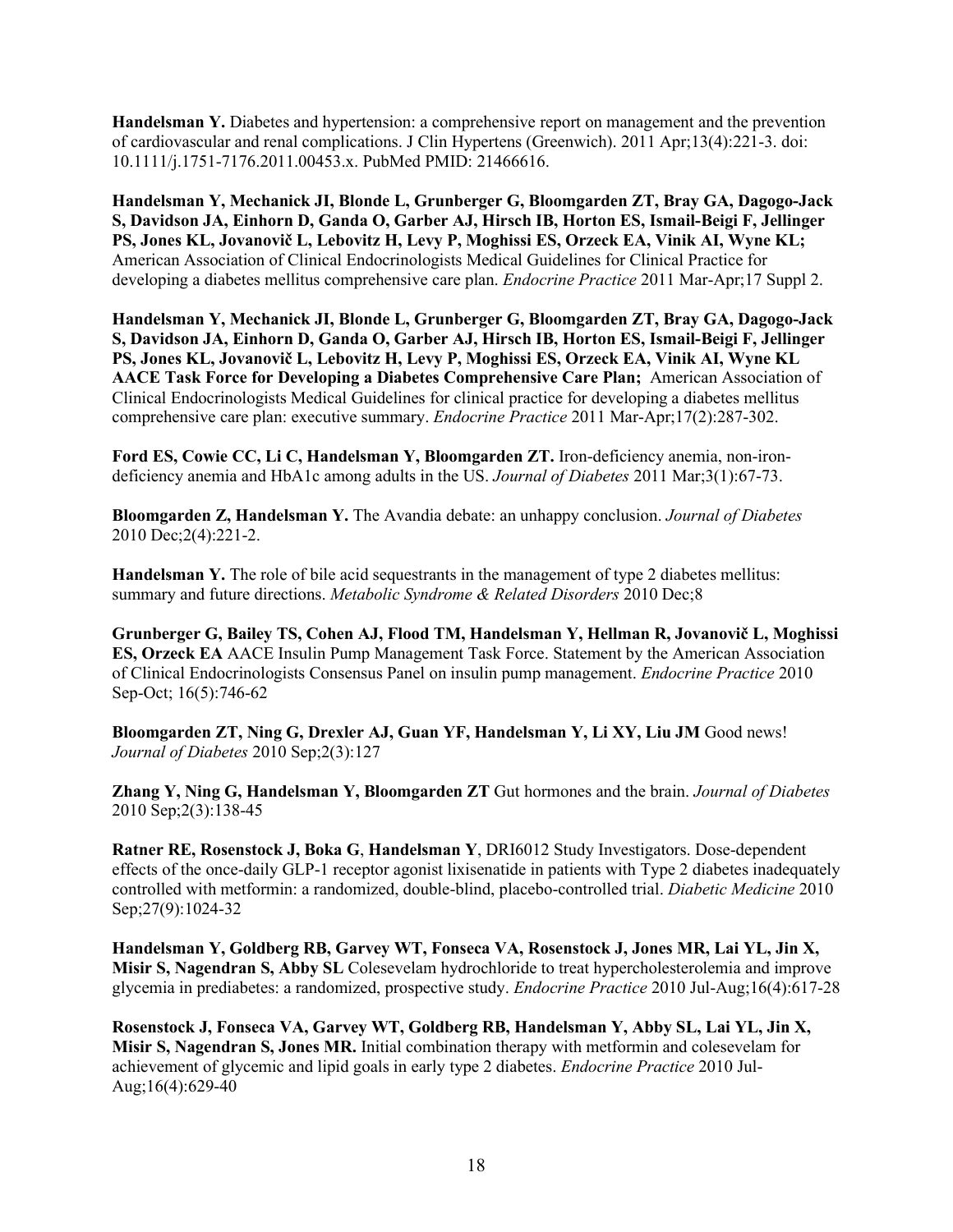**Handelsman Y.** Diabetes and hypertension: a comprehensive report on management and the prevention of cardiovascular and renal complications. J Clin Hypertens (Greenwich). 2011 Apr;13(4):221-3. doi: 10.1111/j.1751-7176.2011.00453.x. PubMed PMID: 21466616.

**Handelsman Y, Mechanick JI, Blonde L, Grunberger G, Bloomgarden ZT, Bray GA, Dagogo-Jack S, Davidson JA, Einhorn D, Ganda O, Garber AJ, Hirsch IB, Horton ES, Ismail-Beigi F, Jellinger PS, Jones KL, Jovanovič L, Lebovitz H, Levy P, Moghissi ES, Orzeck EA, Vinik AI, Wyne KL;** American Association of Clinical Endocrinologists Medical Guidelines for Clinical Practice for developing a diabetes mellitus comprehensive care plan. *Endocrine Practice* 2011 Mar-Apr;17 Suppl 2.

**Handelsman Y, Mechanick JI, Blonde L, Grunberger G, Bloomgarden ZT, Bray GA, Dagogo-Jack S, Davidson JA, Einhorn D, Ganda O, Garber AJ, Hirsch IB, Horton ES, Ismail-Beigi F, Jellinger PS, Jones KL, Jovanovič L, Lebovitz H, Levy P, Moghissi ES, Orzeck EA, Vinik AI, Wyne KL AACE Task Force for Developing a Diabetes Comprehensive Care Plan;** American Association of Clinical Endocrinologists Medical Guidelines for clinical practice for developing a diabetes mellitus comprehensive care plan: executive summary. *Endocrine Practice* 2011 Mar-Apr;17(2):287-302.

**Ford ES, Cowie CC, Li C, Handelsman Y, Bloomgarden ZT.** Iron-deficiency anemia, non-iron-deficiency anemia and HbA1c among adults in the US. *Journal of Diabetes* 2011 Mar;3(1):67-73.

**Bloomgarden Z, Handelsman Y.** The Avandia debate: an unhappy conclusion. *Journal of Diabetes* 2010 Dec;2(4):221-2.

**Handelsman Y.** The role of bile acid sequestrants in the management of type 2 diabetes mellitus: summary and future directions. *Metabolic Syndrome & Related Disorders* 2010 Dec;8

**Grunberger G, Bailey TS, Cohen AJ, Flood TM, Handelsman Y, Hellman R, Jovanovič L, Moghissi ES, Orzeck EA** AACE Insulin Pump Management Task Force. Statement by the American Association of Clinical Endocrinologists Consensus Panel on insulin pump management. *Endocrine Practice* 2010 Sep-Oct; 16(5):746-62

**Bloomgarden ZT, Ning G, Drexler AJ, Guan YF, Handelsman Y, Li XY, Liu JM** Good news! *Journal of Diabetes* 2010 Sep;2(3):127

**Zhang Y, Ning G, Handelsman Y, Bloomgarden ZT** Gut hormones and the brain. *Journal of Diabetes* 2010 Sep;2(3):138-45

**Ratner RE, Rosenstock J, Boka G**, **Handelsman Y**, DRI6012 Study Investigators. Dose-dependent effects of the once-daily GLP-1 receptor agonist lixisenatide in patients with Type 2 diabetes inadequately controlled with metformin: a randomized, double-blind, placebo-controlled trial. *Diabetic Medicine* 2010 Sep;27(9):1024-32

**Handelsman Y, Goldberg RB, Garvey WT, Fonseca VA, Rosenstock J, Jones MR, Lai YL, Jin X, Misir S, Nagendran S, Abby SL** Colesevelam hydrochloride to treat hypercholesterolemia and improve glycemia in prediabetes: a randomized, prospective study. *Endocrine Practice* 2010 Jul-Aug;16(4):617-28

**Rosenstock J, Fonseca VA, Garvey WT, Goldberg RB, Handelsman Y, Abby SL, Lai YL, Jin X, Misir S, Nagendran S, Jones MR.** Initial combination therapy with metformin and colesevelam for achievement of glycemic and lipid goals in early type 2 diabetes. *Endocrine Practice* 2010 Jul-Aug;16(4):629-40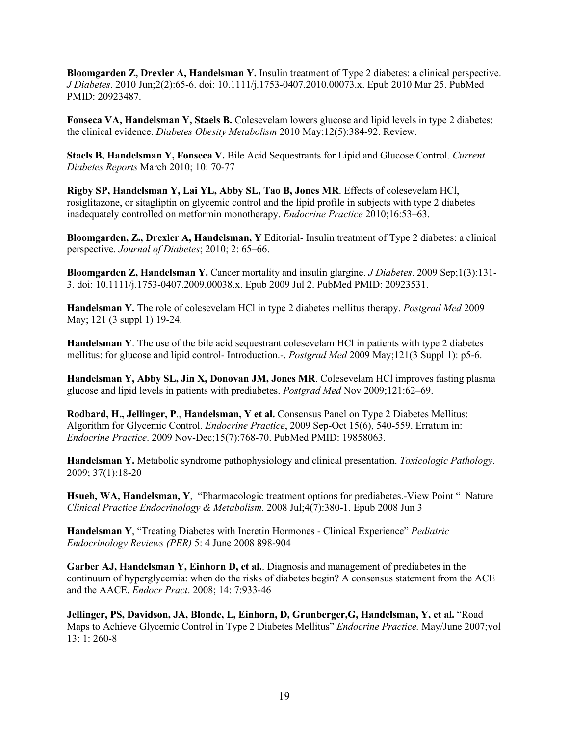**Bloomgarden Z, Drexler A, Handelsman Y.** Insulin treatment of Type 2 diabetes: a clinical perspective. *J Diabetes*. 2010 Jun;2(2):65-6. doi: 10.1111/j.1753-0407.2010.00073.x. Epub 2010 Mar 25. PubMed PMID: 20923487.

**Fonseca VA, Handelsman Y, Staels B.** Colesevelam lowers glucose and lipid levels in type 2 diabetes: the clinical evidence. *Diabetes Obesity Metabolism* 2010 May;12(5):384-92. Review.

**Staels B, Handelsman Y, Fonseca V.** Bile Acid Sequestrants for Lipid and Glucose Control. *Current Diabetes Reports* March 2010; 10: 70-77

**Rigby SP, Handelsman Y, Lai YL, Abby SL, Tao B, Jones MR**. Effects of colesevelam HCl, rosiglitazone, or sitagliptin on glycemic control and the lipid profile in subjects with type 2 diabetes inadequately controlled on metformin monotherapy. *Endocrine Practice* 2010;16:53–63.

**Bloomgarden, Z., Drexler A, Handelsman, Y** Editorial- Insulin treatment of Type 2 diabetes: a clinical perspective. *Journal of Diabetes*; 2010; 2: 65–66.

**Bloomgarden Z, Handelsman Y.** Cancer mortality and insulin glargine. *J Diabetes*. 2009 Sep;1(3):131-3. doi: 10.1111/j.1753-0407.2009.00038.x. Epub 2009 Jul 2. PubMed PMID: 20923531.

**Handelsman Y.** The role of colesevelam HCl in type 2 diabetes mellitus therapy. *Postgrad Med* 2009 May; 121 (3 suppl 1) 19-24.

**Handelsman Y**. The use of the bile acid sequestrant colesevelam HCl in patients with type 2 diabetes mellitus: for glucose and lipid control- Introduction.-. *Postgrad Med* 2009 May;121(3 Suppl 1): p5-6.

**Handelsman Y, Abby SL, Jin X, Donovan JM, Jones MR**. Colesevelam HCl improves fasting plasma glucose and lipid levels in patients with prediabetes. *Postgrad Med* Nov 2009;121:62–69.

**Rodbard, H., Jellinger, P**., **Handelsman, Y et al.** Consensus Panel on Type 2 Diabetes Mellitus: Algorithm for Glycemic Control. *Endocrine Practice*, 2009 Sep-Oct 15(6), 540-559. Erratum in: *Endocrine Practice*. 2009 Nov-Dec;15(7):768-70. PubMed PMID: 19858063.

**Handelsman Y.** Metabolic syndrome pathophysiology and clinical presentation. *Toxicologic Pathology*. 2009; 37(1):18-20

**Hsueh, WA, Handelsman, Y**, "Pharmacologic treatment options for prediabetes.-View Point " Nature *Clinical Practice Endocrinology & Metabolism.* 2008 Jul;4(7):380-1. Epub 2008 Jun 3

**Handelsman Y**, "Treating Diabetes with Incretin Hormones - Clinical Experience" *Pediatric Endocrinology Reviews (PER)* 5: 4 June 2008 898-904

**Garber AJ, Handelsman Y, Einhorn D, et al.**. Diagnosis and management of prediabetes in the continuum of hyperglycemia: when do the risks of diabetes begin? A consensus statement from the ACE and the AACE. *Endocr Pract*. 2008; 14: 7:933-46

**Jellinger, PS, Davidson, JA, Blonde, L, Einhorn, D, Grunberger,G, Handelsman, Y, et al.** "Road Maps to Achieve Glycemic Control in Type 2 Diabetes Mellitus" *Endocrine Practice.* May/June 2007;vol 13: 1: 260-8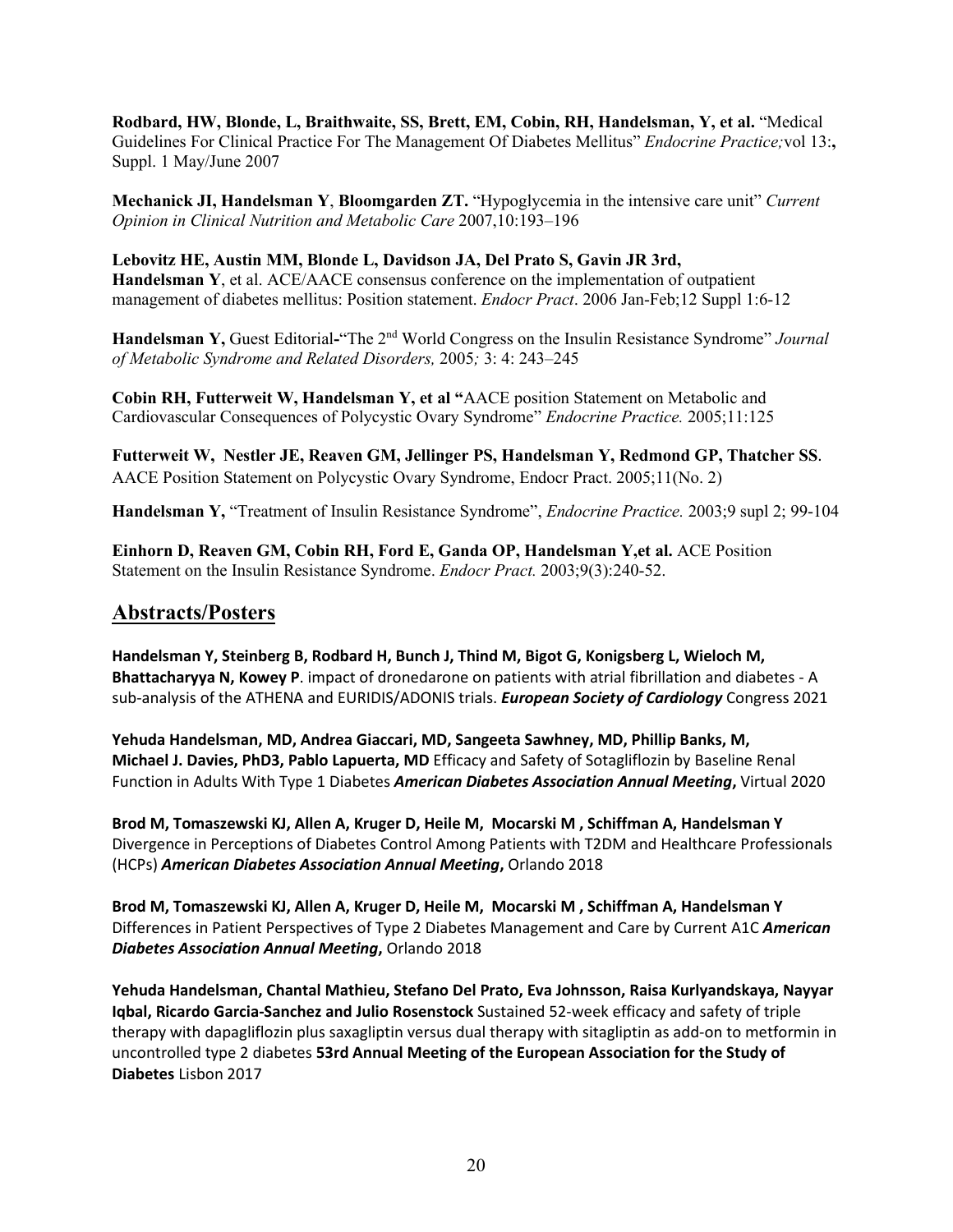**Rodbard, HW, Blonde, L, Braithwaite, SS, Brett, EM, Cobin, RH, Handelsman, Y, et al.** "Medical Guidelines For Clinical Practice For The Management Of Diabetes Mellitus" *Endocrine Practice;*vol 13:**,** Suppl. 1 May/June 2007

**Mechanick JI, Handelsman Y**, **Bloomgarden ZT.** "Hypoglycemia in the intensive care unit" *Current Opinion in Clinical Nutrition and Metabolic Care* 2007,10:193–196

**Lebovitz HE, Austin MM, Blonde L, Davidson JA, Del Prato S, Gavin JR 3rd, Handelsman Y**, et al. ACE/AACE consensus conference on the implementation of outpatient management of diabetes mellitus: Position statement. *Endocr Pract*. 2006 Jan-Feb;12 Suppl 1:6-12

**Handelsman Y,** Guest Editorial**-**"The 2nd World Congress on the Insulin Resistance Syndrome" *Journal of Metabolic Syndrome and Related Disorders,* 2005*;* 3: 4: 243–245

**Cobin RH, Futterweit W, Handelsman Y, et al "**AACE position Statement on Metabolic and Cardiovascular Consequences of Polycystic Ovary Syndrome" *Endocrine Practice.* 2005;11:125

**Futterweit W, Nestler JE, Reaven GM, Jellinger PS, Handelsman Y, Redmond GP, Thatcher SS**. AACE Position Statement on Polycystic Ovary Syndrome, Endocr Pract. 2005;11(No. 2)

**Handelsman Y,** "Treatment of Insulin Resistance Syndrome", *Endocrine Practice.* 2003;9 supl 2; 99-104

**Einhorn D, Reaven GM, Cobin RH, Ford E, Ganda OP, Handelsman Y,et al.** ACE Position Statement on the Insulin Resistance Syndrome. *Endocr Pract.* 2003;9(3):240-52.

## Abstracts/Posters

**Handelsman Y, Steinberg B, Rodbard H, Bunch J, Thind M, Bigot G, Konigsberg L, Wieloch M, Bhattacharyya N, Kowey P**. impact of dronedarone on patients with atrial fibrillation and diabetes - A sub-analysis of the ATHENA and EURIDIS/ADONIS trials. ***European Society of Cardiology*** Congress 2021

**Yehuda Handelsman, MD, Andrea Giaccari, MD, Sangeeta Sawhney, MD, Phillip Banks, M, Michael J. Davies, PhD3, Pablo Lapuerta, MD** Efficacy and Safety of Sotagliflozin by Baseline Renal Function in Adults With Type 1 Diabetes ***American Diabetes Association Annual Meeting*****,** Virtual 2020

**Brod M, Tomaszewski KJ, Allen A, Kruger D, Heile M, Mocarski M , Schiffman A, Handelsman Y** Divergence in Perceptions of Diabetes Control Among Patients with T2DM and Healthcare Professionals (HCPs) ***American Diabetes Association Annual Meeting*****,** Orlando 2018

**Brod M, Tomaszewski KJ, Allen A, Kruger D, Heile M, Mocarski M , Schiffman A, Handelsman Y** Differences in Patient Perspectives of Type 2 Diabetes Management and Care by Current A1C ***American Diabetes Association Annual Meeting*****,** Orlando 2018

**Yehuda Handelsman, Chantal Mathieu, Stefano Del Prato, Eva Johnsson, Raisa Kurlyandskaya, Nayyar Iqbal, Ricardo Garcia-Sanchez and Julio Rosenstock** Sustained 52-week efficacy and safety of triple therapy with dapagliflozin plus saxagliptin versus dual therapy with sitagliptin as add-on to metformin in uncontrolled type 2 diabetes **53rd Annual Meeting of the European Association for the Study of Diabetes** Lisbon 2017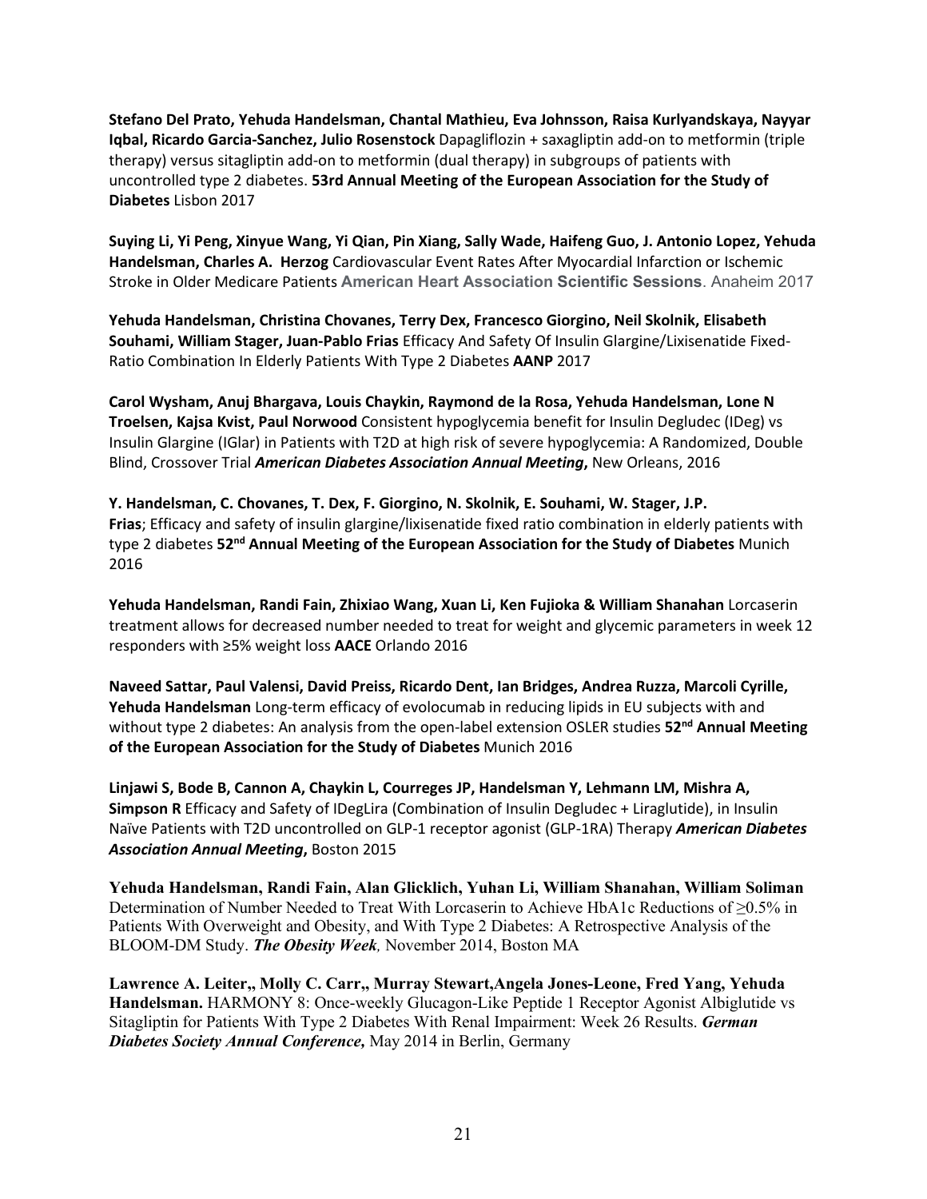**Stefano Del Prato, Yehuda Handelsman, Chantal Mathieu, Eva Johnsson, Raisa Kurlyandskaya, Nayyar Iqbal, Ricardo Garcia-Sanchez, Julio Rosenstock** Dapagliflozin + saxagliptin add-on to metformin (triple therapy) versus sitagliptin add-on to metformin (dual therapy) in subgroups of patients with uncontrolled type 2 diabetes. **53rd Annual Meeting of the European Association for the Study of Diabetes** Lisbon 2017

**Suying Li, Yi Peng, Xinyue Wang, Yi Qian, Pin Xiang, Sally Wade, Haifeng Guo, J. Antonio Lopez, Yehuda Handelsman, Charles A. Herzog** Cardiovascular Event Rates After Myocardial Infarction or Ischemic Stroke in Older Medicare Patients **American Heart Association Scientific Sessions**. Anaheim 2017

**Yehuda Handelsman, Christina Chovanes, Terry Dex, Francesco Giorgino, Neil Skolnik, Elisabeth Souhami, William Stager, Juan-Pablo Frias** Efficacy And Safety Of Insulin Glargine/Lixisenatide Fixed-Ratio Combination In Elderly Patients With Type 2 Diabetes **AANP** 2017

**Carol Wysham, Anuj Bhargava, Louis Chaykin, Raymond de la Rosa, Yehuda Handelsman, Lone N Troelsen, Kajsa Kvist, Paul Norwood** Consistent hypoglycemia benefit for Insulin Degludec (IDeg) vs Insulin Glargine (IGlar) in Patients with T2D at high risk of severe hypoglycemia: A Randomized, Double Blind, Crossover Trial ***American Diabetes Association Annual Meeting*****,** New Orleans, 2016

**Y. Handelsman, C. Chovanes, T. Dex, F. Giorgino, N. Skolnik, E. Souhami, W. Stager, J.P. Frias**; Efficacy and safety of insulin glargine/lixisenatide fixed ratio combination in elderly patients with type 2 diabetes **52nd Annual Meeting of the European Association for the Study of Diabetes** Munich 2016

**Yehuda Handelsman, Randi Fain, Zhixiao Wang, Xuan Li, Ken Fujioka & William Shanahan** Lorcaserin treatment allows for decreased number needed to treat for weight and glycemic parameters in week 12 responders with ≥5% weight loss **AACE** Orlando 2016

**Naveed Sattar, Paul Valensi, David Preiss, Ricardo Dent, Ian Bridges, Andrea Ruzza, Marcoli Cyrille, Yehuda Handelsman** Long-term efficacy of evolocumab in reducing lipids in EU subjects with and without type 2 diabetes: An analysis from the open-label extension OSLER studies **52nd Annual Meeting of the European Association for the Study of Diabetes** Munich 2016

**Linjawi S, Bode B, Cannon A, Chaykin L, Courreges JP, Handelsman Y, Lehmann LM, Mishra A, Simpson R** Efficacy and Safety of IDegLira (Combination of Insulin Degludec + Liraglutide), in Insulin Naïve Patients with T2D uncontrolled on GLP-1 receptor agonist (GLP-1RA) Therapy ***American Diabetes Association Annual Meeting*****,** Boston 2015

**Yehuda Handelsman, Randi Fain, Alan Glicklich, Yuhan Li, William Shanahan, William Soliman** Determination of Number Needed to Treat With Lorcaserin to Achieve HbA1c Reductions of ≥0.5% in Patients With Overweight and Obesity, and With Type 2 Diabetes: A Retrospective Analysis of the BLOOM-DM Study. ***The Obesity Week****,* November 2014, Boston MA

**Lawrence A. Leiter,, Molly C. Carr,, Murray Stewart,Angela Jones-Leone, Fred Yang, Yehuda Handelsman.** HARMONY 8: Once-weekly Glucagon-Like Peptide 1 Receptor Agonist Albiglutide vs Sitagliptin for Patients With Type 2 Diabetes With Renal Impairment: Week 26 Results. ***German Diabetes Society Annual Conference,*** May 2014 in Berlin, Germany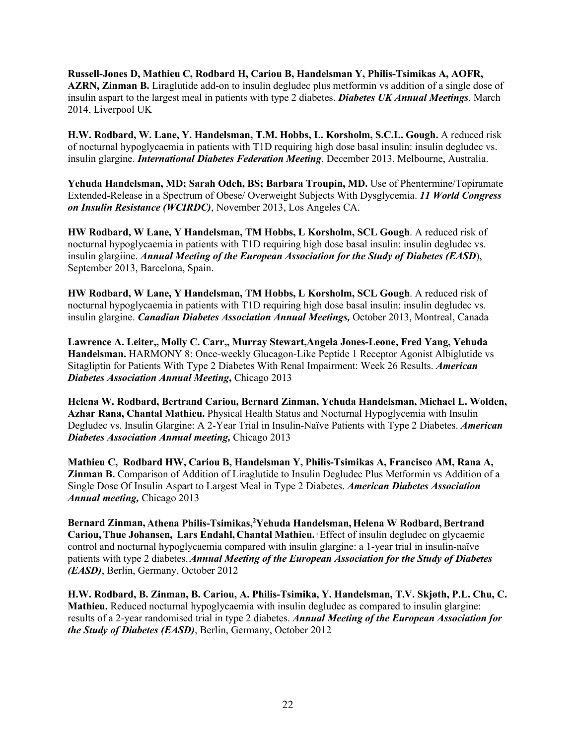**Russell-Jones D, Mathieu C, Rodbard H, Cariou B, Handelsman Y, Philis-Tsimikas A, AOFR, AZRN, Zinman B.** Liraglutide add-on to insulin degludec plus metformin vs addition of a single dose of insulin aspart to the largest meal in patients with type 2 diabetes. ***Diabetes UK Annual Meetings***, March 2014, Liverpool UK

**H.W. Rodbard, W. Lane, Y. Handelsman, T.M. Hobbs, L. Korsholm, S.C.L. Gough.** A reduced risk of nocturnal hypoglycaemia in patients with T1D requiring high dose basal insulin: insulin degludec vs. insulin glargine. ***International Diabetes Federation Meeting***, December 2013, Melbourne, Australia.

**Yehuda Handelsman, MD; Sarah Odeh, BS; Barbara Troupin, MD.** Use of Phentermine/Topiramate Extended-Release in a Spectrum of Obese/ Overweight Subjects With Dysglycemia. ***11 World Congress on Insulin Resistance (WCIRDC)***, November 2013, Los Angeles CA.

**HW Rodbard, W Lane, Y Handelsman, TM Hobbs, L Korsholm, SCL Gough**. A reduced risk of nocturnal hypoglycaemia in patients with T1D requiring high dose basal insulin: insulin degludec vs. insulin glargiine. ***Annual Meeting of the European Association for the Study of Diabetes (EASD***), September 2013, Barcelona, Spain.

**HW Rodbard, W Lane, Y Handelsman, TM Hobbs, L Korsholm, SCL Gough**. A reduced risk of nocturnal hypoglycaemia in patients with T1D requiring high dose basal insulin: insulin degludec vs. insulin glargine. ***Canadian Diabetes Association Annual Meetings,*** October 2013, Montreal, Canada

**Lawrence A. Leiter,, Molly C. Carr,, Murray Stewart,Angela Jones-Leone, Fred Yang, Yehuda Handelsman.** HARMONY 8: Once-weekly Glucagon-Like Peptide 1 Receptor Agonist Albiglutide vs Sitagliptin for Patients With Type 2 Diabetes With Renal Impairment: Week 26 Results. ***American Diabetes Association Annual Meeting*****,** Chicago 2013

**Helena W. Rodbard, Bertrand Cariou, Bernard Zinman, Yehuda Handelsman, Michael L. Wolden, Azhar Rana, Chantal Mathieu.** Physical Health Status and Nocturnal Hypoglycemia with Insulin Degludec vs. Insulin Glargine: A 2-Year Trial in Insulin-Naïve Patients with Type 2 Diabetes. ***American Diabetes Association Annual meeting,*** Chicago 2013

**Mathieu C, Rodbard HW, Cariou B, Handelsman Y, Philis-Tsimikas A, Francisco AM, Rana A, Zinman B.** Comparison of Addition of Liraglutide to Insulin Degludec Plus Metformin vs Addition of a Single Dose Of Insulin Aspart to Largest Meal in Type 2 Diabetes. ***American Diabetes Association Annual meeting,*** Chicago 2013

**Bernard Zinman, Athena Philis-Tsimikas,[2]Yehuda Handelsman, Helena W Rodbard, Bertrand Cariou, Thue Johansen, Lars Endahl, Chantal Mathieu.** Effect of insulin degludec on glycaemic control and nocturnal hypoglycaemia compared with insulin glargine: a 1-year trial in insulin-naïve patients with type 2 diabetes. ***Annual Meeting of the European Association for the Study of Diabetes (EASD)***, Berlin, Germany, October 2012

**H.W. Rodbard, B. Zinman, B. Cariou, A. Philis-Tsimika, Y. Handelsman, T.V. Skjøth, P.L. Chu, C. Mathieu.** Reduced nocturnal hypoglycaemia with insulin degludec as compared to insulin glargine: results of a 2-year randomised trial in type 2 diabetes. ***Annual Meeting of the European Association for the Study of Diabetes (EASD)***, Berlin, Germany, October 2012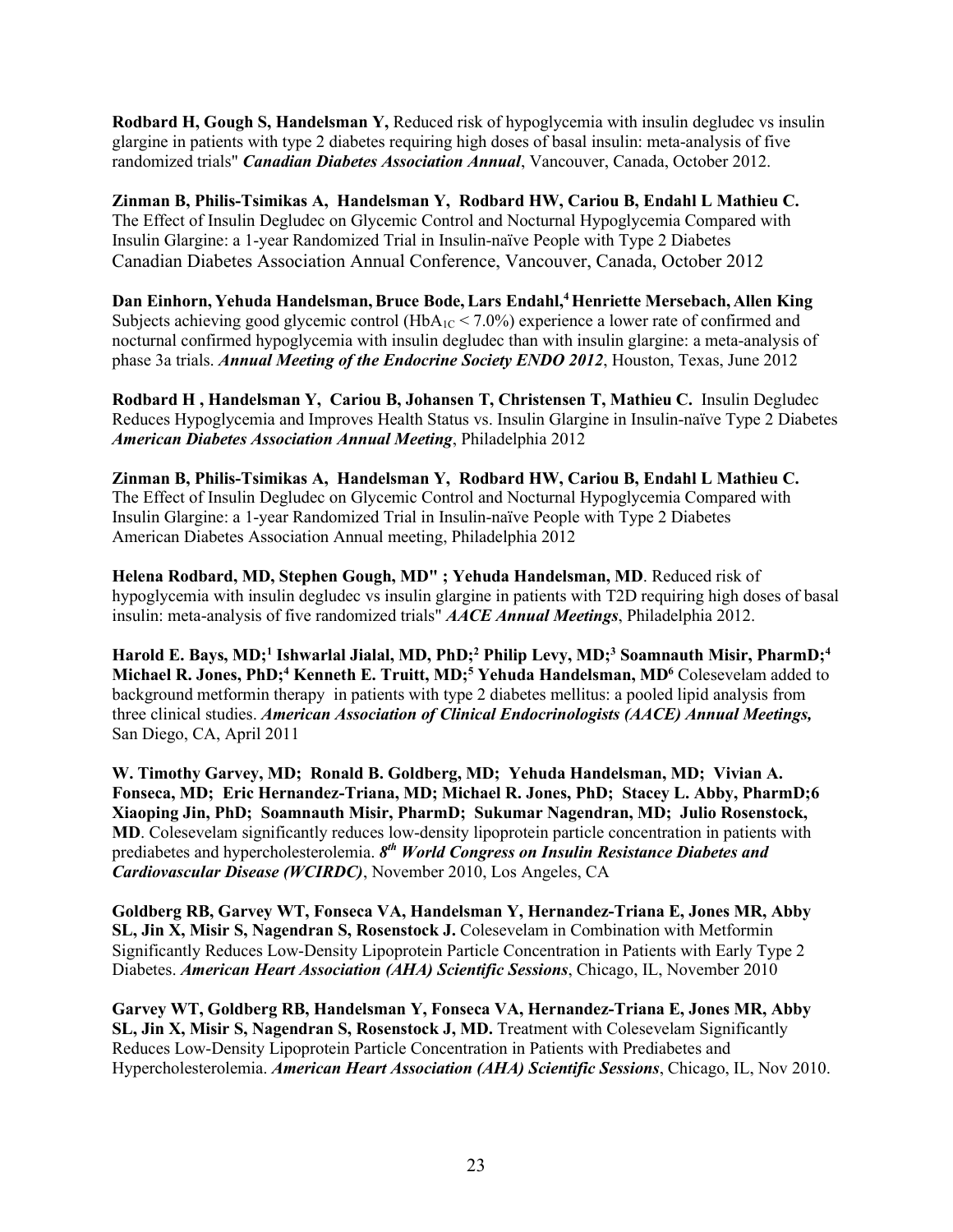**Rodbard H, Gough S, Handelsman Y,** Reduced risk of hypoglycemia with insulin degludec vs insulin glargine in patients with type 2 diabetes requiring high doses of basal insulin: meta-analysis of five randomized trials" ***Canadian Diabetes Association Annual***, Vancouver, Canada, October 2012.

**Zinman B, Philis-Tsimikas A, Handelsman Y, Rodbard HW, Cariou B, Endahl L Mathieu C.** The Effect of Insulin Degludec on Glycemic Control and Nocturnal Hypoglycemia Compared with Insulin Glargine: a 1-year Randomized Trial in Insulin-naïve People with Type 2 Diabetes Canadian Diabetes Association Annual Conference, Vancouver, Canada, October 2012

**Dan Einhorn, Yehuda Handelsman, Bruce Bode, Lars Endahl,[4] Henriette Mersebach, Allen King** Subjects achieving good glycemic control ($HbA_{1C}$ < 7.0%) experience a lower rate of confirmed and nocturnal confirmed hypoglycemia with insulin degludec than with insulin glargine: a meta-analysis of phase 3a trials. ***Annual Meeting of the Endocrine Society ENDO 2012***, Houston, Texas, June 2012

**Rodbard H , Handelsman Y, Cariou B, Johansen T, Christensen T, Mathieu C.** Insulin Degludec Reduces Hypoglycemia and Improves Health Status vs. Insulin Glargine in Insulin-naïve Type 2 Diabetes ***American Diabetes Association Annual Meeting***, Philadelphia 2012

**Zinman B, Philis-Tsimikas A, Handelsman Y, Rodbard HW, Cariou B, Endahl L Mathieu C.** The Effect of Insulin Degludec on Glycemic Control and Nocturnal Hypoglycemia Compared with Insulin Glargine: a 1-year Randomized Trial in Insulin-naïve People with Type 2 Diabetes American Diabetes Association Annual meeting, Philadelphia 2012

**Helena Rodbard, MD, Stephen Gough, MD" ; Yehuda Handelsman, MD**. Reduced risk of hypoglycemia with insulin degludec vs insulin glargine in patients with T2D requiring high doses of basal insulin: meta-analysis of five randomized trials" ***AACE Annual Meetings***, Philadelphia 2012.

**Harold E. Bays, MD;[1] Ishwarlal Jialal, MD, PhD;[2] Philip Levy, MD;[3] Soamnauth Misir, PharmD;[4] Michael R. Jones, PhD;[4] Kenneth E. Truitt, MD;[5] Yehuda Handelsman, MD[6]** Colesevelam added to background metformin therapy in patients with type 2 diabetes mellitus: a pooled lipid analysis from three clinical studies. ***American Association of Clinical Endocrinologists (AACE) Annual Meetings,*** San Diego, CA, April 2011

**W. Timothy Garvey, MD; Ronald B. Goldberg, MD; Yehuda Handelsman, MD; Vivian A. Fonseca, MD; Eric Hernandez-Triana, MD; Michael R. Jones, PhD; Stacey L. Abby, PharmD;6 Xiaoping Jin, PhD; Soamnauth Misir, PharmD; Sukumar Nagendran, MD; Julio Rosenstock, MD**. Colesevelam significantly reduces low-density lipoprotein particle concentration in patients with prediabetes and hypercholesterolemia. ***8th World Congress on Insulin Resistance Diabetes and Cardiovascular Disease (WCIRDC)***, November 2010, Los Angeles, CA

**Goldberg RB, Garvey WT, Fonseca VA, Handelsman Y, Hernandez-Triana E, Jones MR, Abby SL, Jin X, Misir S, Nagendran S, Rosenstock J.** Colesevelam in Combination with Metformin Significantly Reduces Low-Density Lipoprotein Particle Concentration in Patients with Early Type 2 Diabetes. ***American Heart Association (AHA) Scientific Sessions***, Chicago, IL, November 2010

**Garvey WT, Goldberg RB, Handelsman Y, Fonseca VA, Hernandez-Triana E, Jones MR, Abby SL, Jin X, Misir S, Nagendran S, Rosenstock J, MD.** Treatment with Colesevelam Significantly Reduces Low-Density Lipoprotein Particle Concentration in Patients with Prediabetes and Hypercholesterolemia. ***American Heart Association (AHA) Scientific Sessions***, Chicago, IL, Nov 2010.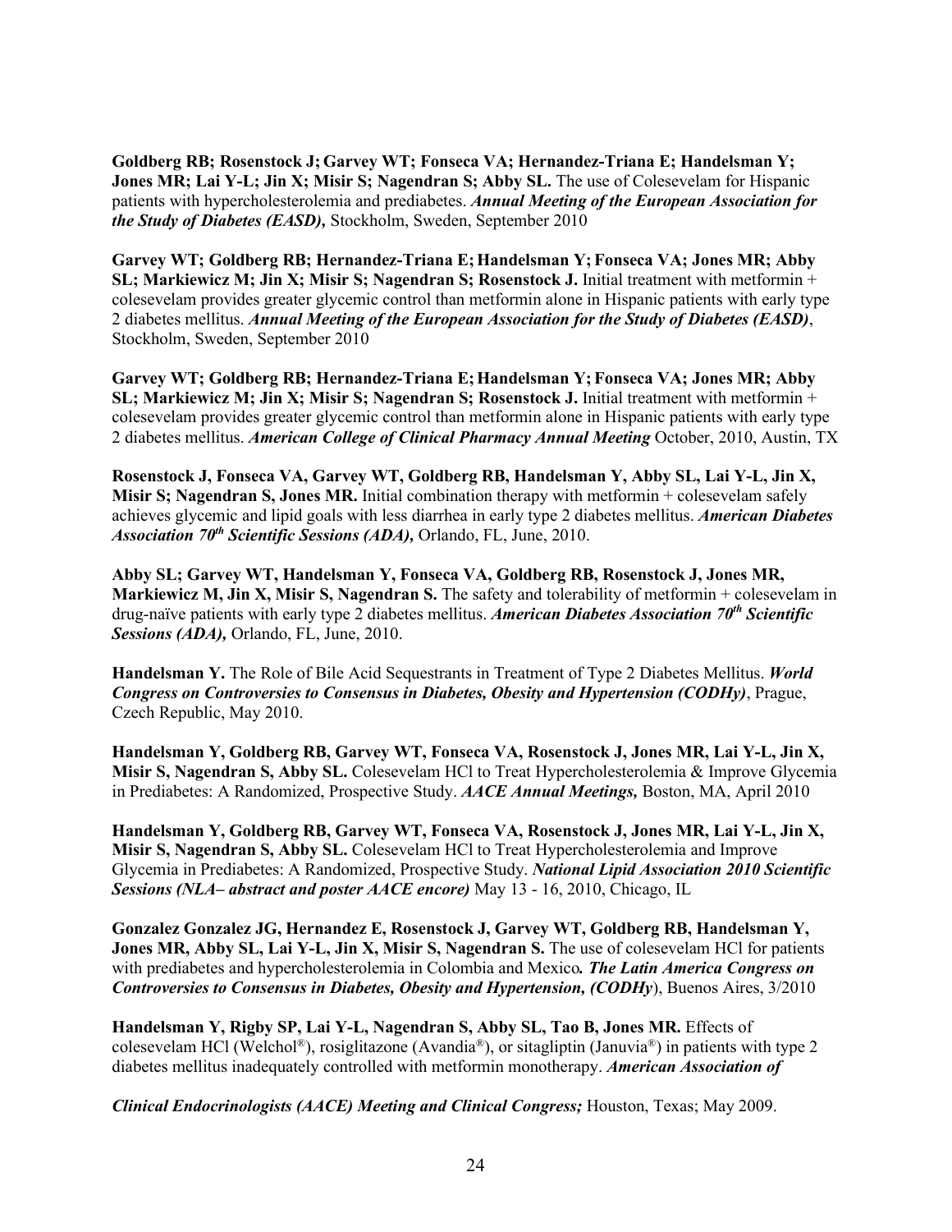**Goldberg RB; Rosenstock J; Garvey WT; Fonseca VA; Hernandez-Triana E; Handelsman Y; Jones MR; Lai Y-L; Jin X; Misir S; Nagendran S; Abby SL.** The use of Colesevelam for Hispanic patients with hypercholesterolemia and prediabetes. ***Annual Meeting of the European Association for the Study of Diabetes (EASD),*** Stockholm, Sweden, September 2010

**Garvey WT; Goldberg RB; Hernandez-Triana E; Handelsman Y; Fonseca VA; Jones MR; Abby SL; Markiewicz M; Jin X; Misir S; Nagendran S; Rosenstock J.** Initial treatment with metformin + colesevelam provides greater glycemic control than metformin alone in Hispanic patients with early type 2 diabetes mellitus. ***Annual Meeting of the European Association for the Study of Diabetes (EASD)***, Stockholm, Sweden, September 2010

**Garvey WT; Goldberg RB; Hernandez-Triana E; Handelsman Y; Fonseca VA; Jones MR; Abby SL; Markiewicz M; Jin X; Misir S; Nagendran S; Rosenstock J.** Initial treatment with metformin + colesevelam provides greater glycemic control than metformin alone in Hispanic patients with early type 2 diabetes mellitus. ***American College of Clinical Pharmacy Annual Meeting*** October, 2010, Austin, TX

**Rosenstock J, Fonseca VA, Garvey WT, Goldberg RB, Handelsman Y, Abby SL, Lai Y-L, Jin X, Misir S; Nagendran S, Jones MR.** Initial combination therapy with metformin + colesevelam safely achieves glycemic and lipid goals with less diarrhea in early type 2 diabetes mellitus. ***American Diabetes Association 70th Scientific Sessions (ADA),*** Orlando, FL, June, 2010.

**Abby SL; Garvey WT, Handelsman Y, Fonseca VA, Goldberg RB, Rosenstock J, Jones MR, Markiewicz M, Jin X, Misir S, Nagendran S.** The safety and tolerability of metformin + colesevelam in drug-naïve patients with early type 2 diabetes mellitus. ***American Diabetes Association 70th Scientific Sessions (ADA),*** Orlando, FL, June, 2010.

**Handelsman Y.** The Role of Bile Acid Sequestrants in Treatment of Type 2 Diabetes Mellitus. ***World Congress on Controversies to Consensus in Diabetes, Obesity and Hypertension (CODHy)***, Prague, Czech Republic, May 2010.

**Handelsman Y, Goldberg RB, Garvey WT, Fonseca VA, Rosenstock J, Jones MR, Lai Y-L, Jin X, Misir S, Nagendran S, Abby SL.** Colesevelam HCl to Treat Hypercholesterolemia & Improve Glycemia in Prediabetes: A Randomized, Prospective Study. ***AACE Annual Meetings,*** Boston, MA, April 2010

**Handelsman Y, Goldberg RB, Garvey WT, Fonseca VA, Rosenstock J, Jones MR, Lai Y-L, Jin X, Misir S, Nagendran S, Abby SL.** Colesevelam HCl to Treat Hypercholesterolemia and Improve Glycemia in Prediabetes: A Randomized, Prospective Study. ***National Lipid Association 2010 Scientific Sessions (NLA– abstract and poster AACE encore)*** May 13 - 16, 2010, Chicago, IL

**Gonzalez Gonzalez JG, Hernandez E, Rosenstock J, Garvey WT, Goldberg RB, Handelsman Y, Jones MR, Abby SL, Lai Y-L, Jin X, Misir S, Nagendran S.** The use of colesevelam HCl for patients with prediabetes and hypercholesterolemia in Colombia and Mexico***. The Latin America Congress on Controversies to Consensus in Diabetes, Obesity and Hypertension, (CODHy***), Buenos Aires, 3/2010

**Handelsman Y, Rigby SP, Lai Y-L, Nagendran S, Abby SL, Tao B, Jones MR.** Effects of colesevelam HCl (Welchol®), rosiglitazone (Avandia®), or sitagliptin (Januvia®) in patients with type 2 diabetes mellitus inadequately controlled with metformin monotherapy. ***American Association of Clinical Endocrinologists (AACE) Meeting and Clinical Congress;*** Houston, Texas; May 2009.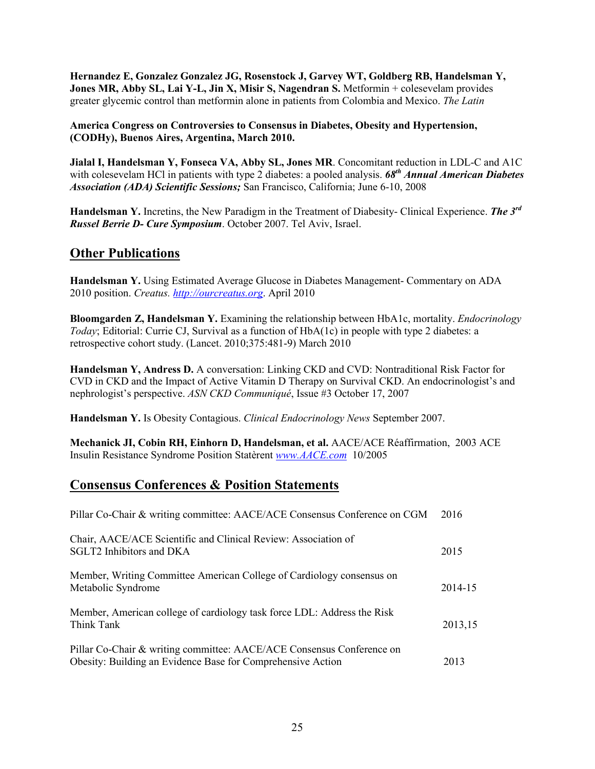**Hernandez E, Gonzalez Gonzalez JG, Rosenstock J, Garvey WT, Goldberg RB, Handelsman Y, Jones MR, Abby SL, Lai Y-L, Jin X, Misir S, Nagendran S.** Metformin + colesevelam provides greater glycemic control than metformin alone in patients from Colombia and Mexico. *The Latin*

**America Congress on Controversies to Consensus in Diabetes, Obesity and Hypertension, (CODHy), Buenos Aires, Argentina, March 2010.**

**Jialal I, Handelsman Y, Fonseca VA, Abby SL, Jones MR**. Concomitant reduction in LDL-C and A1C with colesevelam HCl in patients with type 2 diabetes: a pooled analysis. ***68th Annual American Diabetes Association (ADA) Scientific Sessions;*** San Francisco, California; June 6-10, 2008

**Handelsman Y.** Incretins, the New Paradigm in the Treatment of Diabesity- Clinical Experience. ***The 3rd Russel Berrie D- Cure Symposium***. October 2007. Tel Aviv, Israel.

## Other Publications

**Handelsman Y.** Using Estimated Average Glucose in Diabetes Management- Commentary on ADA 2010 position. *Creatus.* http://ourcreatus.org. April 2010

**Bloomgarden Z, Handelsman Y.** Examining the relationship between HbA1c, mortality. *Endocrinology Today*; Editorial: Currie CJ, Survival as a function of HbA(1c) in people with type 2 diabetes: a retrospective cohort study. (Lancet. 2010;375:481-9) March 2010

**Handelsman Y, Andress D.** A conversation: Linking CKD and CVD: Nontraditional Risk Factor for CVD in CKD and the Impact of Active Vitamin D Therapy on Survival CKD. An endocrinologist's and nephrologist's perspective. *ASN CKD Communiqué*, Issue #3 October 17, 2007

**Handelsman Y.** Is Obesity Contagious. *Clinical Endocrinology News* September 2007.

**Mechanick JI, Cobin RH, Einhorn D, Handelsman, et al.** AACE/ACE Réaffirmation, 2003 ACE Insulin Resistance Syndrome Position Statèrent www.AACE.com 10/2005

## Consensus Conferences & Position Statements

| | |
|---|---|
| Pillar Co-Chair & writing committee: AACE/ACE Consensus Conference on CGM | 2016 |
| Chair, AACE/ACE Scientific and Clinical Review: Association of SGLT2 Inhibitors and DKA | 2015 |
| Member, Writing Committee American College of Cardiology consensus on Metabolic Syndrome | 2014-15 |
| Member, American college of cardiology task force LDL: Address the Risk Think Tank | 2013,15 |
| Pillar Co-Chair & writing committee: AACE/ACE Consensus Conference on Obesity: Building an Evidence Base for Comprehensive Action | 2013 |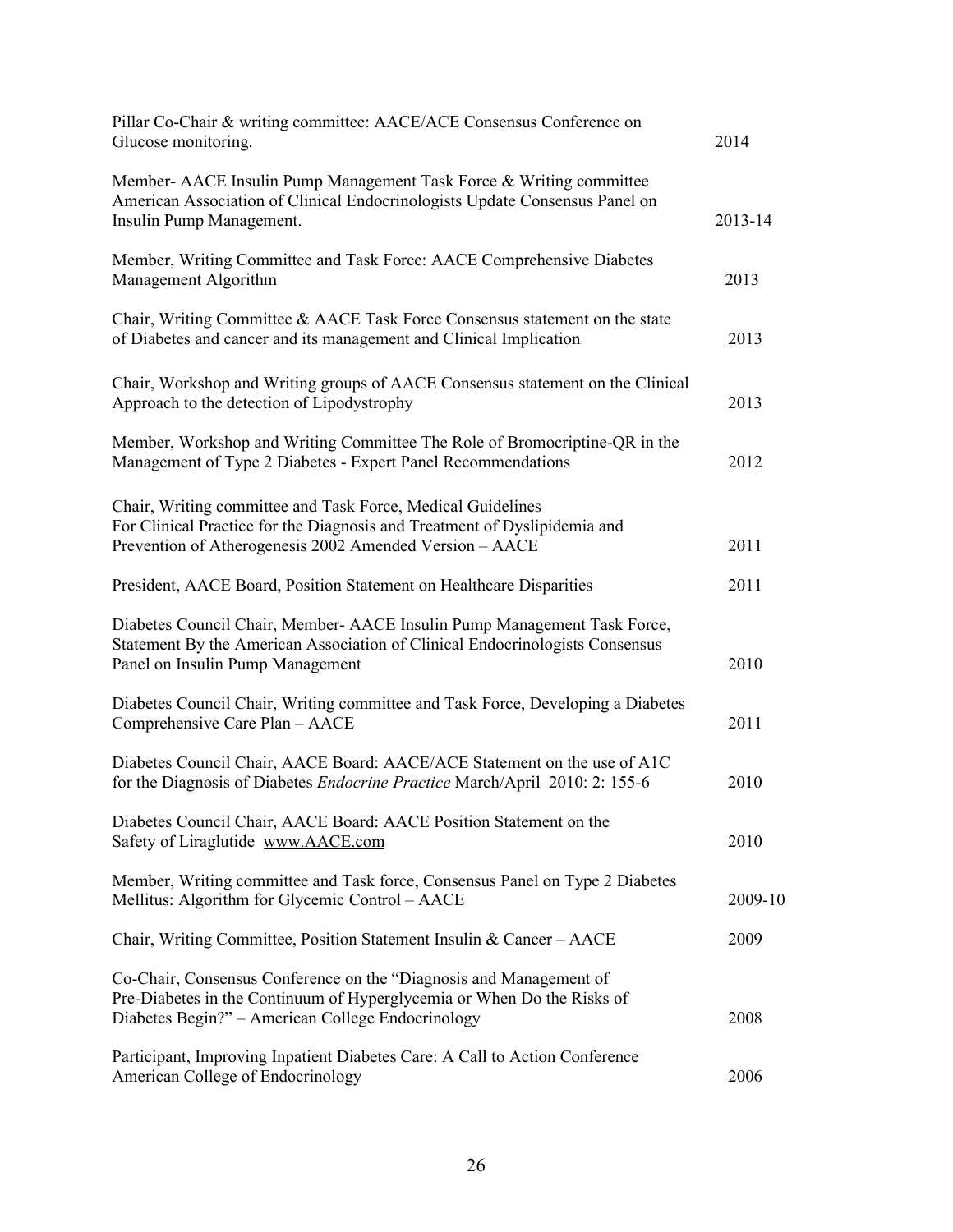| | |
|---|---|
| Pillar Co-Chair & writing committee: AACE/ACE Consensus Conference on Glucose monitoring. | 2014 |
| Member- AACE Insulin Pump Management Task Force & Writing committee American Association of Clinical Endocrinologists Update Consensus Panel on Insulin Pump Management. | 2013-14 |
| Member, Writing Committee and Task Force: AACE Comprehensive Diabetes Management Algorithm | 2013 |
| Chair, Writing Committee & AACE Task Force Consensus statement on the state of Diabetes and cancer and its management and Clinical Implication | 2013 |
| Chair, Workshop and Writing groups of AACE Consensus statement on the Clinical Approach to the detection of Lipodystrophy | 2013 |
| Member, Workshop and Writing Committee The Role of Bromocriptine-QR in the Management of Type 2 Diabetes - Expert Panel Recommendations | 2012 |
| Chair, Writing committee and Task Force, Medical Guidelines For Clinical Practice for the Diagnosis and Treatment of Dyslipidemia and Prevention of Atherogenesis 2002 Amended Version – AACE | 2011 |
| President, AACE Board, Position Statement on Healthcare Disparities | 2011 |
| Diabetes Council Chair, Member- AACE Insulin Pump Management Task Force, Statement By the American Association of Clinical Endocrinologists Consensus Panel on Insulin Pump Management | 2010 |
| Diabetes Council Chair, Writing committee and Task Force, Developing a Diabetes Comprehensive Care Plan – AACE | 2011 |
| Diabetes Council Chair, AACE Board: AACE/ACE Statement on the use of A1C for the Diagnosis of Diabetes *Endocrine Practice* March/April 2010: 2: 155-6 | 2010 |
| Diabetes Council Chair, AACE Board: AACE Position Statement on the Safety of Liraglutide www.AACE.com | 2010 |
| Member, Writing committee and Task force, Consensus Panel on Type 2 Diabetes Mellitus: Algorithm for Glycemic Control – AACE | 2009-10 |
| Chair, Writing Committee, Position Statement Insulin & Cancer – AACE | 2009 |
| Co-Chair, Consensus Conference on the "Diagnosis and Management of Pre-Diabetes in the Continuum of Hyperglycemia or When Do the Risks of Diabetes Begin?" – American College Endocrinology | 2008 |
| Participant, Improving Inpatient Diabetes Care: A Call to Action Conference American College of Endocrinology | 2006 |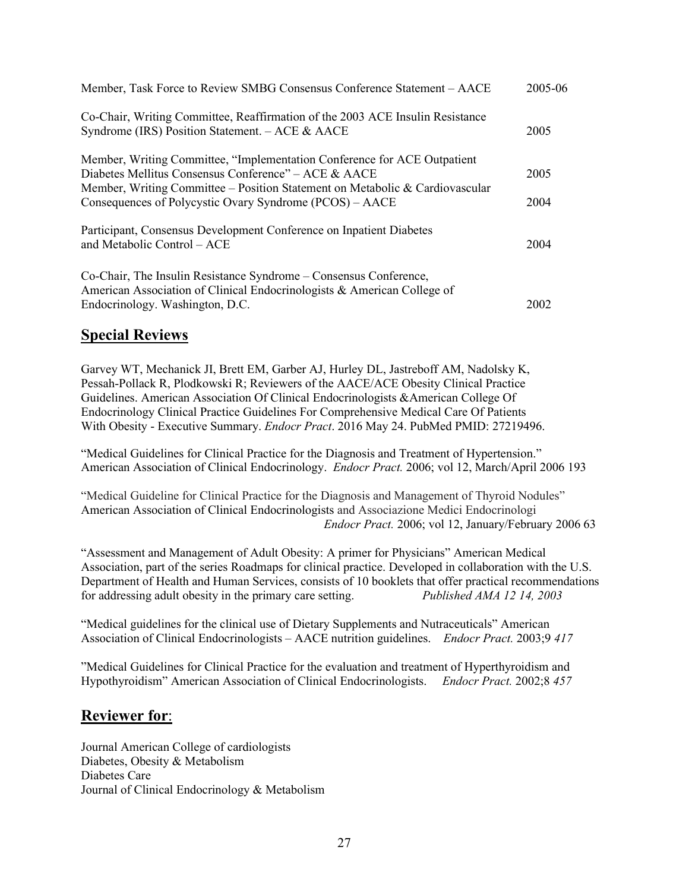| | |
|---|---|
| Member, Task Force to Review SMBG Consensus Conference Statement – AACE | 2005-06 |
| Co-Chair, Writing Committee, Reaffirmation of the 2003 ACE Insulin Resistance Syndrome (IRS) Position Statement. – ACE & AACE | 2005 |
| Member, Writing Committee, "Implementation Conference for ACE Outpatient Diabetes Mellitus Consensus Conference" – ACE & AACE | 2005 |
| Member, Writing Committee – Position Statement on Metabolic & Cardiovascular Consequences of Polycystic Ovary Syndrome (PCOS) – AACE | 2004 |
| Participant, Consensus Development Conference on Inpatient Diabetes and Metabolic Control – ACE | 2004 |
| Co-Chair, The Insulin Resistance Syndrome – Consensus Conference, American Association of Clinical Endocrinologists & American College of Endocrinology. Washington, D.C. | 2002 |

## Special Reviews

Garvey WT, Mechanick JI, Brett EM, Garber AJ, Hurley DL, Jastreboff AM, Nadolsky K, Pessah-Pollack R, Plodkowski R; Reviewers of the AACE/ACE Obesity Clinical Practice Guidelines. American Association Of Clinical Endocrinologists &American College Of Endocrinology Clinical Practice Guidelines For Comprehensive Medical Care Of Patients With Obesity - Executive Summary. *Endocr Pract*. 2016 May 24. PubMed PMID: 27219496.

"Medical Guidelines for Clinical Practice for the Diagnosis and Treatment of Hypertension." American Association of Clinical Endocrinology. *Endocr Pract.* 2006; vol 12, March/April 2006 193

"Medical Guideline for Clinical Practice for the Diagnosis and Management of Thyroid Nodules" American Association of Clinical Endocrinologists and Associazione Medici Endocrinologi *Endocr Pract.* 2006; vol 12, January/February 2006 63

"Assessment and Management of Adult Obesity: A primer for Physicians" American Medical Association, part of the series Roadmaps for clinical practice. Developed in collaboration with the U.S. Department of Health and Human Services, consists of 10 booklets that offer practical recommendations for addressing adult obesity in the primary care setting. *Published AMA 12 14, 2003*

"Medical guidelines for the clinical use of Dietary Supplements and Nutraceuticals" American Association of Clinical Endocrinologists – AACE nutrition guidelines. *Endocr Pract.* 2003;9 *417*

"Medical Guidelines for Clinical Practice for the evaluation and treatment of Hyperthyroidism and Hypothyroidism" American Association of Clinical Endocrinologists. *Endocr Pract.* 2002;8 *457*

## Reviewer for:

Journal American College of cardiologists
Diabetes, Obesity & Metabolism
Diabetes Care
Journal of Clinical Endocrinology & Metabolism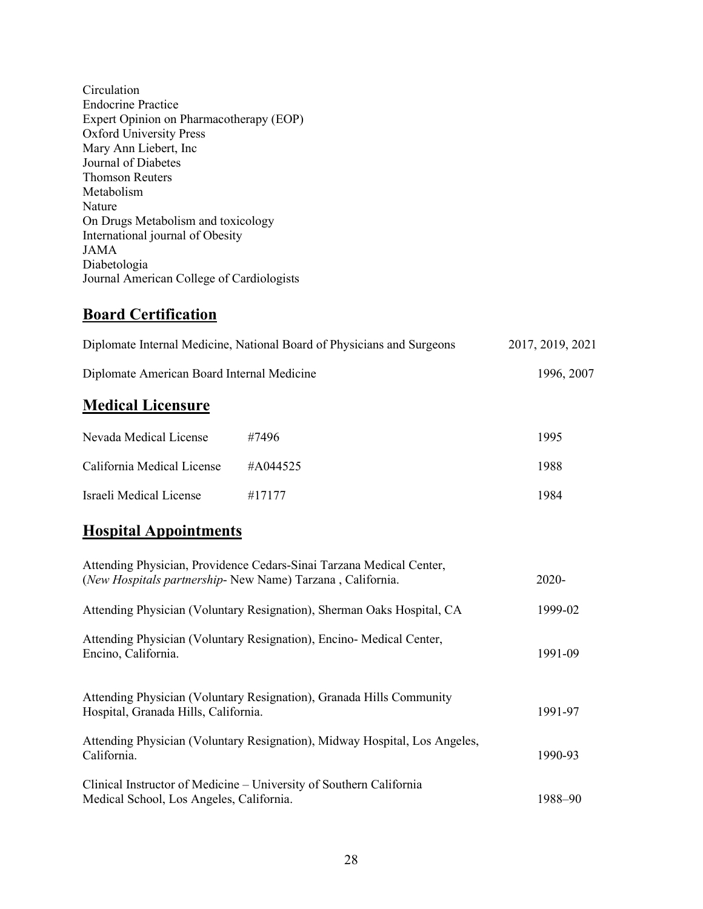Circulation
Endocrine Practice
Expert Opinion on Pharmacotherapy (EOP)
Oxford University Press
Mary Ann Liebert, Inc
Journal of Diabetes
Thomson Reuters
Metabolism
Nature
On Drugs Metabolism and toxicology
International journal of Obesity
JAMA
Diabetologia
Journal American College of Cardiologists

## **Board Certification**

| | |
|---|---|
| Diplomate Internal Medicine, National Board of Physicians and Surgeons | 2017, 2019, 2021 |
| Diplomate American Board Internal Medicine | 1996, 2007 |

## **Medical Licensure**

| | | |
|---|---|---|
| Nevada Medical License | #7496 | 1995 |
| California Medical License | #A044525 | 1988 |
| Israeli Medical License | #17177 | 1984 |

## **Hospital Appointments**

| | |
|---|---|
| Attending Physician, Providence Cedars-Sinai Tarzana Medical Center, (*New Hospitals partnership*- New Name) Tarzana , California. | 2020- |
| Attending Physician (Voluntary Resignation), Sherman Oaks Hospital, CA | 1999-02 |
| Attending Physician (Voluntary Resignation), Encino- Medical Center, Encino, California. | 1991-09 |
| Attending Physician (Voluntary Resignation), Granada Hills Community Hospital, Granada Hills, California. | 1991-97 |
| Attending Physician (Voluntary Resignation), Midway Hospital, Los Angeles, California. | 1990-93 |
| Clinical Instructor of Medicine – University of Southern California Medical School, Los Angeles, California. | 1988–90 |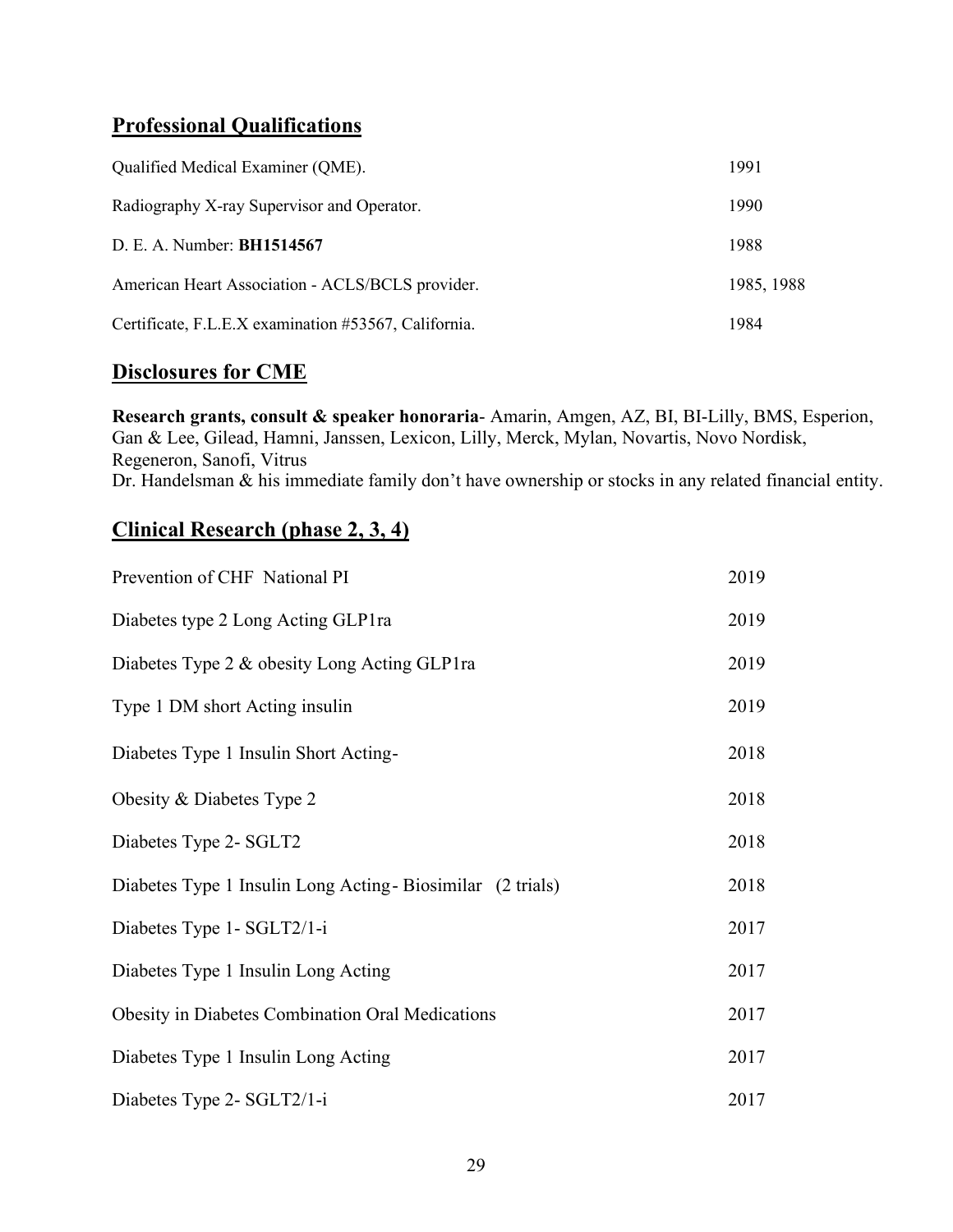## Professional Qualifications

| | |
|---|---|
| Qualified Medical Examiner (QME). | 1991 |
| Radiography X-ray Supervisor and Operator. | 1990 |
| D. E. A. Number: **BH1514567** | 1988 |
| American Heart Association - ACLS/BCLS provider. | 1985, 1988 |
| Certificate, F.L.E.X examination #53567, California. | 1984 |

## Disclosures for CME

**Research grants, consult & speaker honoraria**- Amarin, Amgen, AZ, BI, BI-Lilly, BMS, Esperion, Gan & Lee, Gilead, Hamni, Janssen, Lexicon, Lilly, Merck, Mylan, Novartis, Novo Nordisk, Regeneron, Sanofi, Vitrus
Dr. Handelsman & his immediate family don't have ownership or stocks in any related financial entity.

## Clinical Research (phase 2, 3, 4)

| | |
|---|---|
| Prevention of CHF National PI | 2019 |
| Diabetes type 2 Long Acting GLP1ra | 2019 |
| Diabetes Type 2 & obesity Long Acting GLP1ra | 2019 |
| Type 1 DM short Acting insulin | 2019 |
| Diabetes Type 1 Insulin Short Acting- | 2018 |
| Obesity & Diabetes Type 2 | 2018 |
| Diabetes Type 2- SGLT2 | 2018 |
| Diabetes Type 1 Insulin Long Acting- Biosimilar (2 trials) | 2018 |
| Diabetes Type 1- SGLT2/1-i | 2017 |
| Diabetes Type 1 Insulin Long Acting | 2017 |
| Obesity in Diabetes Combination Oral Medications | 2017 |
| Diabetes Type 1 Insulin Long Acting | 2017 |
| Diabetes Type 2- SGLT2/1-i | 2017 |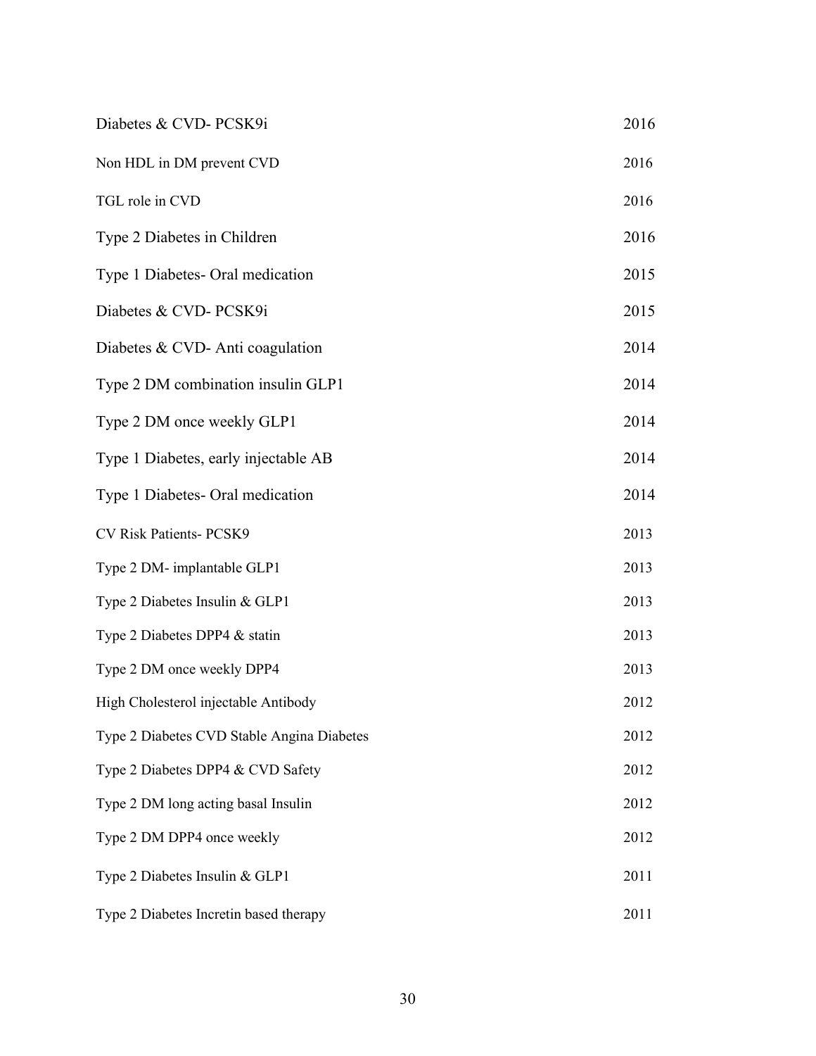| | |
|---|---|
| Diabetes & CVD- PCSK9i | 2016 |
| Non HDL in DM prevent CVD | 2016 |
| TGL role in CVD | 2016 |
| Type 2 Diabetes in Children | 2016 |
| Type 1 Diabetes- Oral medication | 2015 |
| Diabetes & CVD- PCSK9i | 2015 |
| Diabetes & CVD- Anti coagulation | 2014 |
| Type 2 DM combination insulin GLP1 | 2014 |
| Type 2 DM once weekly GLP1 | 2014 |
| Type 1 Diabetes, early injectable AB | 2014 |
| Type 1 Diabetes- Oral medication | 2014 |
| CV Risk Patients- PCSK9 | 2013 |
| Type 2 DM- implantable GLP1 | 2013 |
| Type 2 Diabetes Insulin & GLP1 | 2013 |
| Type 2 Diabetes DPP4 & statin | 2013 |
| Type 2 DM once weekly DPP4 | 2013 |
| High Cholesterol injectable Antibody | 2012 |
| Type 2 Diabetes CVD Stable Angina Diabetes | 2012 |
| Type 2 Diabetes DPP4 & CVD Safety | 2012 |
| Type 2 DM long acting basal Insulin | 2012 |
| Type 2 DM DPP4 once weekly | 2012 |
| Type 2 Diabetes Insulin & GLP1 | 2011 |
| Type 2 Diabetes Incretin based therapy | 2011 |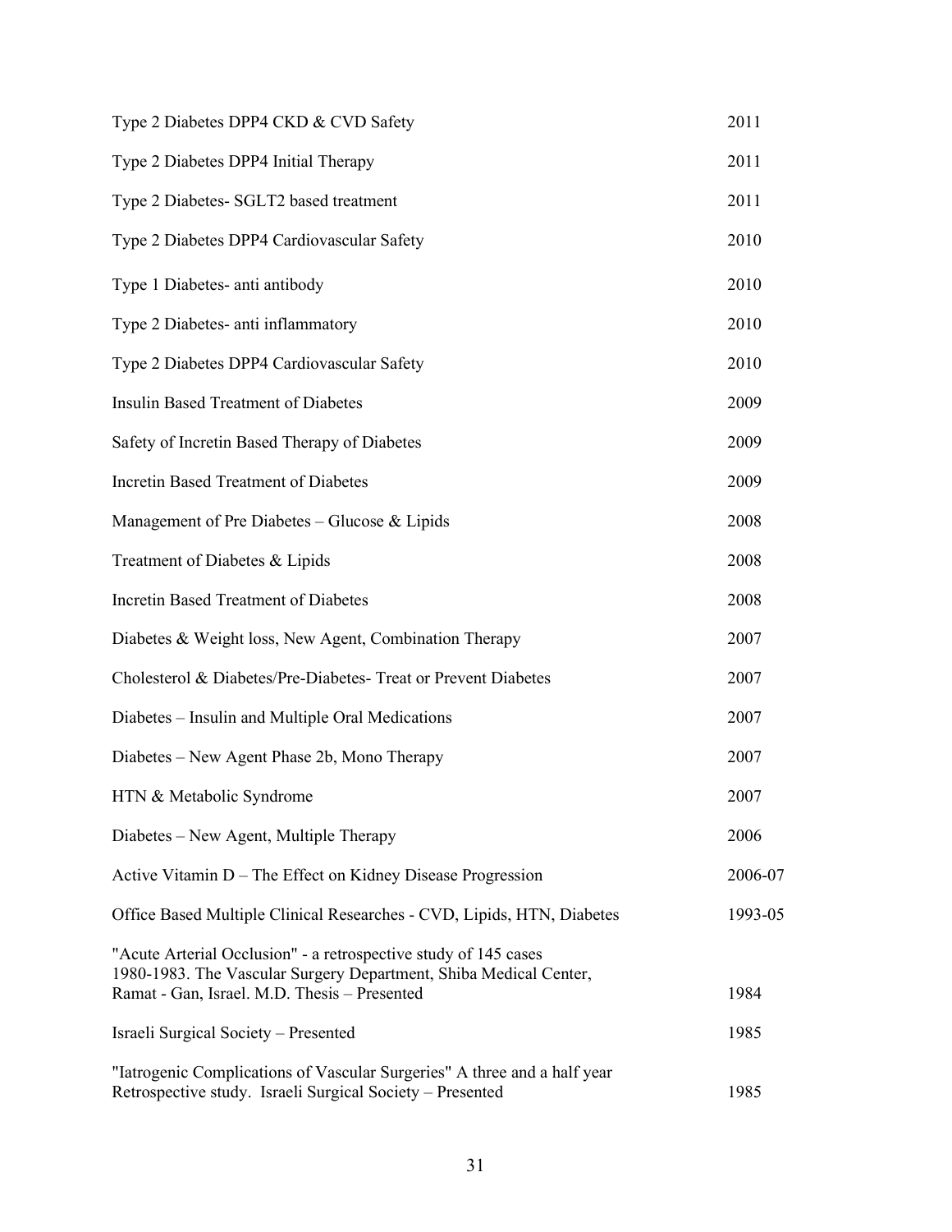| | |
|---|---|
| Type 2 Diabetes DPP4 CKD & CVD Safety | 2011 |
| Type 2 Diabetes DPP4 Initial Therapy | 2011 |
| Type 2 Diabetes- SGLT2 based treatment | 2011 |
| Type 2 Diabetes DPP4 Cardiovascular Safety | 2010 |
| Type 1 Diabetes- anti antibody | 2010 |
| Type 2 Diabetes- anti inflammatory | 2010 |
| Type 2 Diabetes DPP4 Cardiovascular Safety | 2010 |
| Insulin Based Treatment of Diabetes | 2009 |
| Safety of Incretin Based Therapy of Diabetes | 2009 |
| Incretin Based Treatment of Diabetes | 2009 |
| Management of Pre Diabetes – Glucose & Lipids | 2008 |
| Treatment of Diabetes & Lipids | 2008 |
| Incretin Based Treatment of Diabetes | 2008 |
| Diabetes & Weight loss, New Agent, Combination Therapy | 2007 |
| Cholesterol & Diabetes/Pre-Diabetes- Treat or Prevent Diabetes | 2007 |
| Diabetes – Insulin and Multiple Oral Medications | 2007 |
| Diabetes – New Agent Phase 2b, Mono Therapy | 2007 |
| HTN & Metabolic Syndrome | 2007 |
| Diabetes – New Agent, Multiple Therapy | 2006 |
| Active Vitamin D – The Effect on Kidney Disease Progression | 2006-07 |
| Office Based Multiple Clinical Researches - CVD, Lipids, HTN, Diabetes | 1993-05 |
| "Acute Arterial Occlusion" - a retrospective study of 145 cases 1980-1983. The Vascular Surgery Department, Shiba Medical Center, Ramat - Gan, Israel. M.D. Thesis – Presented | 1984 |
| Israeli Surgical Society – Presented | 1985 |
| "Iatrogenic Complications of Vascular Surgeries" A three and a half year Retrospective study. Israeli Surgical Society – Presented | 1985 |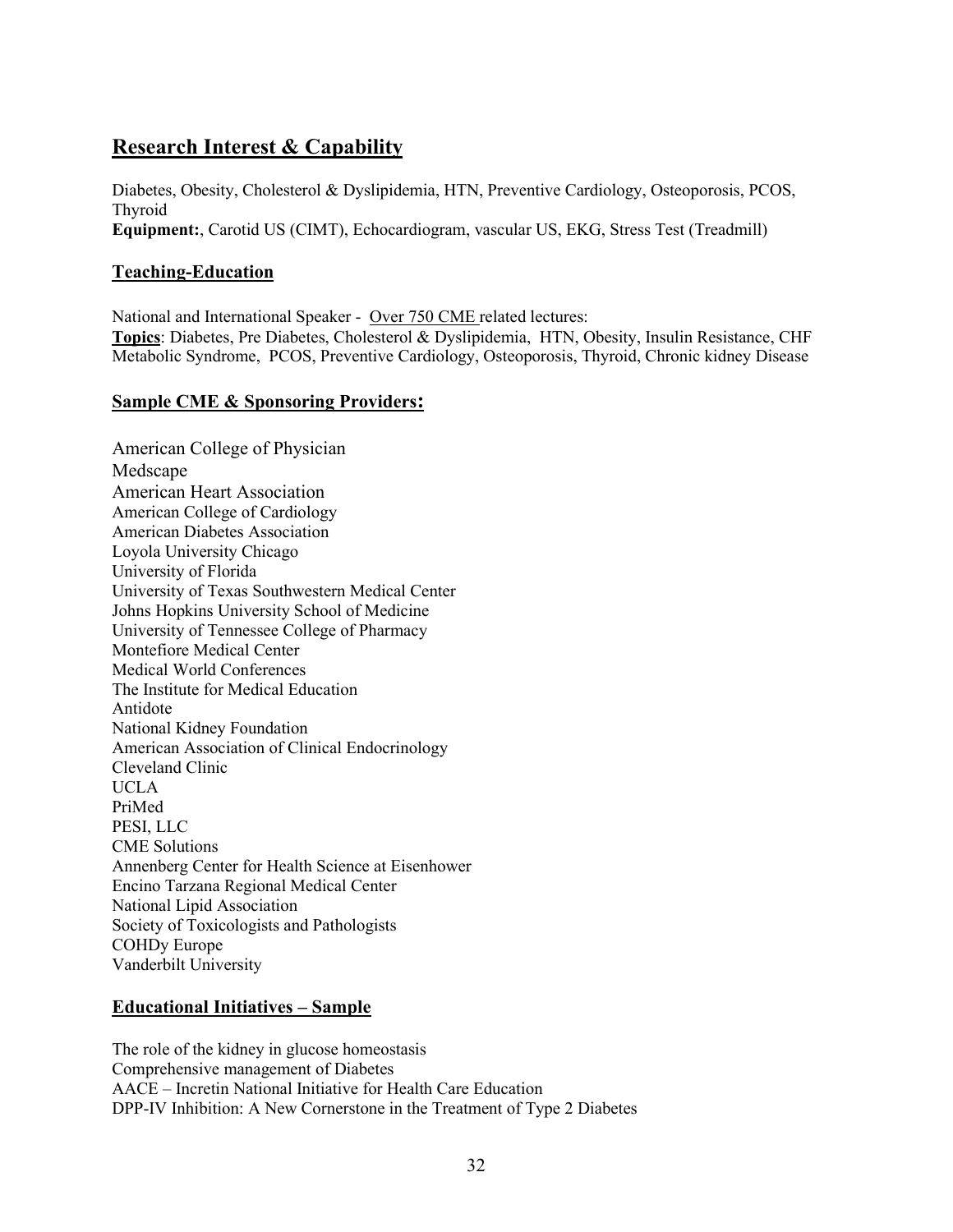## Research Interest & Capability

Diabetes, Obesity, Cholesterol & Dyslipidemia, HTN, Preventive Cardiology, Osteoporosis, PCOS, Thyroid
**Equipment:**, Carotid US (CIMT), Echocardiogram, vascular US, EKG, Stress Test (Treadmill)

### Teaching-Education

National and International Speaker - Over 750 CME related lectures:
**Topics**: Diabetes, Pre Diabetes, Cholesterol & Dyslipidemia, HTN, Obesity, Insulin Resistance, CHF Metabolic Syndrome, PCOS, Preventive Cardiology, Osteoporosis, Thyroid, Chronic kidney Disease

### Sample CME & Sponsoring Providers:

American College of Physician
Medscape
American Heart Association
American College of Cardiology
American Diabetes Association
Loyola University Chicago
University of Florida
University of Texas Southwestern Medical Center
Johns Hopkins University School of Medicine
University of Tennessee College of Pharmacy
Montefiore Medical Center
Medical World Conferences
The Institute for Medical Education
Antidote
National Kidney Foundation
American Association of Clinical Endocrinology
Cleveland Clinic
UCLA
PriMed
PESI, LLC
CME Solutions
Annenberg Center for Health Science at Eisenhower
Encino Tarzana Regional Medical Center
National Lipid Association
Society of Toxicologists and Pathologists
COHDy Europe
Vanderbilt University

### Educational Initiatives – Sample

The role of the kidney in glucose homeostasis
Comprehensive management of Diabetes
AACE – Incretin National Initiative for Health Care Education
DPP-IV Inhibition: A New Cornerstone in the Treatment of Type 2 Diabetes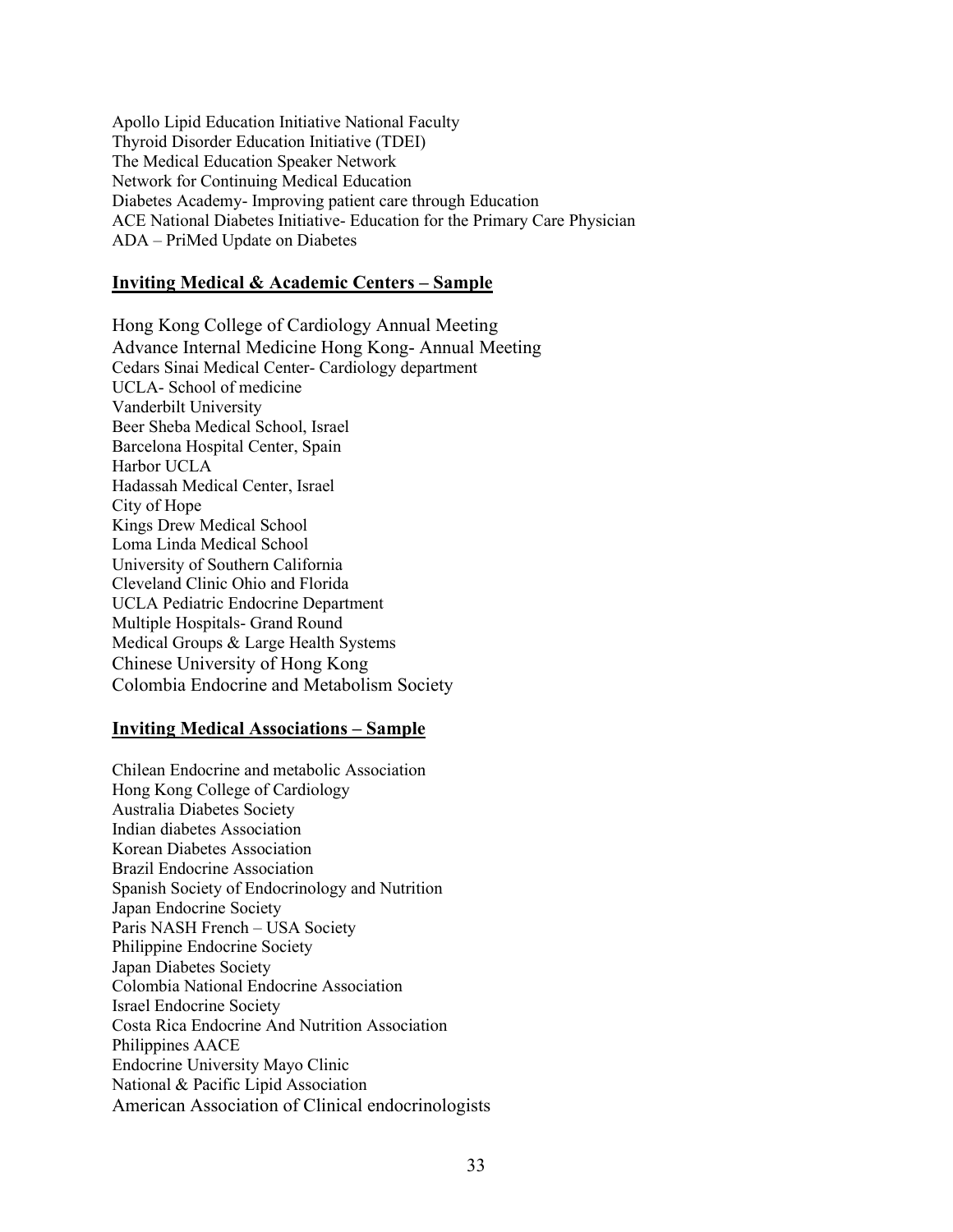Apollo Lipid Education Initiative National Faculty
Thyroid Disorder Education Initiative (TDEI)
The Medical Education Speaker Network
Network for Continuing Medical Education
Diabetes Academy- Improving patient care through Education
ACE National Diabetes Initiative- Education for the Primary Care Physician
ADA – PriMed Update on Diabetes

**<u>Inviting Medical & Academic Centers – Sample</u>**

Hong Kong College of Cardiology Annual Meeting
Advance Internal Medicine Hong Kong- Annual Meeting
Cedars Sinai Medical Center- Cardiology department
UCLA- School of medicine
Vanderbilt University
Beer Sheba Medical School, Israel
Barcelona Hospital Center, Spain
Harbor UCLA
Hadassah Medical Center, Israel
City of Hope
Kings Drew Medical School
Loma Linda Medical School
University of Southern California
Cleveland Clinic Ohio and Florida
UCLA Pediatric Endocrine Department
Multiple Hospitals- Grand Round
Medical Groups & Large Health Systems
Chinese University of Hong Kong
Colombia Endocrine and Metabolism Society

**<u>Inviting Medical Associations – Sample</u>**

Chilean Endocrine and metabolic Association
Hong Kong College of Cardiology
Australia Diabetes Society
Indian diabetes Association
Korean Diabetes Association
Brazil Endocrine Association
Spanish Society of Endocrinology and Nutrition
Japan Endocrine Society
Paris NASH French – USA Society
Philippine Endocrine Society
Japan Diabetes Society
Colombia National Endocrine Association
Israel Endocrine Society
Costa Rica Endocrine And Nutrition Association
Philippines AACE
Endocrine University Mayo Clinic
National & Pacific Lipid Association
American Association of Clinical endocrinologists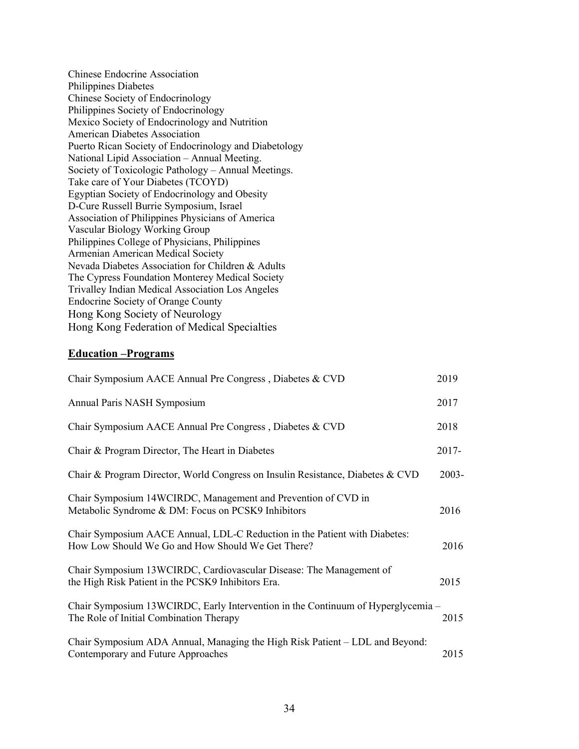Chinese Endocrine Association
Philippines Diabetes
Chinese Society of Endocrinology
Philippines Society of Endocrinology
Mexico Society of Endocrinology and Nutrition
American Diabetes Association
Puerto Rican Society of Endocrinology and Diabetology
National Lipid Association – Annual Meeting.
Society of Toxicologic Pathology – Annual Meetings.
Take care of Your Diabetes (TCOYD)
Egyptian Society of Endocrinology and Obesity
D-Cure Russell Burrie Symposium, Israel
Association of Philippines Physicians of America
Vascular Biology Working Group
Philippines College of Physicians, Philippines
Armenian American Medical Society
Nevada Diabetes Association for Children & Adults
The Cypress Foundation Monterey Medical Society
Trivalley Indian Medical Association Los Angeles
Endocrine Society of Orange County
Hong Kong Society of Neurology
Hong Kong Federation of Medical Specialties

## Education –Programs

| | |
|---|---|
| Chair Symposium AACE Annual Pre Congress , Diabetes & CVD | 2019 |
| Annual Paris NASH Symposium | 2017 |
| Chair Symposium AACE Annual Pre Congress , Diabetes & CVD | 2018 |
| Chair & Program Director, The Heart in Diabetes | 2017- |
| Chair & Program Director, World Congress on Insulin Resistance, Diabetes & CVD | 2003- |
| Chair Symposium 14WCIRDC, Management and Prevention of CVD in Metabolic Syndrome & DM: Focus on PCSK9 Inhibitors | 2016 |
| Chair Symposium AACE Annual, LDL-C Reduction in the Patient with Diabetes: How Low Should We Go and How Should We Get There? | 2016 |
| Chair Symposium 13WCIRDC, Cardiovascular Disease: The Management of the High Risk Patient in the PCSK9 Inhibitors Era. | 2015 |
| Chair Symposium 13WCIRDC, Early Intervention in the Continuum of Hyperglycemia – The Role of Initial Combination Therapy | 2015 |
| Chair Symposium ADA Annual, Managing the High Risk Patient – LDL and Beyond: Contemporary and Future Approaches | 2015 |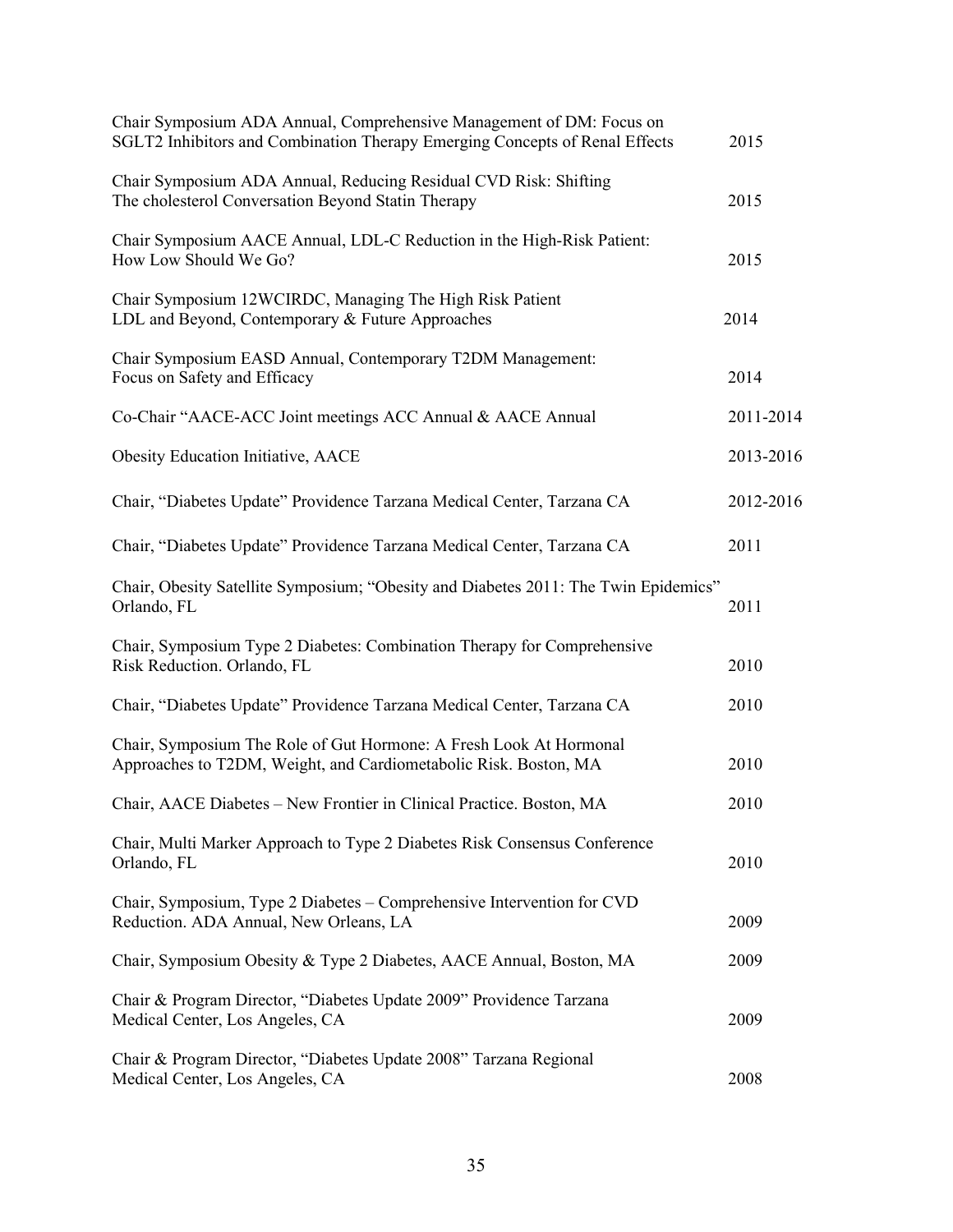| | |
|---|---|
| Chair Symposium ADA Annual, Comprehensive Management of DM: Focus on SGLT2 Inhibitors and Combination Therapy Emerging Concepts of Renal Effects | 2015 |
| Chair Symposium ADA Annual, Reducing Residual CVD Risk: Shifting The cholesterol Conversation Beyond Statin Therapy | 2015 |
| Chair Symposium AACE Annual, LDL-C Reduction in the High-Risk Patient: How Low Should We Go? | 2015 |
| Chair Symposium 12WCIRDC, Managing The High Risk Patient LDL and Beyond, Contemporary & Future Approaches | 2014 |
| Chair Symposium EASD Annual, Contemporary T2DM Management: Focus on Safety and Efficacy | 2014 |
| Co-Chair "AACE-ACC Joint meetings ACC Annual & AACE Annual | 2011-2014 |
| Obesity Education Initiative, AACE | 2013-2016 |
| Chair, "Diabetes Update" Providence Tarzana Medical Center, Tarzana CA | 2012-2016 |
| Chair, "Diabetes Update" Providence Tarzana Medical Center, Tarzana CA | 2011 |
| Chair, Obesity Satellite Symposium; "Obesity and Diabetes 2011: The Twin Epidemics" Orlando, FL | 2011 |
| Chair, Symposium Type 2 Diabetes: Combination Therapy for Comprehensive Risk Reduction. Orlando, FL | 2010 |
| Chair, "Diabetes Update" Providence Tarzana Medical Center, Tarzana CA | 2010 |
| Chair, Symposium The Role of Gut Hormone: A Fresh Look At Hormonal Approaches to T2DM, Weight, and Cardiometabolic Risk. Boston, MA | 2010 |
| Chair, AACE Diabetes – New Frontier in Clinical Practice. Boston, MA | 2010 |
| Chair, Multi Marker Approach to Type 2 Diabetes Risk Consensus Conference Orlando, FL | 2010 |
| Chair, Symposium, Type 2 Diabetes – Comprehensive Intervention for CVD Reduction. ADA Annual, New Orleans, LA | 2009 |
| Chair, Symposium Obesity & Type 2 Diabetes, AACE Annual, Boston, MA | 2009 |
| Chair & Program Director, "Diabetes Update 2009" Providence Tarzana Medical Center, Los Angeles, CA | 2009 |
| Chair & Program Director, "Diabetes Update 2008" Tarzana Regional Medical Center, Los Angeles, CA | 2008 |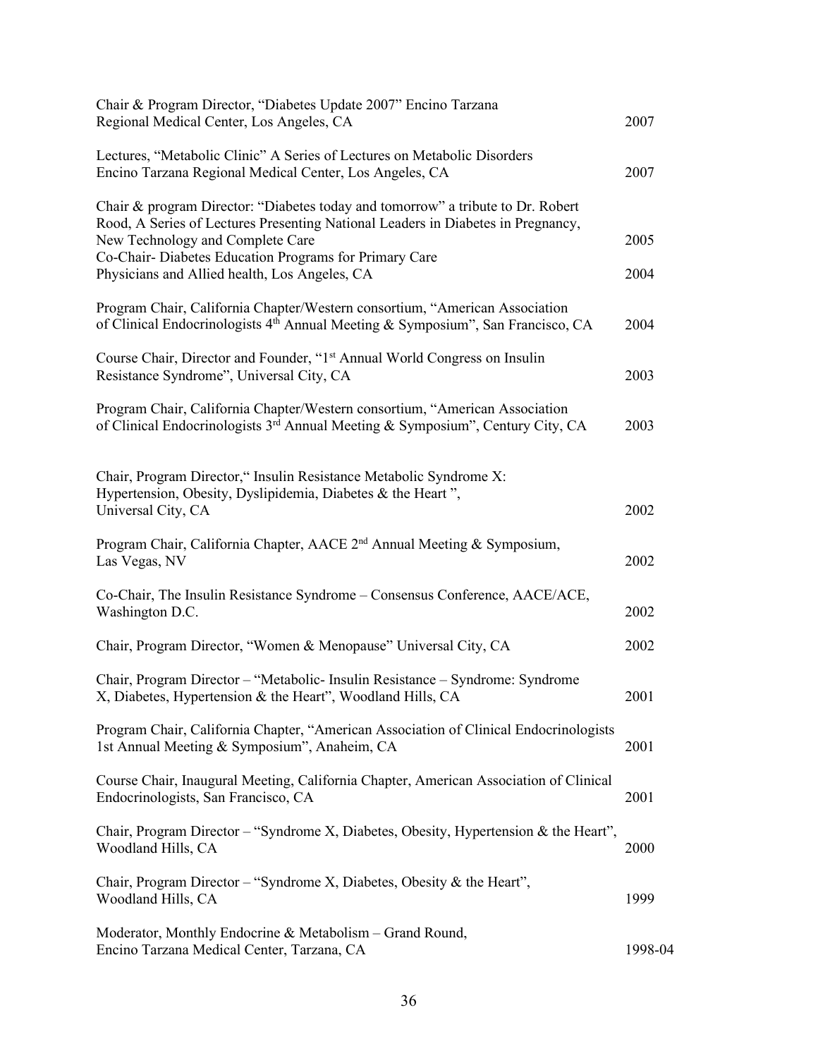Chair & Program Director, "Diabetes Update 2007" Encino Tarzana Regional Medical Center, Los Angeles, CA — 2007

Lectures, "Metabolic Clinic" A Series of Lectures on Metabolic Disorders Encino Tarzana Regional Medical Center, Los Angeles, CA — 2007

Chair & program Director: "Diabetes today and tomorrow" a tribute to Dr. Robert Rood, A Series of Lectures Presenting National Leaders in Diabetes in Pregnancy, New Technology and Complete Care — 2005

Co-Chair- Diabetes Education Programs for Primary Care Physicians and Allied health, Los Angeles, CA — 2004

Program Chair, California Chapter/Western consortium, "American Association of Clinical Endocrinologists 4th Annual Meeting & Symposium", San Francisco, CA — 2004

Course Chair, Director and Founder, "1st Annual World Congress on Insulin Resistance Syndrome", Universal City, CA — 2003

Program Chair, California Chapter/Western consortium, "American Association of Clinical Endocrinologists 3rd Annual Meeting & Symposium", Century City, CA — 2003

Chair, Program Director," Insulin Resistance Metabolic Syndrome X: Hypertension, Obesity, Dyslipidemia, Diabetes & the Heart ", Universal City, CA — 2002

Program Chair, California Chapter, AACE 2nd Annual Meeting & Symposium, Las Vegas, NV — 2002

Co-Chair, The Insulin Resistance Syndrome – Consensus Conference, AACE/ACE, Washington D.C. — 2002

Chair, Program Director, "Women & Menopause" Universal City, CA — 2002

Chair, Program Director – "Metabolic- Insulin Resistance – Syndrome: Syndrome X, Diabetes, Hypertension & the Heart", Woodland Hills, CA — 2001

Program Chair, California Chapter, "American Association of Clinical Endocrinologists 1st Annual Meeting & Symposium", Anaheim, CA — 2001

Course Chair, Inaugural Meeting, California Chapter, American Association of Clinical Endocrinologists, San Francisco, CA — 2001

Chair, Program Director – "Syndrome X, Diabetes, Obesity, Hypertension & the Heart", Woodland Hills, CA — 2000

Chair, Program Director – "Syndrome X, Diabetes, Obesity & the Heart", Woodland Hills, CA — 1999

Moderator, Monthly Endocrine & Metabolism – Grand Round, Encino Tarzana Medical Center, Tarzana, CA — 1998-04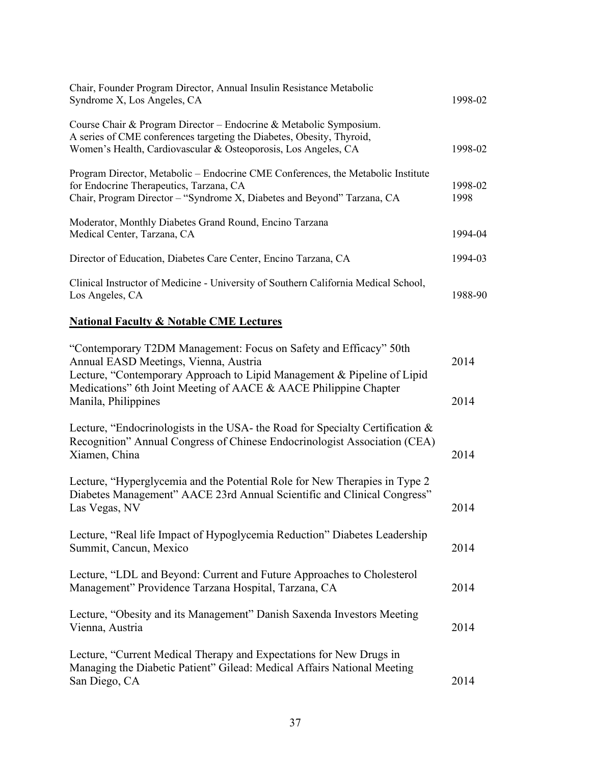Chair, Founder Program Director, Annual Insulin Resistance Metabolic Syndrome X, Los Angeles, CA 1998-02

Course Chair & Program Director – Endocrine & Metabolic Symposium. A series of CME conferences targeting the Diabetes, Obesity, Thyroid, Women's Health, Cardiovascular & Osteoporosis, Los Angeles, CA 1998-02

Program Director, Metabolic – Endocrine CME Conferences, the Metabolic Institute for Endocrine Therapeutics, Tarzana, CA 1998-02

Chair, Program Director – "Syndrome X, Diabetes and Beyond" Tarzana, CA 1998

Moderator, Monthly Diabetes Grand Round, Encino Tarzana Medical Center, Tarzana, CA 1994-04

Director of Education, Diabetes Care Center, Encino Tarzana, CA 1994-03

Clinical Instructor of Medicine - University of Southern California Medical School, Los Angeles, CA 1988-90

## National Faculty & Notable CME Lectures

"Contemporary T2DM Management: Focus on Safety and Efficacy" 50th Annual EASD Meetings, Vienna, Austria 2014

Lecture, "Contemporary Approach to Lipid Management & Pipeline of Lipid Medications" 6th Joint Meeting of AACE & AACE Philippine Chapter Manila, Philippines 2014

Lecture, "Endocrinologists in the USA- the Road for Specialty Certification & Recognition" Annual Congress of Chinese Endocrinologist Association (CEA) Xiamen, China 2014

Lecture, "Hyperglycemia and the Potential Role for New Therapies in Type 2 Diabetes Management" AACE 23rd Annual Scientific and Clinical Congress" Las Vegas, NV 2014

Lecture, "Real life Impact of Hypoglycemia Reduction" Diabetes Leadership Summit, Cancun, Mexico 2014

Lecture, "LDL and Beyond: Current and Future Approaches to Cholesterol Management" Providence Tarzana Hospital, Tarzana, CA 2014

Lecture, "Obesity and its Management" Danish Saxenda Investors Meeting Vienna, Austria 2014

Lecture, "Current Medical Therapy and Expectations for New Drugs in Managing the Diabetic Patient" Gilead: Medical Affairs National Meeting San Diego, CA 2014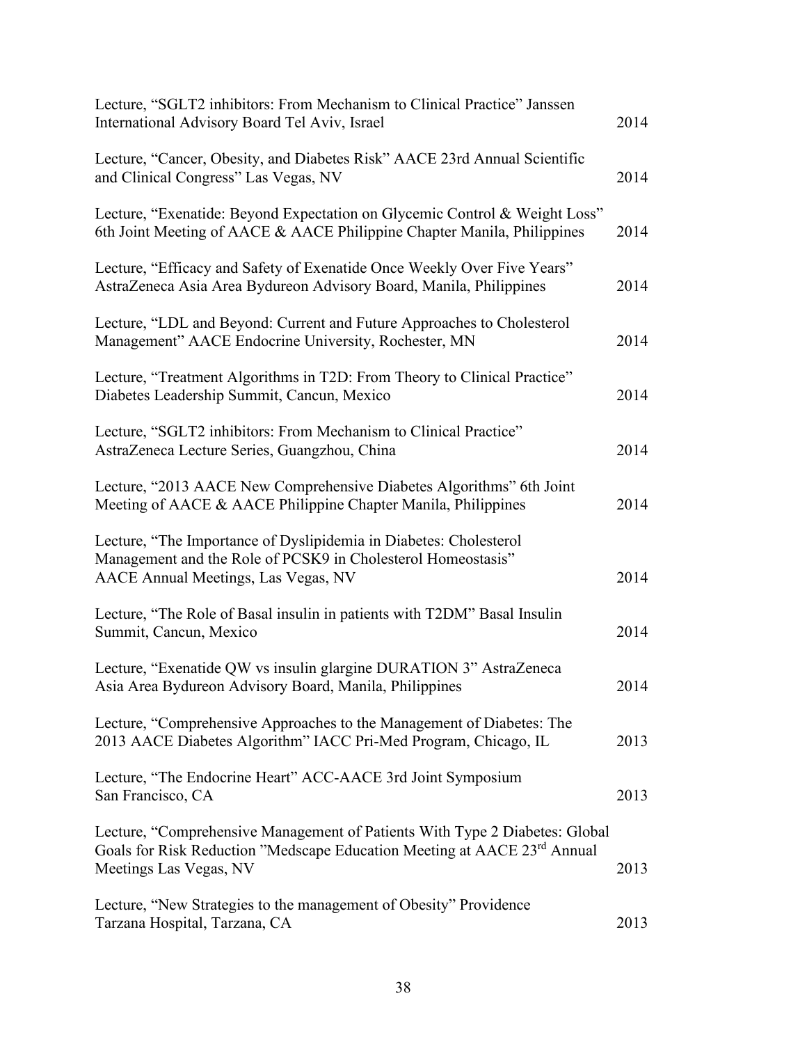Lecture, “SGLT2 inhibitors: From Mechanism to Clinical Practice” Janssen International Advisory Board Tel Aviv, Israel — 2014

Lecture, “Cancer, Obesity, and Diabetes Risk” AACE 23rd Annual Scientific and Clinical Congress” Las Vegas, NV — 2014

Lecture, “Exenatide: Beyond Expectation on Glycemic Control & Weight Loss” 6th Joint Meeting of AACE & AACE Philippine Chapter Manila, Philippines — 2014

Lecture, “Efficacy and Safety of Exenatide Once Weekly Over Five Years” AstraZeneca Asia Area Bydureon Advisory Board, Manila, Philippines — 2014

Lecture, “LDL and Beyond: Current and Future Approaches to Cholesterol Management” AACE Endocrine University, Rochester, MN — 2014

Lecture, “Treatment Algorithms in T2D: From Theory to Clinical Practice” Diabetes Leadership Summit, Cancun, Mexico — 2014

Lecture, “SGLT2 inhibitors: From Mechanism to Clinical Practice” AstraZeneca Lecture Series, Guangzhou, China — 2014

Lecture, “2013 AACE New Comprehensive Diabetes Algorithms” 6th Joint Meeting of AACE & AACE Philippine Chapter Manila, Philippines — 2014

Lecture, “The Importance of Dyslipidemia in Diabetes: Cholesterol Management and the Role of PCSK9 in Cholesterol Homeostasis” AACE Annual Meetings, Las Vegas, NV — 2014

Lecture, “The Role of Basal insulin in patients with T2DM” Basal Insulin Summit, Cancun, Mexico — 2014

Lecture, “Exenatide QW vs insulin glargine DURATION 3” AstraZeneca Asia Area Bydureon Advisory Board, Manila, Philippines — 2014

Lecture, “Comprehensive Approaches to the Management of Diabetes: The 2013 AACE Diabetes Algorithm” IACC Pri-Med Program, Chicago, IL — 2013

Lecture, “The Endocrine Heart” ACC-AACE 3rd Joint Symposium San Francisco, CA — 2013

Lecture, “Comprehensive Management of Patients With Type 2 Diabetes: Global Goals for Risk Reduction ”Medscape Education Meeting at AACE 23rd Annual Meetings Las Vegas, NV — 2013

Lecture, “New Strategies to the management of Obesity” Providence Tarzana Hospital, Tarzana, CA — 2013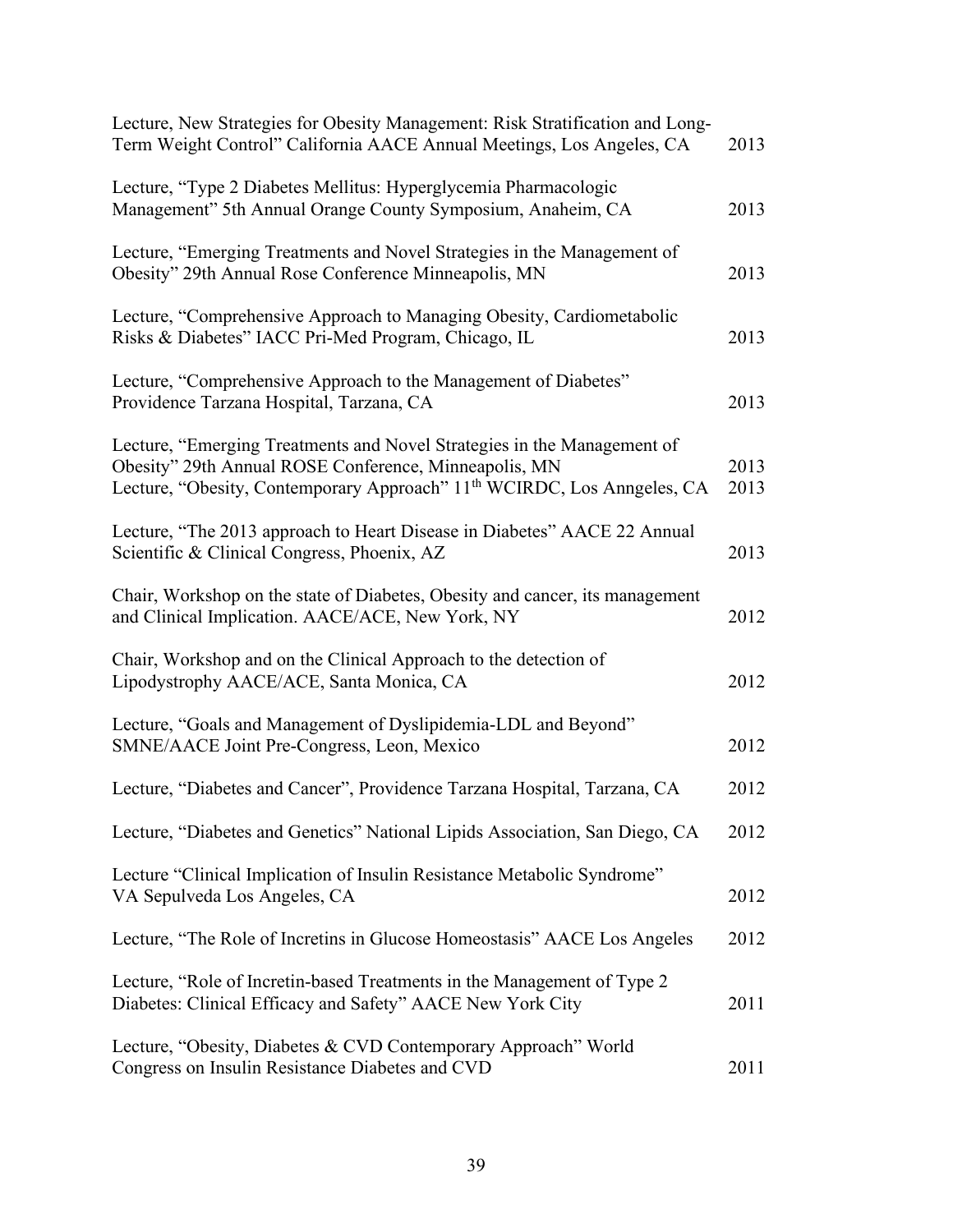Lecture, New Strategies for Obesity Management: Risk Stratification and Long-Term Weight Control" California AACE Annual Meetings, Los Angeles, CA 2013

Lecture, "Type 2 Diabetes Mellitus: Hyperglycemia Pharmacologic Management" 5th Annual Orange County Symposium, Anaheim, CA 2013

Lecture, "Emerging Treatments and Novel Strategies in the Management of Obesity" 29th Annual Rose Conference Minneapolis, MN 2013

Lecture, "Comprehensive Approach to Managing Obesity, Cardiometabolic Risks & Diabetes" IACC Pri-Med Program, Chicago, IL 2013

Lecture, "Comprehensive Approach to the Management of Diabetes" Providence Tarzana Hospital, Tarzana, CA 2013

Lecture, "Emerging Treatments and Novel Strategies in the Management of Obesity" 29th Annual ROSE Conference, Minneapolis, MN 2013
Lecture, "Obesity, Contemporary Approach" 11th WCIRDC, Los Anngeles, CA 2013

Lecture, "The 2013 approach to Heart Disease in Diabetes" AACE 22 Annual Scientific & Clinical Congress, Phoenix, AZ 2013

Chair, Workshop on the state of Diabetes, Obesity and cancer, its management and Clinical Implication. AACE/ACE, New York, NY 2012

Chair, Workshop and on the Clinical Approach to the detection of Lipodystrophy AACE/ACE, Santa Monica, CA 2012

Lecture, "Goals and Management of Dyslipidemia-LDL and Beyond" SMNE/AACE Joint Pre-Congress, Leon, Mexico 2012

Lecture, "Diabetes and Cancer", Providence Tarzana Hospital, Tarzana, CA 2012

Lecture, "Diabetes and Genetics" National Lipids Association, San Diego, CA 2012

Lecture "Clinical Implication of Insulin Resistance Metabolic Syndrome" VA Sepulveda Los Angeles, CA 2012

Lecture, "The Role of Incretins in Glucose Homeostasis" AACE Los Angeles 2012

Lecture, "Role of Incretin-based Treatments in the Management of Type 2 Diabetes: Clinical Efficacy and Safety" AACE New York City 2011

Lecture, "Obesity, Diabetes & CVD Contemporary Approach" World Congress on Insulin Resistance Diabetes and CVD 2011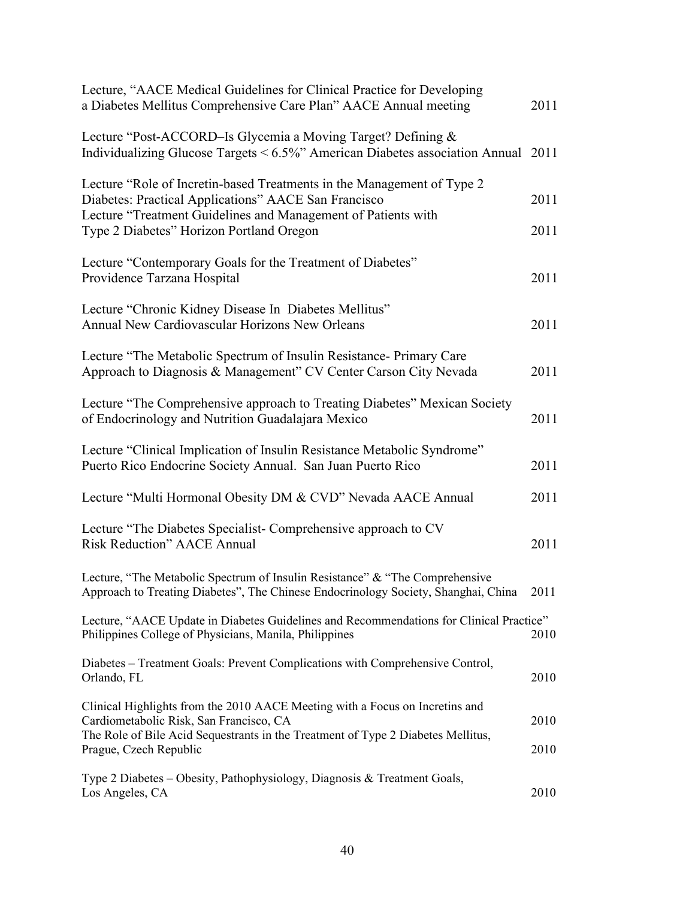Lecture, "AACE Medical Guidelines for Clinical Practice for Developing a Diabetes Mellitus Comprehensive Care Plan" AACE Annual meeting 2011

Lecture "Post-ACCORD–Is Glycemia a Moving Target? Defining & Individualizing Glucose Targets < 6.5%" American Diabetes association Annual 2011

Lecture "Role of Incretin-based Treatments in the Management of Type 2 Diabetes: Practical Applications" AACE San Francisco 2011

Lecture "Treatment Guidelines and Management of Patients with Type 2 Diabetes" Horizon Portland Oregon 2011

Lecture "Contemporary Goals for the Treatment of Diabetes" Providence Tarzana Hospital 2011

Lecture "Chronic Kidney Disease In Diabetes Mellitus" Annual New Cardiovascular Horizons New Orleans 2011

Lecture "The Metabolic Spectrum of Insulin Resistance- Primary Care Approach to Diagnosis & Management" CV Center Carson City Nevada 2011

Lecture "The Comprehensive approach to Treating Diabetes" Mexican Society of Endocrinology and Nutrition Guadalajara Mexico 2011

Lecture "Clinical Implication of Insulin Resistance Metabolic Syndrome" Puerto Rico Endocrine Society Annual. San Juan Puerto Rico 2011

Lecture "Multi Hormonal Obesity DM & CVD" Nevada AACE Annual 2011

Lecture "The Diabetes Specialist- Comprehensive approach to CV Risk Reduction" AACE Annual 2011

Lecture, "The Metabolic Spectrum of Insulin Resistance" & "The Comprehensive Approach to Treating Diabetes", The Chinese Endocrinology Society, Shanghai, China 2011

Lecture, "AACE Update in Diabetes Guidelines and Recommendations for Clinical Practice" Philippines College of Physicians, Manila, Philippines 2010

Diabetes – Treatment Goals: Prevent Complications with Comprehensive Control, Orlando, FL 2010

Clinical Highlights from the 2010 AACE Meeting with a Focus on Incretins and Cardiometabolic Risk, San Francisco, CA 2010

The Role of Bile Acid Sequestrants in the Treatment of Type 2 Diabetes Mellitus, Prague, Czech Republic 2010

Type 2 Diabetes – Obesity, Pathophysiology, Diagnosis & Treatment Goals, Los Angeles, CA 2010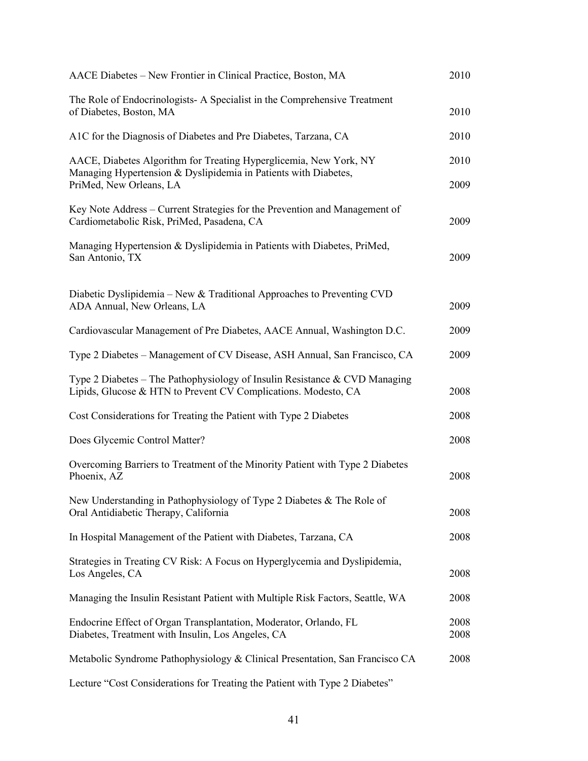AACE Diabetes – New Frontier in Clinical Practice, Boston, MA 2010

The Role of Endocrinologists- A Specialist in the Comprehensive Treatment of Diabetes, Boston, MA 2010

A1C for the Diagnosis of Diabetes and Pre Diabetes, Tarzana, CA 2010

AACE, Diabetes Algorithm for Treating Hyperglicemia, New York, NY 2010

Managing Hypertension & Dyslipidemia in Patients with Diabetes, PriMed, New Orleans, LA 2009

Key Note Address – Current Strategies for the Prevention and Management of Cardiometabolic Risk, PriMed, Pasadena, CA 2009

Managing Hypertension & Dyslipidemia in Patients with Diabetes, PriMed, San Antonio, TX 2009

Diabetic Dyslipidemia – New & Traditional Approaches to Preventing CVD ADA Annual, New Orleans, LA 2009

Cardiovascular Management of Pre Diabetes, AACE Annual, Washington D.C. 2009

Type 2 Diabetes – Management of CV Disease, ASH Annual, San Francisco, CA 2009

Type 2 Diabetes – The Pathophysiology of Insulin Resistance & CVD Managing Lipids, Glucose & HTN to Prevent CV Complications. Modesto, CA 2008

Cost Considerations for Treating the Patient with Type 2 Diabetes 2008

Does Glycemic Control Matter? 2008

Overcoming Barriers to Treatment of the Minority Patient with Type 2 Diabetes Phoenix, AZ 2008

New Understanding in Pathophysiology of Type 2 Diabetes & The Role of Oral Antidiabetic Therapy, California 2008

In Hospital Management of the Patient with Diabetes, Tarzana, CA 2008

Strategies in Treating CV Risk: A Focus on Hyperglycemia and Dyslipidemia, Los Angeles, CA 2008

Managing the Insulin Resistant Patient with Multiple Risk Factors, Seattle, WA 2008

Endocrine Effect of Organ Transplantation, Moderator, Orlando, FL 2008

Diabetes, Treatment with Insulin, Los Angeles, CA 2008

Metabolic Syndrome Pathophysiology & Clinical Presentation, San Francisco CA 2008

Lecture "Cost Considerations for Treating the Patient with Type 2 Diabetes"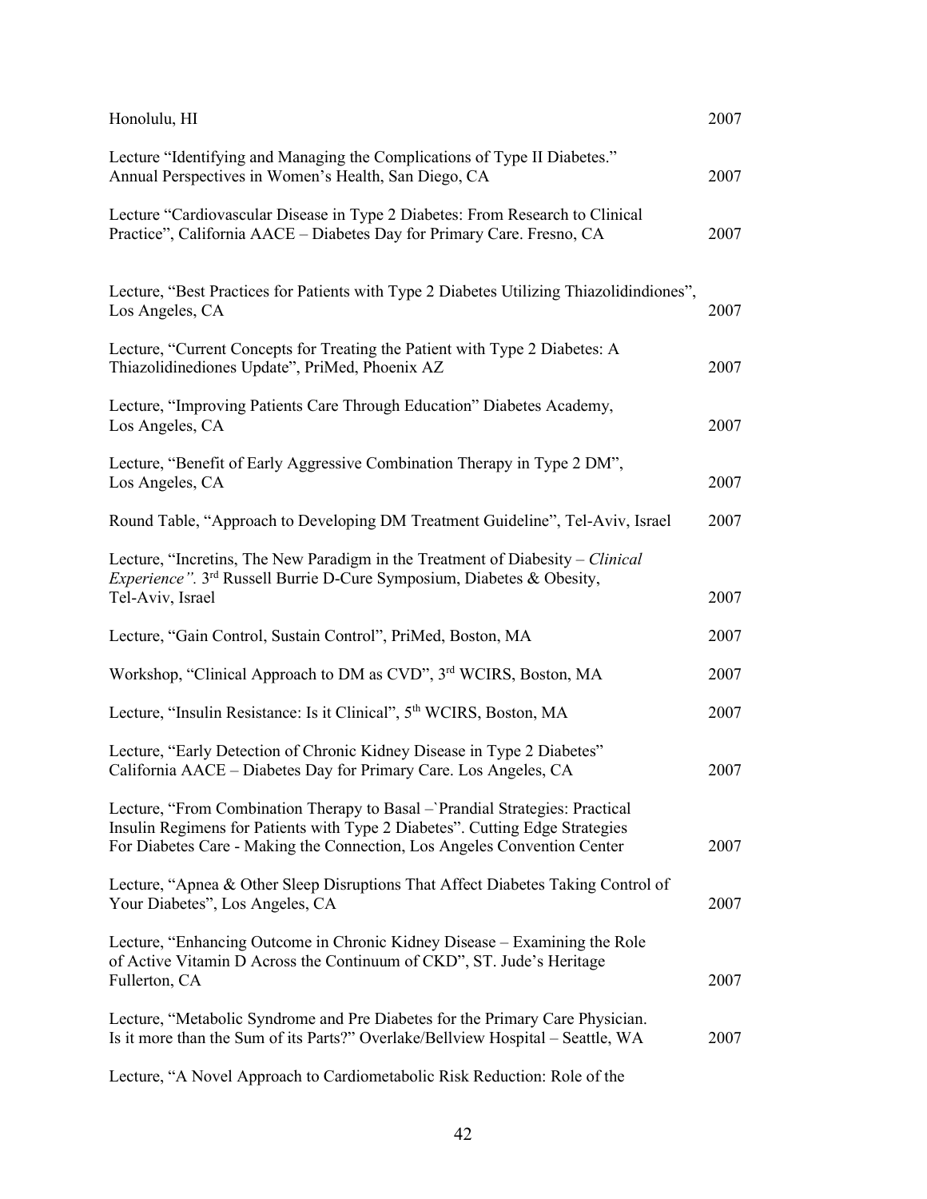Honolulu, HI 2007

Lecture "Identifying and Managing the Complications of Type II Diabetes."
Annual Perspectives in Women's Health, San Diego, CA 2007

Lecture "Cardiovascular Disease in Type 2 Diabetes: From Research to Clinical Practice", California AACE – Diabetes Day for Primary Care. Fresno, CA 2007

Lecture, "Best Practices for Patients with Type 2 Diabetes Utilizing Thiazolidindiones", Los Angeles, CA 2007

Lecture, "Current Concepts for Treating the Patient with Type 2 Diabetes: A Thiazolidinediones Update", PriMed, Phoenix AZ 2007

Lecture, "Improving Patients Care Through Education" Diabetes Academy, Los Angeles, CA 2007

Lecture, "Benefit of Early Aggressive Combination Therapy in Type 2 DM", Los Angeles, CA 2007

Round Table, "Approach to Developing DM Treatment Guideline", Tel-Aviv, Israel 2007

Lecture, "Incretins, The New Paradigm in the Treatment of Diabesity – *Clinical Experience"*. 3rd Russell Burrie D-Cure Symposium, Diabetes & Obesity, Tel-Aviv, Israel 2007

Lecture, "Gain Control, Sustain Control", PriMed, Boston, MA 2007

Workshop, "Clinical Approach to DM as CVD", 3rd WCIRS, Boston, MA 2007

Lecture, "Insulin Resistance: Is it Clinical", 5th WCIRS, Boston, MA 2007

Lecture, "Early Detection of Chronic Kidney Disease in Type 2 Diabetes"
California AACE – Diabetes Day for Primary Care. Los Angeles, CA 2007

Lecture, "From Combination Therapy to Basal – `Prandial Strategies: Practical Insulin Regimens for Patients with Type 2 Diabetes". Cutting Edge Strategies For Diabetes Care - Making the Connection, Los Angeles Convention Center 2007

Lecture, "Apnea & Other Sleep Disruptions That Affect Diabetes Taking Control of Your Diabetes", Los Angeles, CA 2007

Lecture, "Enhancing Outcome in Chronic Kidney Disease – Examining the Role of Active Vitamin D Across the Continuum of CKD", ST. Jude's Heritage Fullerton, CA 2007

Lecture, "Metabolic Syndrome and Pre Diabetes for the Primary Care Physician. Is it more than the Sum of its Parts?" Overlake/Bellview Hospital – Seattle, WA 2007

Lecture, "A Novel Approach to Cardiometabolic Risk Reduction: Role of the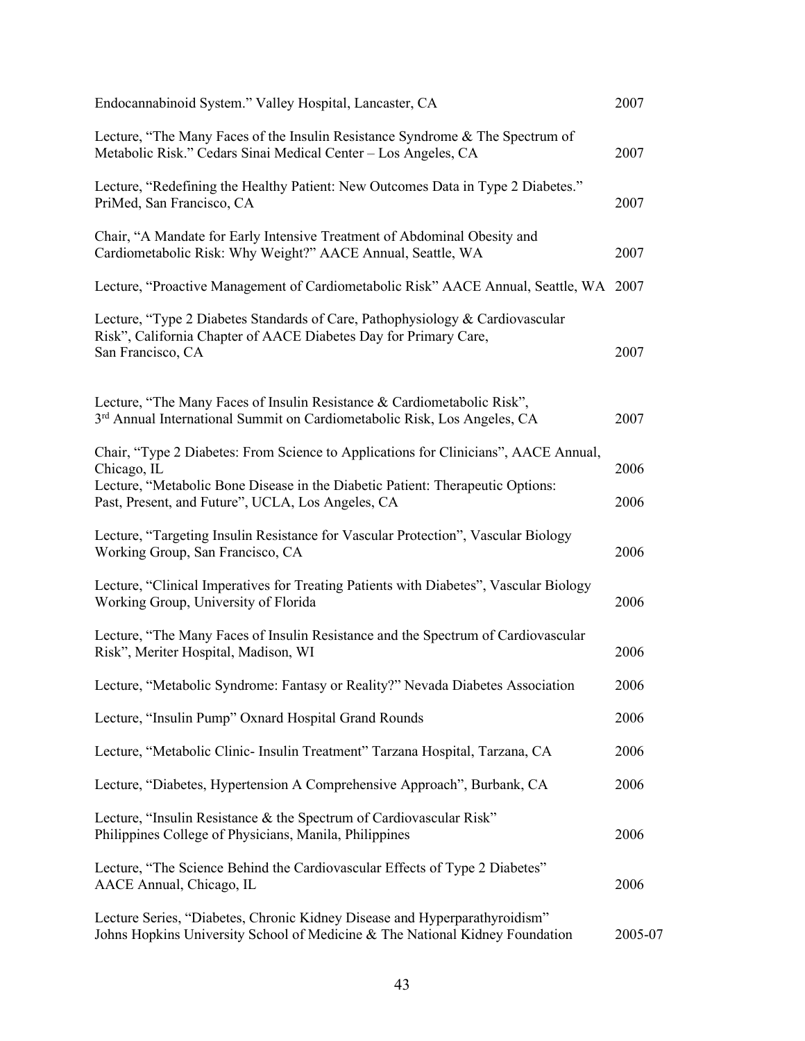| | |
|---|---|
| Endocannabinoid System." Valley Hospital, Lancaster, CA | 2007 |
| Lecture, "The Many Faces of the Insulin Resistance Syndrome & The Spectrum of Metabolic Risk." Cedars Sinai Medical Center – Los Angeles, CA | 2007 |
| Lecture, "Redefining the Healthy Patient: New Outcomes Data in Type 2 Diabetes." PriMed, San Francisco, CA | 2007 |
| Chair, "A Mandate for Early Intensive Treatment of Abdominal Obesity and Cardiometabolic Risk: Why Weight?" AACE Annual, Seattle, WA | 2007 |
| Lecture, "Proactive Management of Cardiometabolic Risk" AACE Annual, Seattle, WA | 2007 |
| Lecture, "Type 2 Diabetes Standards of Care, Pathophysiology & Cardiovascular Risk", California Chapter of AACE Diabetes Day for Primary Care, San Francisco, CA | 2007 |
| Lecture, "The Many Faces of Insulin Resistance & Cardiometabolic Risk", 3rd Annual International Summit on Cardiometabolic Risk, Los Angeles, CA | 2007 |
| Chair, "Type 2 Diabetes: From Science to Applications for Clinicians", AACE Annual, Chicago, IL | 2006 |
| Lecture, "Metabolic Bone Disease in the Diabetic Patient: Therapeutic Options: Past, Present, and Future", UCLA, Los Angeles, CA | 2006 |
| Lecture, "Targeting Insulin Resistance for Vascular Protection", Vascular Biology Working Group, San Francisco, CA | 2006 |
| Lecture, "Clinical Imperatives for Treating Patients with Diabetes", Vascular Biology Working Group, University of Florida | 2006 |
| Lecture, "The Many Faces of Insulin Resistance and the Spectrum of Cardiovascular Risk", Meriter Hospital, Madison, WI | 2006 |
| Lecture, "Metabolic Syndrome: Fantasy or Reality?" Nevada Diabetes Association | 2006 |
| Lecture, "Insulin Pump" Oxnard Hospital Grand Rounds | 2006 |
| Lecture, "Metabolic Clinic- Insulin Treatment" Tarzana Hospital, Tarzana, CA | 2006 |
| Lecture, "Diabetes, Hypertension A Comprehensive Approach", Burbank, CA | 2006 |
| Lecture, "Insulin Resistance & the Spectrum of Cardiovascular Risk" Philippines College of Physicians, Manila, Philippines | 2006 |
| Lecture, "The Science Behind the Cardiovascular Effects of Type 2 Diabetes" AACE Annual, Chicago, IL | 2006 |
| Lecture Series, "Diabetes, Chronic Kidney Disease and Hyperparathyroidism" Johns Hopkins University School of Medicine & The National Kidney Foundation | 2005-07 |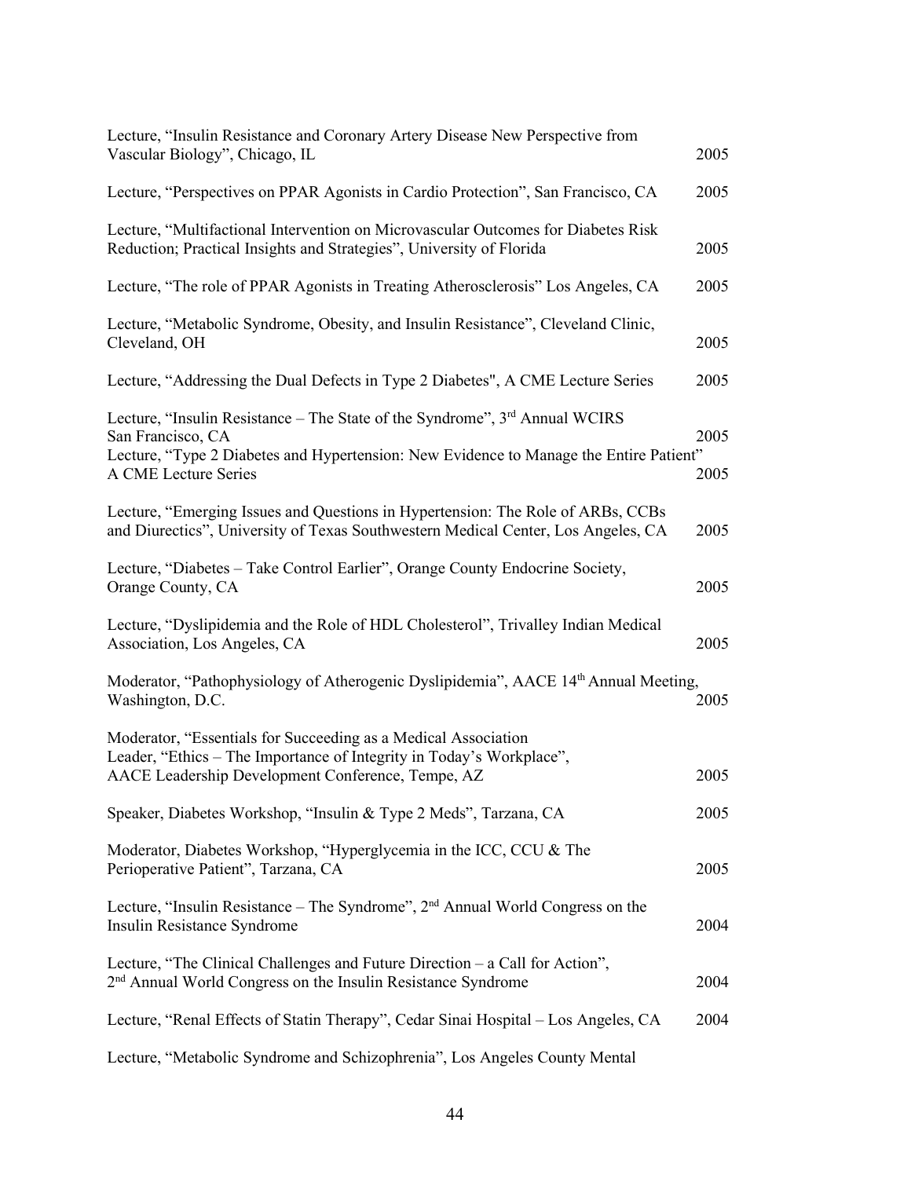Lecture, "Insulin Resistance and Coronary Artery Disease New Perspective from Vascular Biology", Chicago, IL 2005

Lecture, "Perspectives on PPAR Agonists in Cardio Protection", San Francisco, CA 2005

Lecture, "Multifactional Intervention on Microvascular Outcomes for Diabetes Risk Reduction; Practical Insights and Strategies", University of Florida 2005

Lecture, "The role of PPAR Agonists in Treating Atherosclerosis" Los Angeles, CA 2005

Lecture, "Metabolic Syndrome, Obesity, and Insulin Resistance", Cleveland Clinic, Cleveland, OH 2005

Lecture, "Addressing the Dual Defects in Type 2 Diabetes", A CME Lecture Series 2005

Lecture, "Insulin Resistance – The State of the Syndrome", 3rd Annual WCIRS San Francisco, CA 2005

Lecture, "Type 2 Diabetes and Hypertension: New Evidence to Manage the Entire Patient" A CME Lecture Series 2005

Lecture, "Emerging Issues and Questions in Hypertension: The Role of ARBs, CCBs and Diurectics", University of Texas Southwestern Medical Center, Los Angeles, CA 2005

Lecture, "Diabetes – Take Control Earlier", Orange County Endocrine Society, Orange County, CA 2005

Lecture, "Dyslipidemia and the Role of HDL Cholesterol", Trivalley Indian Medical Association, Los Angeles, CA 2005

Moderator, "Pathophysiology of Atherogenic Dyslipidemia", AACE 14th Annual Meeting, Washington, D.C. 2005

Moderator, "Essentials for Succeeding as a Medical Association Leader, "Ethics – The Importance of Integrity in Today's Workplace", AACE Leadership Development Conference, Tempe, AZ 2005

Speaker, Diabetes Workshop, "Insulin & Type 2 Meds", Tarzana, CA 2005

Moderator, Diabetes Workshop, "Hyperglycemia in the ICC, CCU & The Perioperative Patient", Tarzana, CA 2005

Lecture, "Insulin Resistance – The Syndrome", 2nd Annual World Congress on the Insulin Resistance Syndrome 2004

Lecture, "The Clinical Challenges and Future Direction – a Call for Action", 2nd Annual World Congress on the Insulin Resistance Syndrome 2004

Lecture, "Renal Effects of Statin Therapy", Cedar Sinai Hospital – Los Angeles, CA 2004

Lecture, "Metabolic Syndrome and Schizophrenia", Los Angeles County Mental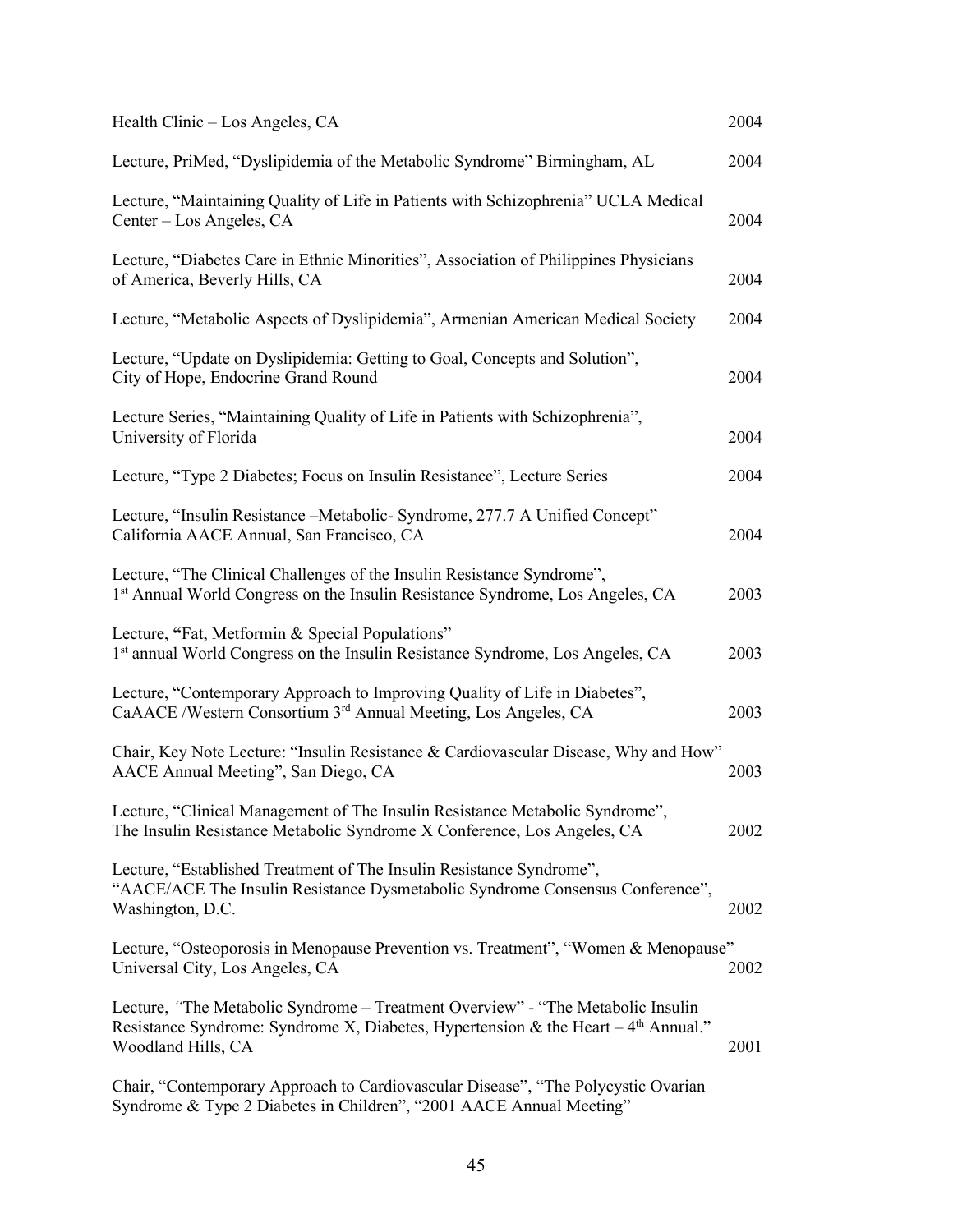Health Clinic – Los Angeles, CA 2004

Lecture, PriMed, "Dyslipidemia of the Metabolic Syndrome" Birmingham, AL 2004

Lecture, "Maintaining Quality of Life in Patients with Schizophrenia" UCLA Medical Center – Los Angeles, CA 2004

Lecture, "Diabetes Care in Ethnic Minorities", Association of Philippines Physicians of America, Beverly Hills, CA 2004

Lecture, "Metabolic Aspects of Dyslipidemia", Armenian American Medical Society 2004

Lecture, "Update on Dyslipidemia: Getting to Goal, Concepts and Solution", City of Hope, Endocrine Grand Round 2004

Lecture Series, "Maintaining Quality of Life in Patients with Schizophrenia", University of Florida 2004

Lecture, "Type 2 Diabetes; Focus on Insulin Resistance", Lecture Series 2004

Lecture, "Insulin Resistance –Metabolic- Syndrome, 277.7 A Unified Concept" California AACE Annual, San Francisco, CA 2004

Lecture, "The Clinical Challenges of the Insulin Resistance Syndrome", 1st Annual World Congress on the Insulin Resistance Syndrome, Los Angeles, CA 2003

Lecture, **"**Fat, Metformin & Special Populations" 1st annual World Congress on the Insulin Resistance Syndrome, Los Angeles, CA 2003

Lecture, "Contemporary Approach to Improving Quality of Life in Diabetes", CaAACE /Western Consortium 3rd Annual Meeting, Los Angeles, CA 2003

Chair, Key Note Lecture: "Insulin Resistance & Cardiovascular Disease, Why and How" AACE Annual Meeting", San Diego, CA 2003

Lecture, "Clinical Management of The Insulin Resistance Metabolic Syndrome", The Insulin Resistance Metabolic Syndrome X Conference, Los Angeles, CA 2002

Lecture, "Established Treatment of The Insulin Resistance Syndrome", "AACE/ACE The Insulin Resistance Dysmetabolic Syndrome Consensus Conference", Washington, D.C. 2002

Lecture, "Osteoporosis in Menopause Prevention vs. Treatment", "Women & Menopause" Universal City, Los Angeles, CA 2002

Lecture, *"*The Metabolic Syndrome – Treatment Overview" - "The Metabolic Insulin Resistance Syndrome: Syndrome X, Diabetes, Hypertension & the Heart – 4th Annual." Woodland Hills, CA 2001

Chair, "Contemporary Approach to Cardiovascular Disease", "The Polycystic Ovarian Syndrome & Type 2 Diabetes in Children", "2001 AACE Annual Meeting"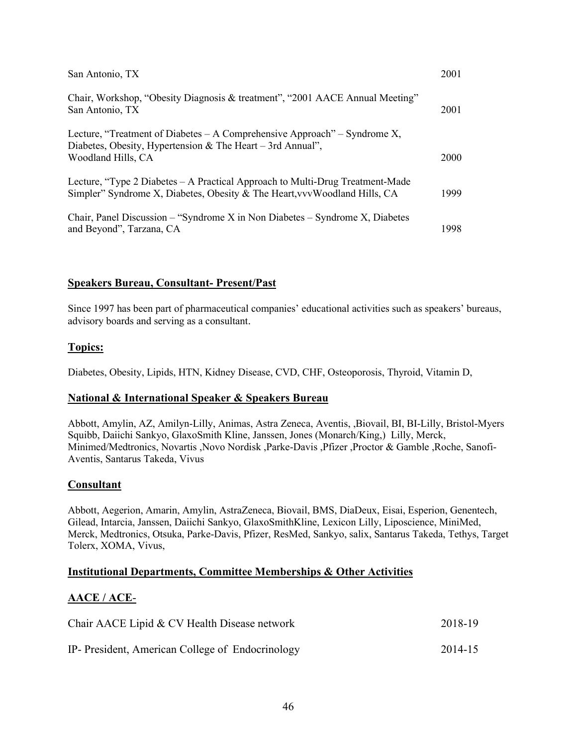San Antonio, TX 2001

Chair, Workshop, "Obesity Diagnosis & treatment", "2001 AACE Annual Meeting" San Antonio, TX 2001

Lecture, "Treatment of Diabetes – A Comprehensive Approach" – Syndrome X, Diabetes, Obesity, Hypertension & The Heart – 3rd Annual", Woodland Hills, CA 2000

Lecture, "Type 2 Diabetes – A Practical Approach to Multi-Drug Treatment-Made Simpler" Syndrome X, Diabetes, Obesity & The Heart,vvvWoodland Hills, CA 1999

Chair, Panel Discussion – "Syndrome X in Non Diabetes – Syndrome X, Diabetes and Beyond", Tarzana, CA 1998

## Speakers Bureau, Consultant- Present/Past

Since 1997 has been part of pharmaceutical companies' educational activities such as speakers' bureaus, advisory boards and serving as a consultant.

## Topics:

Diabetes, Obesity, Lipids, HTN, Kidney Disease, CVD, CHF, Osteoporosis, Thyroid, Vitamin D,

## National & International Speaker & Speakers Bureau

Abbott, Amylin, AZ, Amilyn-Lilly, Animas, Astra Zeneca, Aventis, ,Biovail, BI, BI-Lilly, Bristol-Myers Squibb, Daiichi Sankyo, GlaxoSmith Kline, Janssen, Jones (Monarch/King,) Lilly, Merck, Minimed/Medtronics, Novartis ,Novo Nordisk ,Parke-Davis ,Pfizer ,Proctor & Gamble ,Roche, Sanofi-Aventis, Santarus Takeda, Vivus

## Consultant

Abbott, Aegerion, Amarin, Amylin, AstraZeneca, Biovail, BMS, DiaDeux, Eisai, Esperion, Genentech, Gilead, Intarcia, Janssen, Daiichi Sankyo, GlaxoSmithKline, Lexicon Lilly, Liposcience, MiniMed, Merck, Medtronics, Otsuka, Parke-Davis, Pfizer, ResMed, Sankyo, salix, Santarus Takeda, Tethys, Target Tolerx, XOMA, Vivus,

## Institutional Departments, Committee Memberships & Other Activities

## AACE / ACE-

Chair AACE Lipid & CV Health Disease network 2018-19

IP- President, American College of Endocrinology 2014-15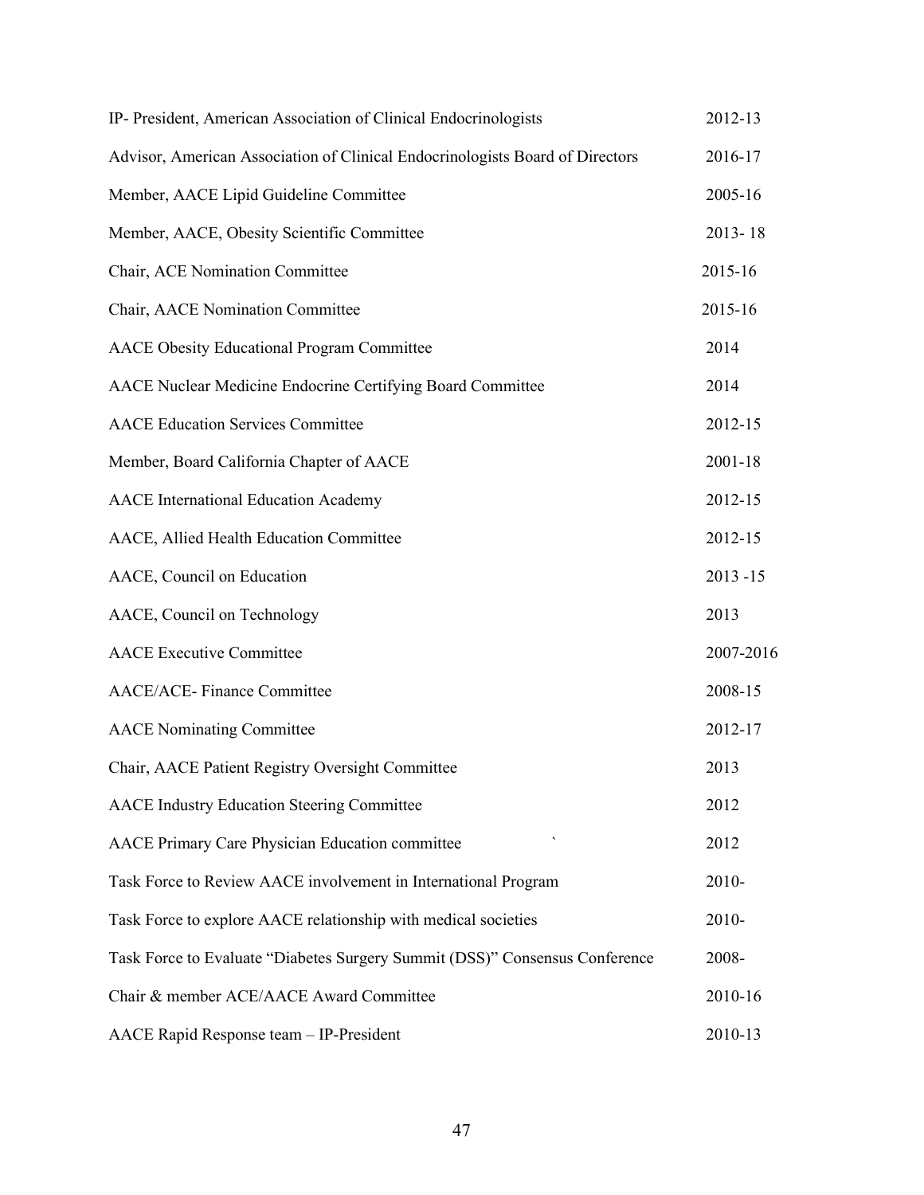| | |
|---|---|
| IP- President, American Association of Clinical Endocrinologists | 2012-13 |
| Advisor, American Association of Clinical Endocrinologists Board of Directors | 2016-17 |
| Member, AACE Lipid Guideline Committee | 2005-16 |
| Member, AACE, Obesity Scientific Committee | 2013- 18 |
| Chair, ACE Nomination Committee | 2015-16 |
| Chair, AACE Nomination Committee | 2015-16 |
| AACE Obesity Educational Program Committee | 2014 |
| AACE Nuclear Medicine Endocrine Certifying Board Committee | 2014 |
| AACE Education Services Committee | 2012-15 |
| Member, Board California Chapter of AACE | 2001-18 |
| AACE International Education Academy | 2012-15 |
| AACE, Allied Health Education Committee | 2012-15 |
| AACE, Council on Education | 2013 -15 |
| AACE, Council on Technology | 2013 |
| AACE Executive Committee | 2007-2016 |
| AACE/ACE- Finance Committee | 2008-15 |
| AACE Nominating Committee | 2012-17 |
| Chair, AACE Patient Registry Oversight Committee | 2013 |
| AACE Industry Education Steering Committee | 2012 |
| AACE Primary Care Physician Education committee ` | 2012 |
| Task Force to Review AACE involvement in International Program | 2010- |
| Task Force to explore AACE relationship with medical societies | 2010- |
| Task Force to Evaluate "Diabetes Surgery Summit (DSS)" Consensus Conference | 2008- |
| Chair & member ACE/AACE Award Committee | 2010-16 |
| AACE Rapid Response team – IP-President | 2010-13 |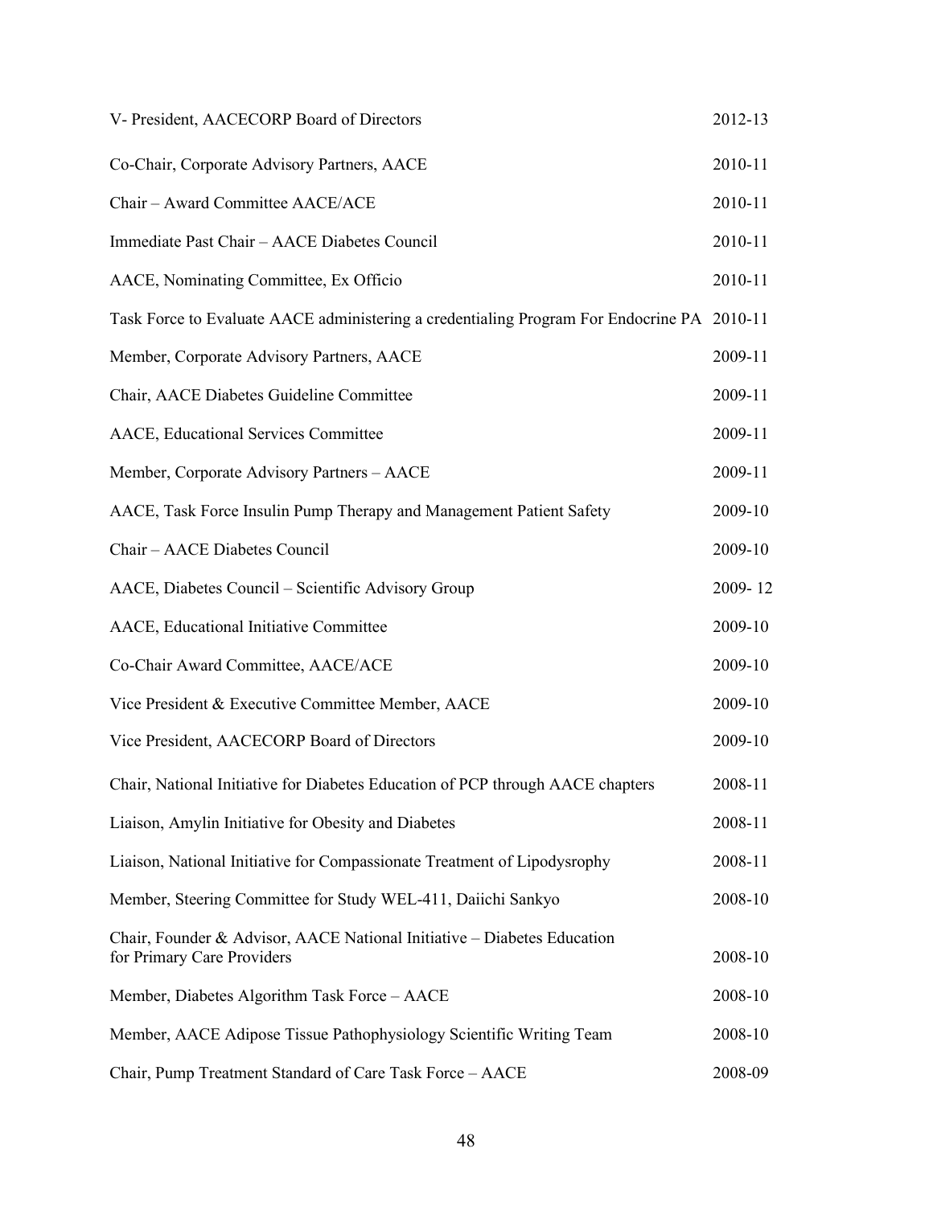| | |
|---|---|
| V- President, AACECORP Board of Directors | 2012-13 |
| Co-Chair, Corporate Advisory Partners, AACE | 2010-11 |
| Chair – Award Committee AACE/ACE | 2010-11 |
| Immediate Past Chair – AACE Diabetes Council | 2010-11 |
| AACE, Nominating Committee, Ex Officio | 2010-11 |
| Task Force to Evaluate AACE administering a credentialing Program For Endocrine PA | 2010-11 |
| Member, Corporate Advisory Partners, AACE | 2009-11 |
| Chair, AACE Diabetes Guideline Committee | 2009-11 |
| AACE, Educational Services Committee | 2009-11 |
| Member, Corporate Advisory Partners – AACE | 2009-11 |
| AACE, Task Force Insulin Pump Therapy and Management Patient Safety | 2009-10 |
| Chair – AACE Diabetes Council | 2009-10 |
| AACE, Diabetes Council – Scientific Advisory Group | 2009- 12 |
| AACE, Educational Initiative Committee | 2009-10 |
| Co-Chair Award Committee, AACE/ACE | 2009-10 |
| Vice President & Executive Committee Member, AACE | 2009-10 |
| Vice President, AACECORP Board of Directors | 2009-10 |
| Chair, National Initiative for Diabetes Education of PCP through AACE chapters | 2008-11 |
| Liaison, Amylin Initiative for Obesity and Diabetes | 2008-11 |
| Liaison, National Initiative for Compassionate Treatment of Lipodysrophy | 2008-11 |
| Member, Steering Committee for Study WEL-411, Daiichi Sankyo | 2008-10 |
| Chair, Founder & Advisor, AACE National Initiative – Diabetes Education for Primary Care Providers | 2008-10 |
| Member, Diabetes Algorithm Task Force – AACE | 2008-10 |
| Member, AACE Adipose Tissue Pathophysiology Scientific Writing Team | 2008-10 |
| Chair, Pump Treatment Standard of Care Task Force – AACE | 2008-09 |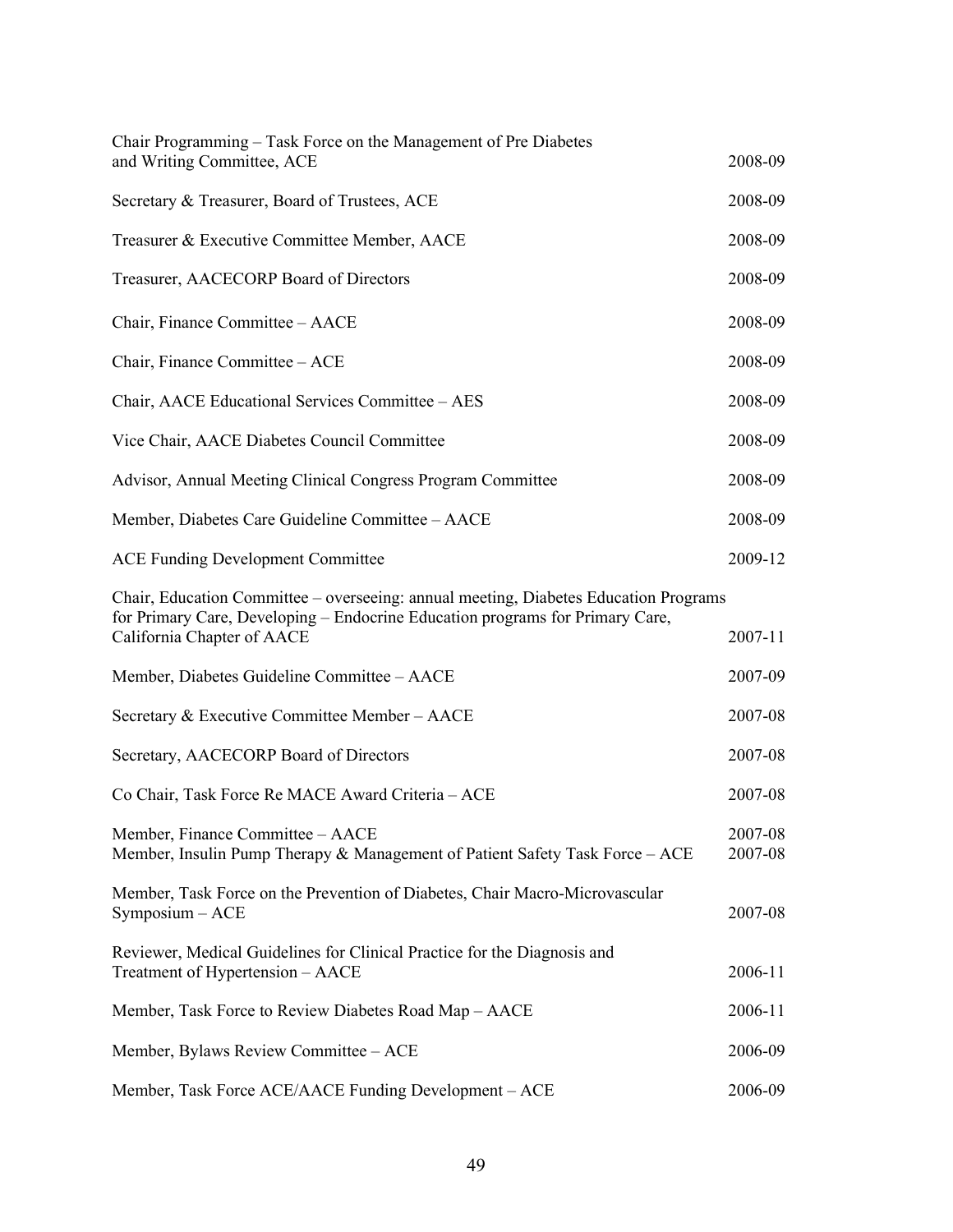| | |
|---|---|
| Chair Programming – Task Force on the Management of Pre Diabetes and Writing Committee, ACE | 2008-09 |
| Secretary & Treasurer, Board of Trustees, ACE | 2008-09 |
| Treasurer & Executive Committee Member, AACE | 2008-09 |
| Treasurer, AACECORP Board of Directors | 2008-09 |
| Chair, Finance Committee – AACE | 2008-09 |
| Chair, Finance Committee – ACE | 2008-09 |
| Chair, AACE Educational Services Committee – AES | 2008-09 |
| Vice Chair, AACE Diabetes Council Committee | 2008-09 |
| Advisor, Annual Meeting Clinical Congress Program Committee | 2008-09 |
| Member, Diabetes Care Guideline Committee – AACE | 2008-09 |
| ACE Funding Development Committee | 2009-12 |
| Chair, Education Committee – overseeing: annual meeting, Diabetes Education Programs for Primary Care, Developing – Endocrine Education programs for Primary Care, California Chapter of AACE | 2007-11 |
| Member, Diabetes Guideline Committee – AACE | 2007-09 |
| Secretary & Executive Committee Member – AACE | 2007-08 |
| Secretary, AACECORP Board of Directors | 2007-08 |
| Co Chair, Task Force Re MACE Award Criteria – ACE | 2007-08 |
| Member, Finance Committee – AACE | 2007-08 |
| Member, Insulin Pump Therapy & Management of Patient Safety Task Force – ACE | 2007-08 |
| Member, Task Force on the Prevention of Diabetes, Chair Macro-Microvascular Symposium – ACE | 2007-08 |
| Reviewer, Medical Guidelines for Clinical Practice for the Diagnosis and Treatment of Hypertension – AACE | 2006-11 |
| Member, Task Force to Review Diabetes Road Map – AACE | 2006-11 |
| Member, Bylaws Review Committee – ACE | 2006-09 |
| Member, Task Force ACE/AACE Funding Development – ACE | 2006-09 |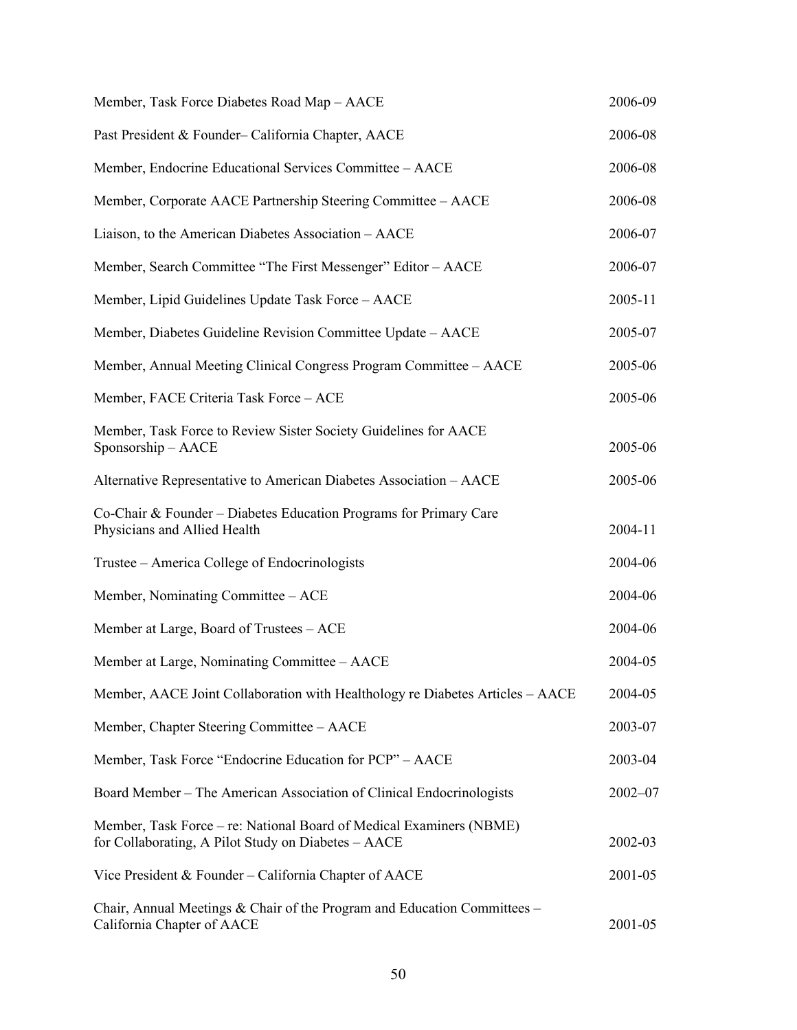| | |
|---|---|
| Member, Task Force Diabetes Road Map – AACE | 2006-09 |
| Past President & Founder– California Chapter, AACE | 2006-08 |
| Member, Endocrine Educational Services Committee – AACE | 2006-08 |
| Member, Corporate AACE Partnership Steering Committee – AACE | 2006-08 |
| Liaison, to the American Diabetes Association – AACE | 2006-07 |
| Member, Search Committee "The First Messenger" Editor – AACE | 2006-07 |
| Member, Lipid Guidelines Update Task Force – AACE | 2005-11 |
| Member, Diabetes Guideline Revision Committee Update – AACE | 2005-07 |
| Member, Annual Meeting Clinical Congress Program Committee – AACE | 2005-06 |
| Member, FACE Criteria Task Force – ACE | 2005-06 |
| Member, Task Force to Review Sister Society Guidelines for AACE Sponsorship – AACE | 2005-06 |
| Alternative Representative to American Diabetes Association – AACE | 2005-06 |
| Co-Chair & Founder – Diabetes Education Programs for Primary Care Physicians and Allied Health | 2004-11 |
| Trustee – America College of Endocrinologists | 2004-06 |
| Member, Nominating Committee – ACE | 2004-06 |
| Member at Large, Board of Trustees – ACE | 2004-06 |
| Member at Large, Nominating Committee – AACE | 2004-05 |
| Member, AACE Joint Collaboration with Healthology re Diabetes Articles – AACE | 2004-05 |
| Member, Chapter Steering Committee – AACE | 2003-07 |
| Member, Task Force "Endocrine Education for PCP" – AACE | 2003-04 |
| Board Member – The American Association of Clinical Endocrinologists | 2002–07 |
| Member, Task Force – re: National Board of Medical Examiners (NBME) for Collaborating, A Pilot Study on Diabetes – AACE | 2002-03 |
| Vice President & Founder – California Chapter of AACE | 2001-05 |
| Chair, Annual Meetings & Chair of the Program and Education Committees – California Chapter of AACE | 2001-05 |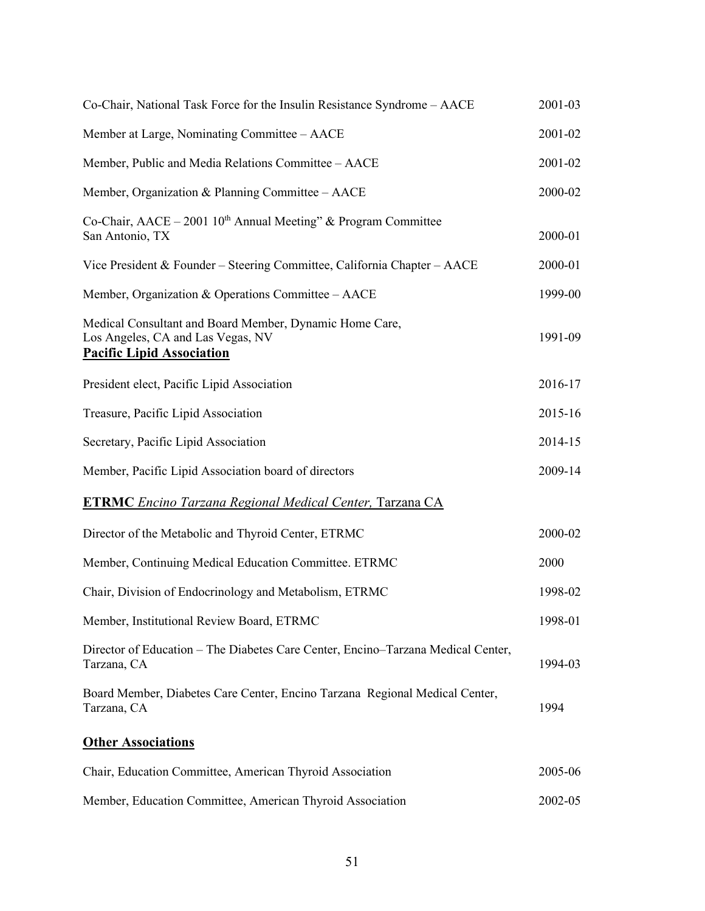Co-Chair, National Task Force for the Insulin Resistance Syndrome – AACE 2001-03

Member at Large, Nominating Committee – AACE 2001-02

Member, Public and Media Relations Committee – AACE 2001-02

Member, Organization & Planning Committee – AACE 2000-02

Co-Chair, AACE – 2001 10th Annual Meeting" & Program Committee
San Antonio, TX 2000-01

Vice President & Founder – Steering Committee, California Chapter – AACE 2000-01

Member, Organization & Operations Committee – AACE 1999-00

Medical Consultant and Board Member, Dynamic Home Care,
Los Angeles, CA and Las Vegas, NV 1991-09

**Pacific Lipid Association**

President elect, Pacific Lipid Association 2016-17

Treasure, Pacific Lipid Association 2015-16

Secretary, Pacific Lipid Association 2014-15

Member, Pacific Lipid Association board of directors 2009-14

**ETRMC** *Encino Tarzana Regional Medical Center,* Tarzana CA

Director of the Metabolic and Thyroid Center, ETRMC 2000-02

Member, Continuing Medical Education Committee. ETRMC 2000

Chair, Division of Endocrinology and Metabolism, ETRMC 1998-02

Member, Institutional Review Board, ETRMC 1998-01

Director of Education – The Diabetes Care Center, Encino–Tarzana Medical Center,
Tarzana, CA 1994-03

Board Member, Diabetes Care Center, Encino Tarzana Regional Medical Center,
Tarzana, CA 1994

**Other Associations**

Chair, Education Committee, American Thyroid Association 2005-06

Member, Education Committee, American Thyroid Association 2002-05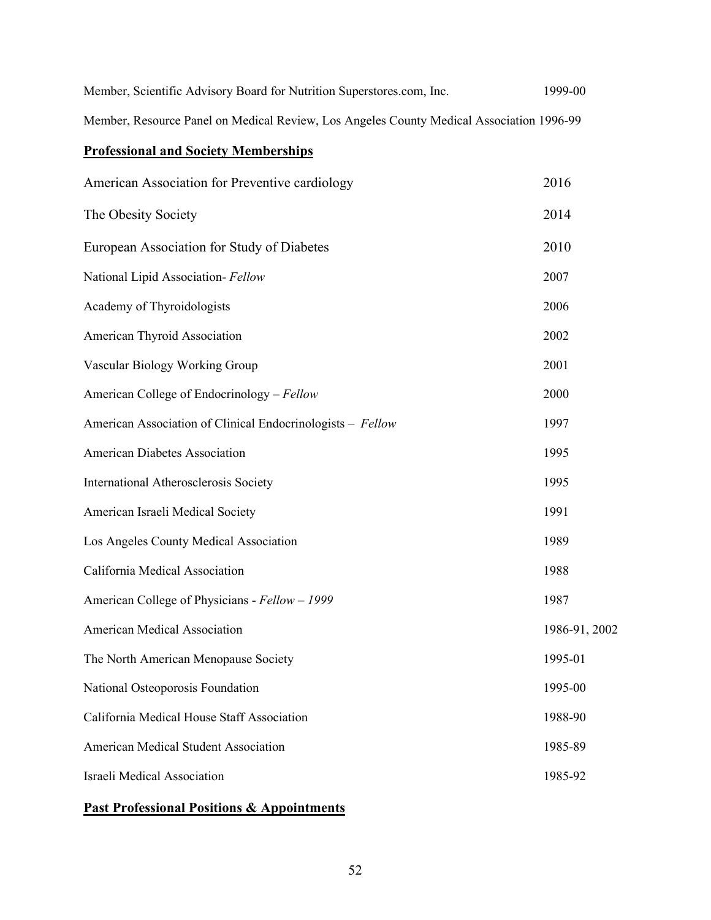Member, Scientific Advisory Board for Nutrition Superstores.com, Inc. 1999-00

Member, Resource Panel on Medical Review, Los Angeles County Medical Association 1996-99

## Professional and Society Memberships

| | |
|---|---|
| American Association for Preventive cardiology | 2016 |
| The Obesity Society | 2014 |
| European Association for Study of Diabetes | 2010 |
| National Lipid Association- *Fellow* | 2007 |
| Academy of Thyroidologists | 2006 |
| American Thyroid Association | 2002 |
| Vascular Biology Working Group | 2001 |
| American College of Endocrinology – *Fellow* | 2000 |
| American Association of Clinical Endocrinologists – *Fellow* | 1997 |
| American Diabetes Association | 1995 |
| International Atherosclerosis Society | 1995 |
| American Israeli Medical Society | 1991 |
| Los Angeles County Medical Association | 1989 |
| California Medical Association | 1988 |
| American College of Physicians - *Fellow – 1999* | 1987 |
| American Medical Association | 1986-91, 2002 |
| The North American Menopause Society | 1995-01 |
| National Osteoporosis Foundation | 1995-00 |
| California Medical House Staff Association | 1988-90 |
| American Medical Student Association | 1985-89 |
| Israeli Medical Association | 1985-92 |

## Past Professional Positions & Appointments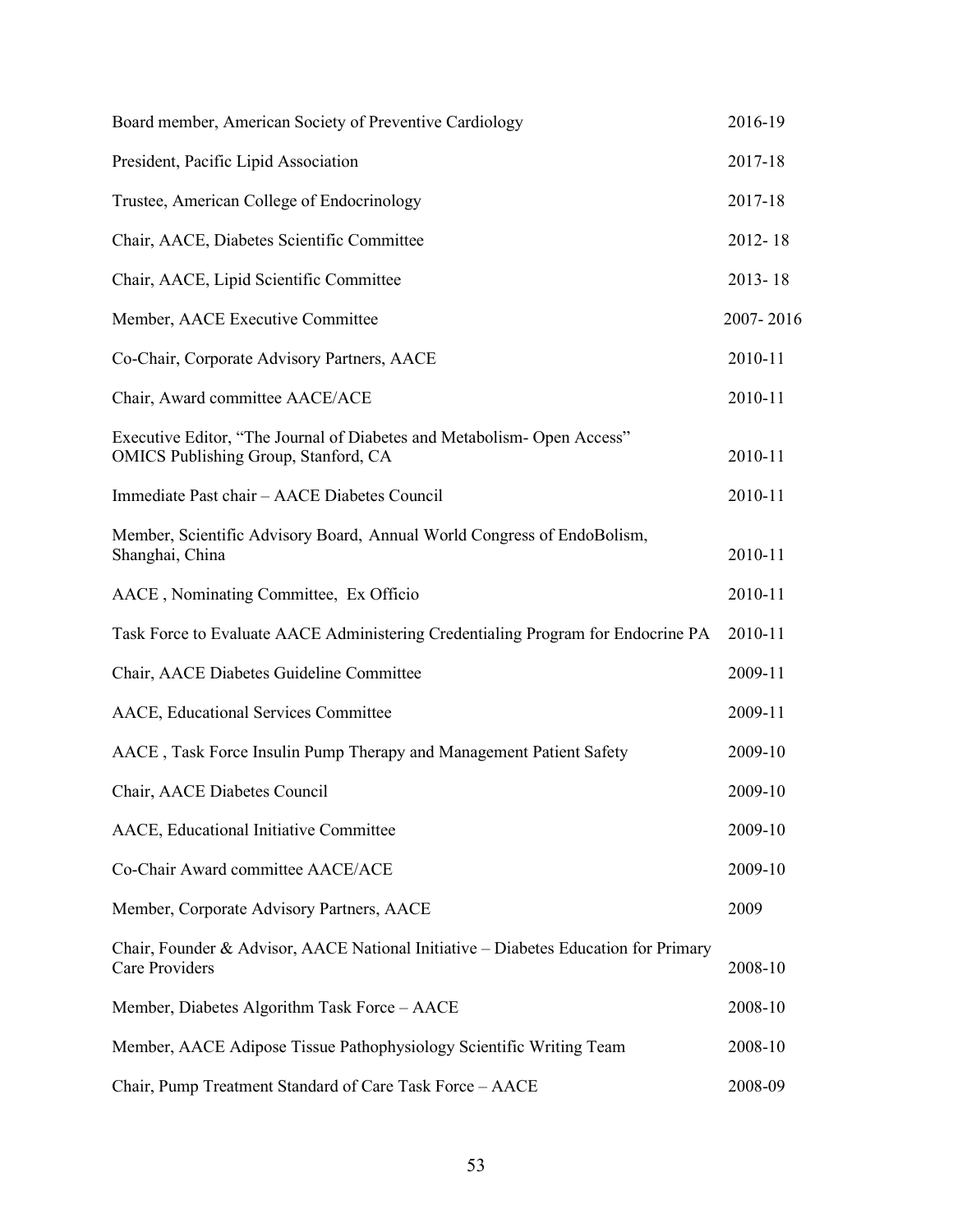| | |
|---|---|
| Board member, American Society of Preventive Cardiology | 2016-19 |
| President, Pacific Lipid Association | 2017-18 |
| Trustee, American College of Endocrinology | 2017-18 |
| Chair, AACE, Diabetes Scientific Committee | 2012- 18 |
| Chair, AACE, Lipid Scientific Committee | 2013- 18 |
| Member, AACE Executive Committee | 2007- 2016 |
| Co-Chair, Corporate Advisory Partners, AACE | 2010-11 |
| Chair, Award committee AACE/ACE | 2010-11 |
| Executive Editor, "The Journal of Diabetes and Metabolism- Open Access" OMICS Publishing Group, Stanford, CA | 2010-11 |
| Immediate Past chair – AACE Diabetes Council | 2010-11 |
| Member, Scientific Advisory Board, Annual World Congress of EndoBolism, Shanghai, China | 2010-11 |
| AACE , Nominating Committee, Ex Officio | 2010-11 |
| Task Force to Evaluate AACE Administering Credentialing Program for Endocrine PA | 2010-11 |
| Chair, AACE Diabetes Guideline Committee | 2009-11 |
| AACE, Educational Services Committee | 2009-11 |
| AACE , Task Force Insulin Pump Therapy and Management Patient Safety | 2009-10 |
| Chair, AACE Diabetes Council | 2009-10 |
| AACE, Educational Initiative Committee | 2009-10 |
| Co-Chair Award committee AACE/ACE | 2009-10 |
| Member, Corporate Advisory Partners, AACE | 2009 |
| Chair, Founder & Advisor, AACE National Initiative – Diabetes Education for Primary Care Providers | 2008-10 |
| Member, Diabetes Algorithm Task Force – AACE | 2008-10 |
| Member, AACE Adipose Tissue Pathophysiology Scientific Writing Team | 2008-10 |
| Chair, Pump Treatment Standard of Care Task Force – AACE | 2008-09 |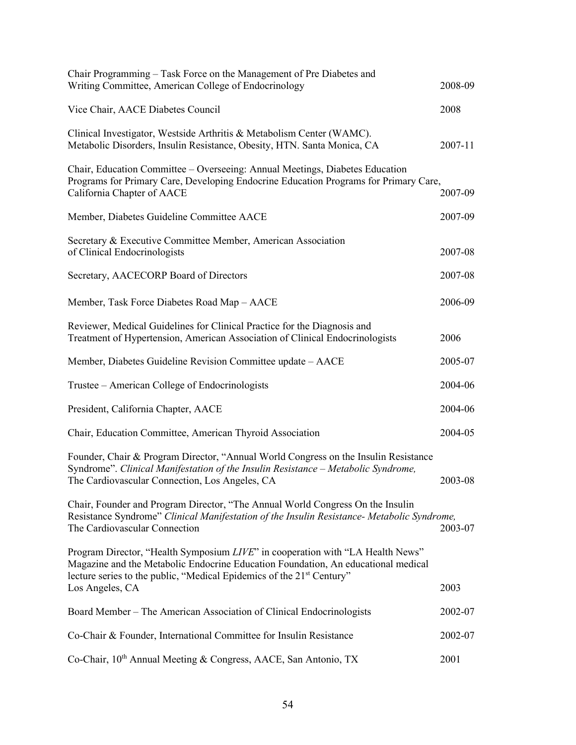Chair Programming – Task Force on the Management of Pre Diabetes and Writing Committee, American College of Endocrinology 2008-09

Vice Chair, AACE Diabetes Council 2008

Clinical Investigator, Westside Arthritis & Metabolism Center (WAMC). Metabolic Disorders, Insulin Resistance, Obesity, HTN. Santa Monica, CA 2007-11

Chair, Education Committee – Overseeing: Annual Meetings, Diabetes Education Programs for Primary Care, Developing Endocrine Education Programs for Primary Care, California Chapter of AACE 2007-09

Member, Diabetes Guideline Committee AACE 2007-09

Secretary & Executive Committee Member, American Association of Clinical Endocrinologists 2007-08

Secretary, AACECORP Board of Directors 2007-08

Member, Task Force Diabetes Road Map – AACE 2006-09

Reviewer, Medical Guidelines for Clinical Practice for the Diagnosis and Treatment of Hypertension, American Association of Clinical Endocrinologists 2006

Member, Diabetes Guideline Revision Committee update – AACE 2005-07

Trustee – American College of Endocrinologists 2004-06

President, California Chapter, AACE 2004-06

Chair, Education Committee, American Thyroid Association 2004-05

Founder, Chair & Program Director, "Annual World Congress on the Insulin Resistance Syndrome". *Clinical Manifestation of the Insulin Resistance – Metabolic Syndrome,* The Cardiovascular Connection, Los Angeles, CA 2003-08

Chair, Founder and Program Director, "The Annual World Congress On the Insulin Resistance Syndrome" *Clinical Manifestation of the Insulin Resistance- Metabolic Syndrome,* The Cardiovascular Connection 2003-07

Program Director, "Health Symposium *LIVE*" in cooperation with "LA Health News" Magazine and the Metabolic Endocrine Education Foundation, An educational medical lecture series to the public, "Medical Epidemics of the 21st Century" Los Angeles, CA 2003

Board Member – The American Association of Clinical Endocrinologists 2002-07

Co-Chair & Founder, International Committee for Insulin Resistance 2002-07

Co-Chair, 10th Annual Meeting & Congress, AACE, San Antonio, TX 2001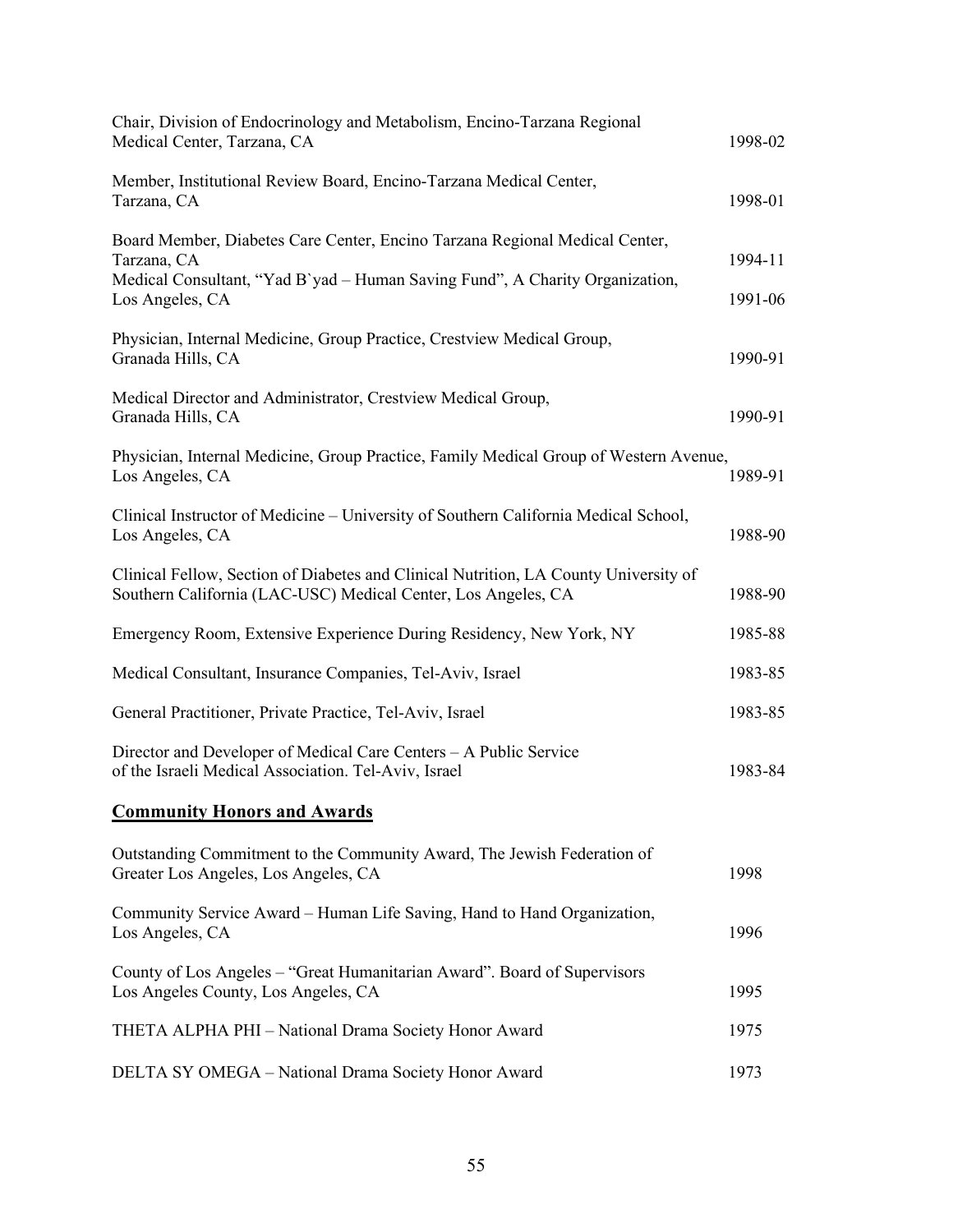Chair, Division of Endocrinology and Metabolism, Encino-Tarzana Regional Medical Center, Tarzana, CA — 1998-02

Member, Institutional Review Board, Encino-Tarzana Medical Center, Tarzana, CA — 1998-01

Board Member, Diabetes Care Center, Encino Tarzana Regional Medical Center, Tarzana, CA — 1994-11

Medical Consultant, "Yad B`yad – Human Saving Fund", A Charity Organization, Los Angeles, CA — 1991-06

Physician, Internal Medicine, Group Practice, Crestview Medical Group, Granada Hills, CA — 1990-91

Medical Director and Administrator, Crestview Medical Group, Granada Hills, CA — 1990-91

Physician, Internal Medicine, Group Practice, Family Medical Group of Western Avenue, Los Angeles, CA — 1989-91

Clinical Instructor of Medicine – University of Southern California Medical School, Los Angeles, CA — 1988-90

Clinical Fellow, Section of Diabetes and Clinical Nutrition, LA County University of Southern California (LAC-USC) Medical Center, Los Angeles, CA — 1988-90

Emergency Room, Extensive Experience During Residency, New York, NY — 1985-88

Medical Consultant, Insurance Companies, Tel-Aviv, Israel — 1983-85

General Practitioner, Private Practice, Tel-Aviv, Israel — 1983-85

Director and Developer of Medical Care Centers – A Public Service of the Israeli Medical Association. Tel-Aviv, Israel — 1983-84

## Community Honors and Awards

Outstanding Commitment to the Community Award, The Jewish Federation of Greater Los Angeles, Los Angeles, CA — 1998

Community Service Award – Human Life Saving, Hand to Hand Organization, Los Angeles, CA — 1996

County of Los Angeles – "Great Humanitarian Award". Board of Supervisors Los Angeles County, Los Angeles, CA — 1995

THETA ALPHA PHI – National Drama Society Honor Award — 1975

DELTA SY OMEGA – National Drama Society Honor Award — 1973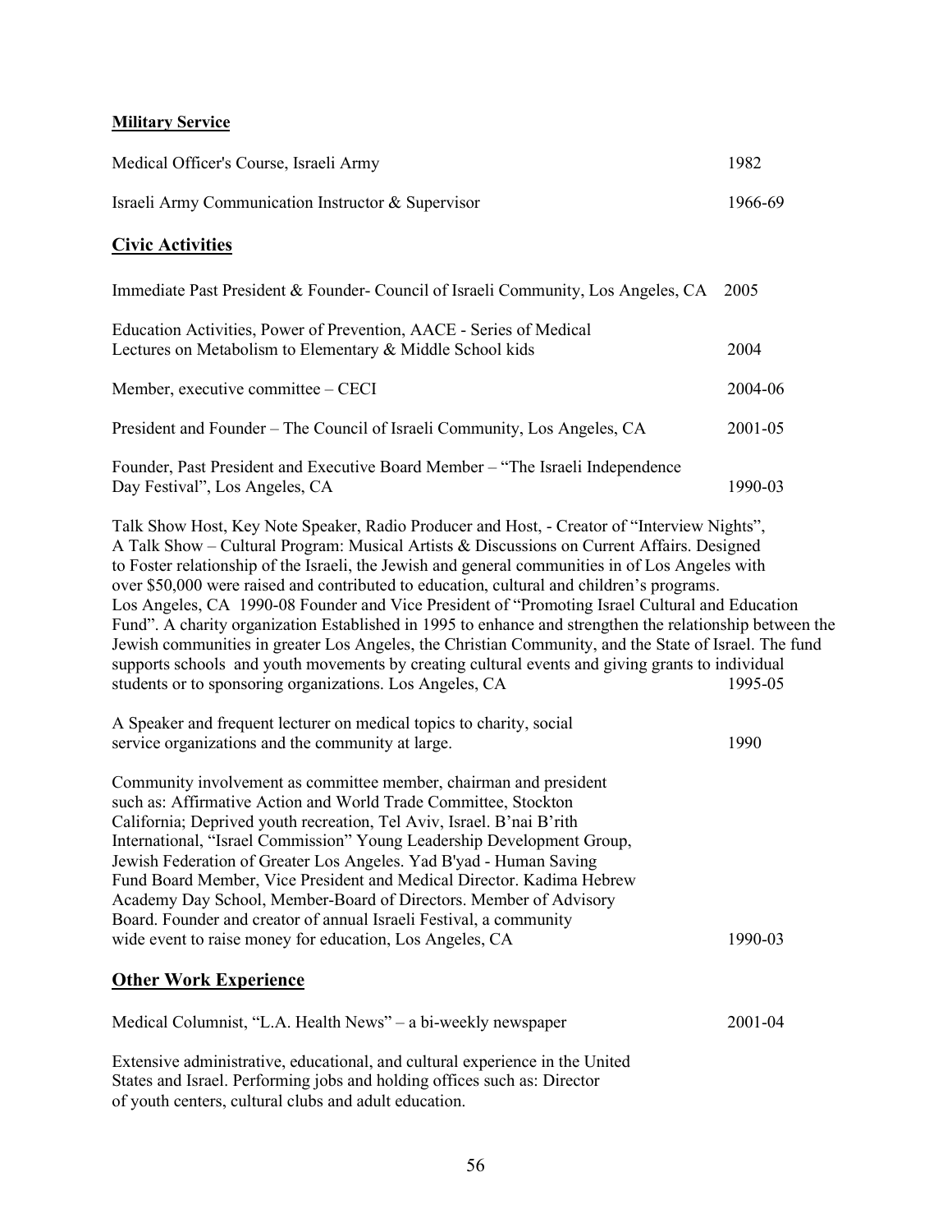**Military Service**

| | |
|---|---|
| Medical Officer's Course, Israeli Army | 1982 |
| Israeli Army Communication Instructor & Supervisor | 1966-69 |

## Civic Activities

| | |
|---|---|
| Immediate Past President & Founder- Council of Israeli Community, Los Angeles, CA | 2005 |
| Education Activities, Power of Prevention, AACE - Series of Medical Lectures on Metabolism to Elementary & Middle School kids | 2004 |
| Member, executive committee – CECI | 2004-06 |
| President and Founder – The Council of Israeli Community, Los Angeles, CA | 2001-05 |
| Founder, Past President and Executive Board Member – "The Israeli Independence Day Festival", Los Angeles, CA | 1990-03 |

Talk Show Host, Key Note Speaker, Radio Producer and Host, - Creator of "Interview Nights", A Talk Show – Cultural Program: Musical Artists & Discussions on Current Affairs. Designed to Foster relationship of the Israeli, the Jewish and general communities in of Los Angeles with over $50,000 were raised and contributed to education, cultural and children's programs. Los Angeles, CA 1990-08 Founder and Vice President of "Promoting Israel Cultural and Education Fund". A charity organization Established in 1995 to enhance and strengthen the relationship between the Jewish communities in greater Los Angeles, the Christian Community, and the State of Israel. The fund supports schools and youth movements by creating cultural events and giving grants to individual students or to sponsoring organizations. Los Angeles, CA 1995-05

A Speaker and frequent lecturer on medical topics to charity, social service organizations and the community at large. 1990

Community involvement as committee member, chairman and president such as: Affirmative Action and World Trade Committee, Stockton California; Deprived youth recreation, Tel Aviv, Israel. B'nai B'rith International, "Israel Commission" Young Leadership Development Group, Jewish Federation of Greater Los Angeles. Yad B'yad - Human Saving Fund Board Member, Vice President and Medical Director. Kadima Hebrew Academy Day School, Member-Board of Directors. Member of Advisory Board. Founder and creator of annual Israeli Festival, a community wide event to raise money for education, Los Angeles, CA 1990-03

## Other Work Experience

Medical Columnist, "L.A. Health News" – a bi-weekly newspaper 2001-04

Extensive administrative, educational, and cultural experience in the United States and Israel. Performing jobs and holding offices such as: Director of youth centers, cultural clubs and adult education.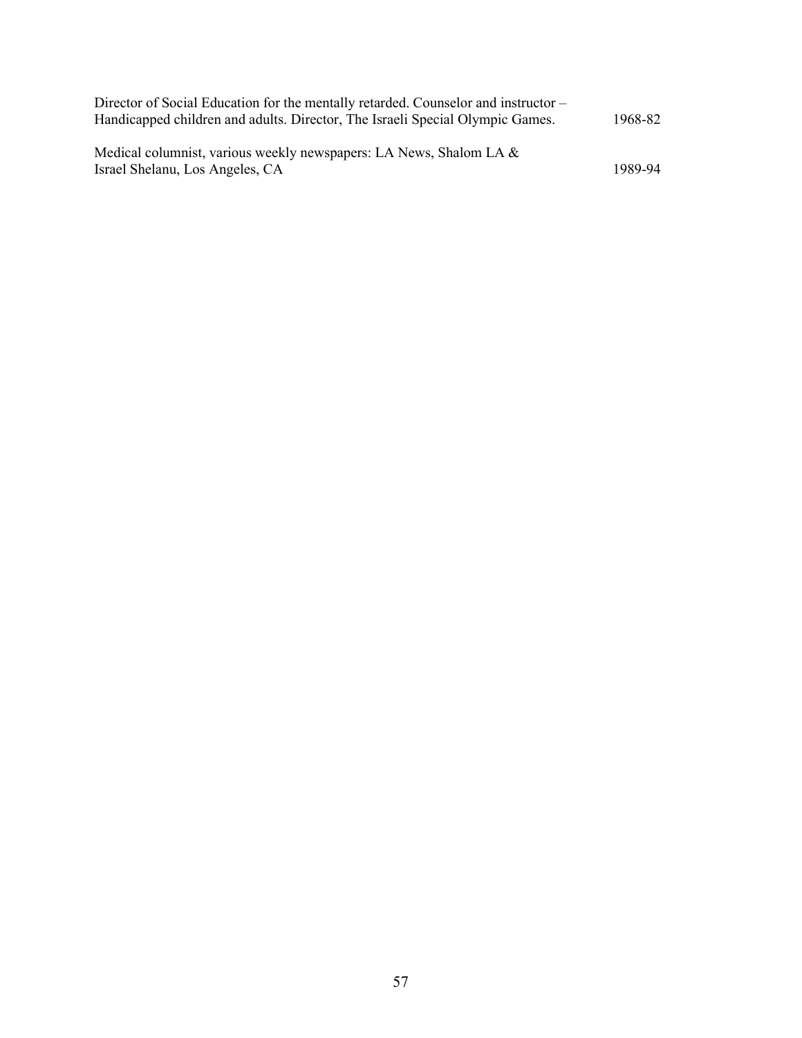Director of Social Education for the mentally retarded. Counselor and instructor – Handicapped children and adults. Director, The Israeli Special Olympic Games. 1968-82

Medical columnist, various weekly newspapers: LA News, Shalom LA & Israel Shelanu, Los Angeles, CA 1989-94